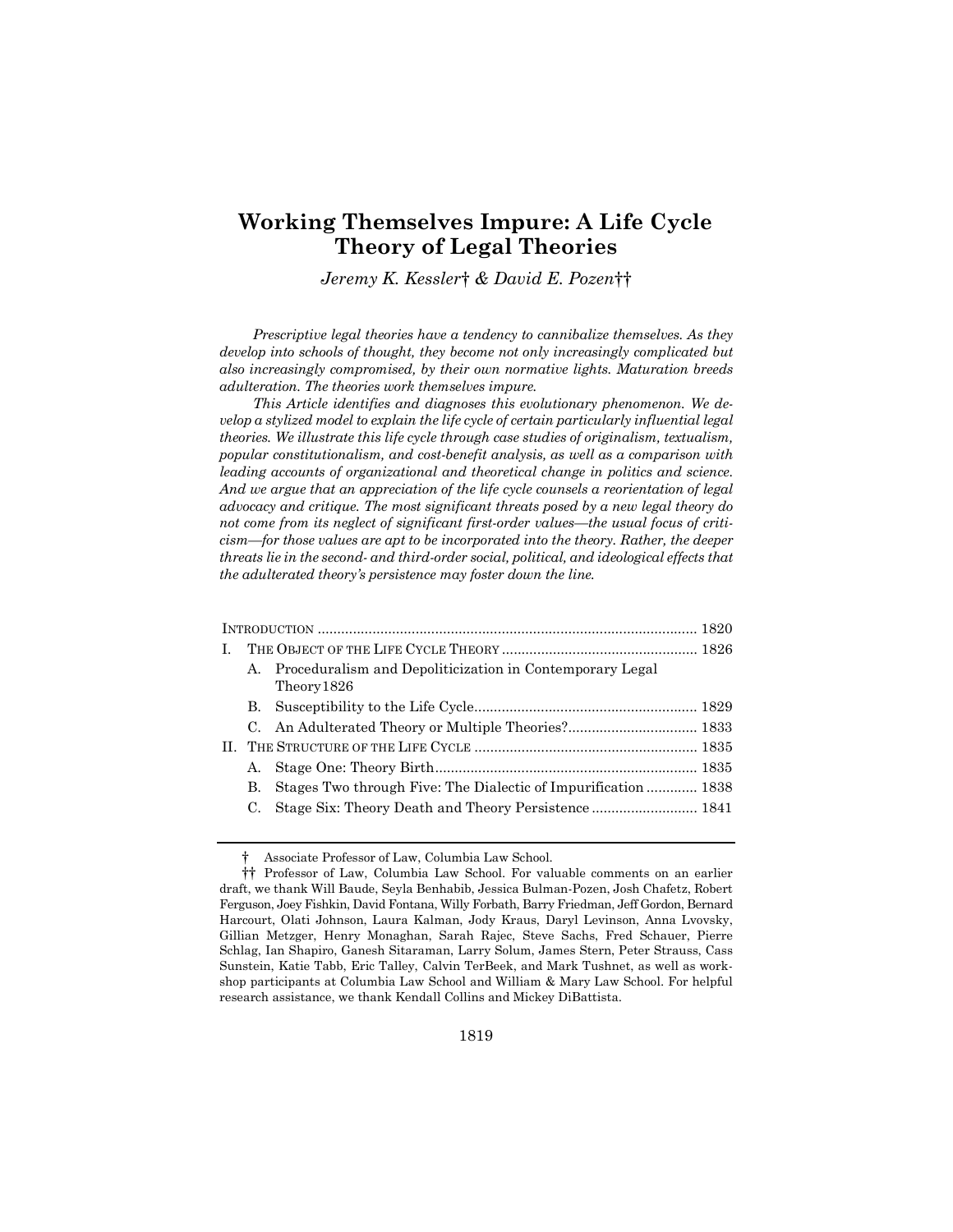# Working Themselves Impure: A Life Cycle Theory of Legal Theories

*Jeremy K. Kessler† & David E. Pozen††*

*Prescriptive legal theories have a tendency to cannibalize themselves. As they develop into schools of thought, they become not only increasingly complicated but also increasingly compromised, by their own normative lights. Maturation breeds adulteration. The theories work themselves impure.*

*This Article identifies and diagnoses this evolutionary phenomenon. We develop a stylized model to explain the life cycle of certain particularly influential legal theories. We illustrate this life cycle through case studies of originalism, textualism, popular constitutionalism, and cost-benefit analysis, as well as a comparison with leading accounts of organizational and theoretical change in politics and science. And we argue that an appreciation of the life cycle counsels a reorientation of legal advocacy and critique. The most significant threats posed by a new legal theory do not come from its neglect of significant first-order values—the usual focus of criticism—for those values are apt to be incorporated into the theory. Rather, the deeper threats lie in the second- and third-order social, political, and ideological effects that the adulterated theory's persistence may foster down the line.*

INTRODUCTION ................................................................................................ 1820

I. THE OBJECT OF THE LIFE CYCLE THEORY .................................................. 1826
   - A. Proceduralism and Depoliticization in Contemporary Legal Theory 1826
   - B. Susceptibility to the Life Cycle ......................................................... 1829
   - C. An Adulterated Theory or Multiple Theories? ................................. 1833

II. THE STRUCTURE OF THE LIFE CYCLE ......................................................... 1835
   - A. Stage One: Theory Birth .................................................................. 1835
   - B. Stages Two through Five: The Dialectic of Impurification ............. 1838
   - C. Stage Six: Theory Death and Theory Persistence ........................... 1841

---

† Associate Professor of Law, Columbia Law School.

†† Professor of Law, Columbia Law School. For valuable comments on an earlier draft, we thank Will Baude, Seyla Benhabib, Jessica Bulman-Pozen, Josh Chafetz, Robert Ferguson, Joey Fishkin, David Fontana, Willy Forbath, Barry Friedman, Jeff Gordon, Bernard Harcourt, Olati Johnson, Laura Kalman, Jody Kraus, Daryl Levinson, Anna Lvovsky, Gillian Metzger, Henry Monaghan, Sarah Rajec, Steve Sachs, Fred Schauer, Pierre Schlag, Ian Shapiro, Ganesh Sitaraman, Larry Solum, James Stern, Peter Strauss, Cass Sunstein, Katie Tabb, Eric Talley, Calvin TerBeek, and Mark Tushnet, as well as workshop participants at Columbia Law School and William & Mary Law School. For helpful research assistance, we thank Kendall Collins and Mickey DiBattista.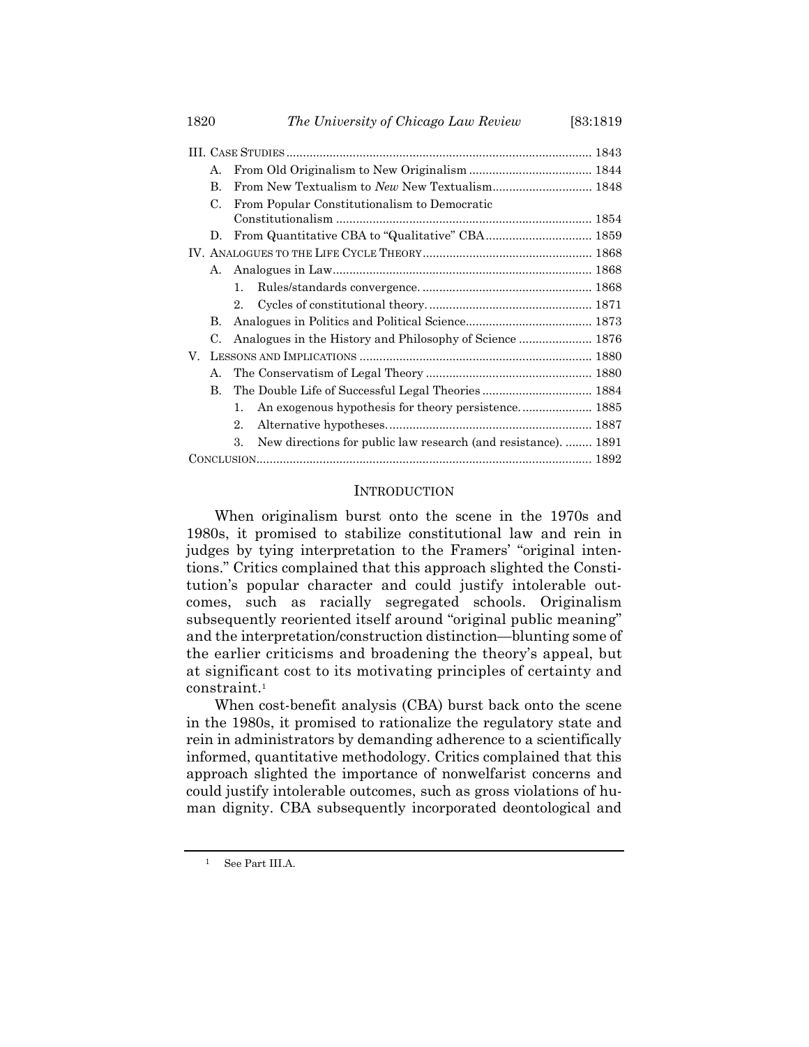III. CASE STUDIES ............................................................................................ 1843
  A. From Old Originalism to New Originalism ..................................... 1844
  B. From New Textualism to *New* New Textualism.............................. 1848
  C. From Popular Constitutionalism to Democratic Constitutionalism ............................................................................. 1854
  D. From Quantitative CBA to "Qualitative" CBA................................ 1859
IV. ANALOGUES TO THE LIFE CYCLE THEORY.................................................. 1868
  A. Analogues in Law............................................................................. 1868
    1. Rules/standards convergence. .................................................. 1868
    2. Cycles of constitutional theory. ................................................ 1871
  B. Analogues in Politics and Political Science..................................... 1873
  C. Analogues in the History and Philosophy of Science ...................... 1876
V. LESSONS AND IMPLICATIONS ...................................................................... 1880
  A. The Conservatism of Legal Theory .................................................. 1880
  B. The Double Life of Successful Legal Theories ................................. 1884
    1. An exogenous hypothesis for theory persistence...................... 1885
    2. Alternative hypotheses............................................................. 1887
    3. New directions for public law research (and resistance). ........ 1891
CONCLUSION..................................................................................................... 1892

## INTRODUCTION

When originalism burst onto the scene in the 1970s and 1980s, it promised to stabilize constitutional law and rein in judges by tying interpretation to the Framers' "original intentions." Critics complained that this approach slighted the Constitution's popular character and could justify intolerable outcomes, such as racially segregated schools. Originalism subsequently reoriented itself around "original public meaning" and the interpretation/construction distinction—blunting some of the earlier criticisms and broadening the theory's appeal, but at significant cost to its motivating principles of certainty and constraint.[1]

When cost-benefit analysis (CBA) burst back onto the scene in the 1980s, it promised to rationalize the regulatory state and rein in administrators by demanding adherence to a scientifically informed, quantitative methodology. Critics complained that this approach slighted the importance of nonwelfarist concerns and could justify intolerable outcomes, such as gross violations of human dignity. CBA subsequently incorporated deontological and

[1] See Part III.A.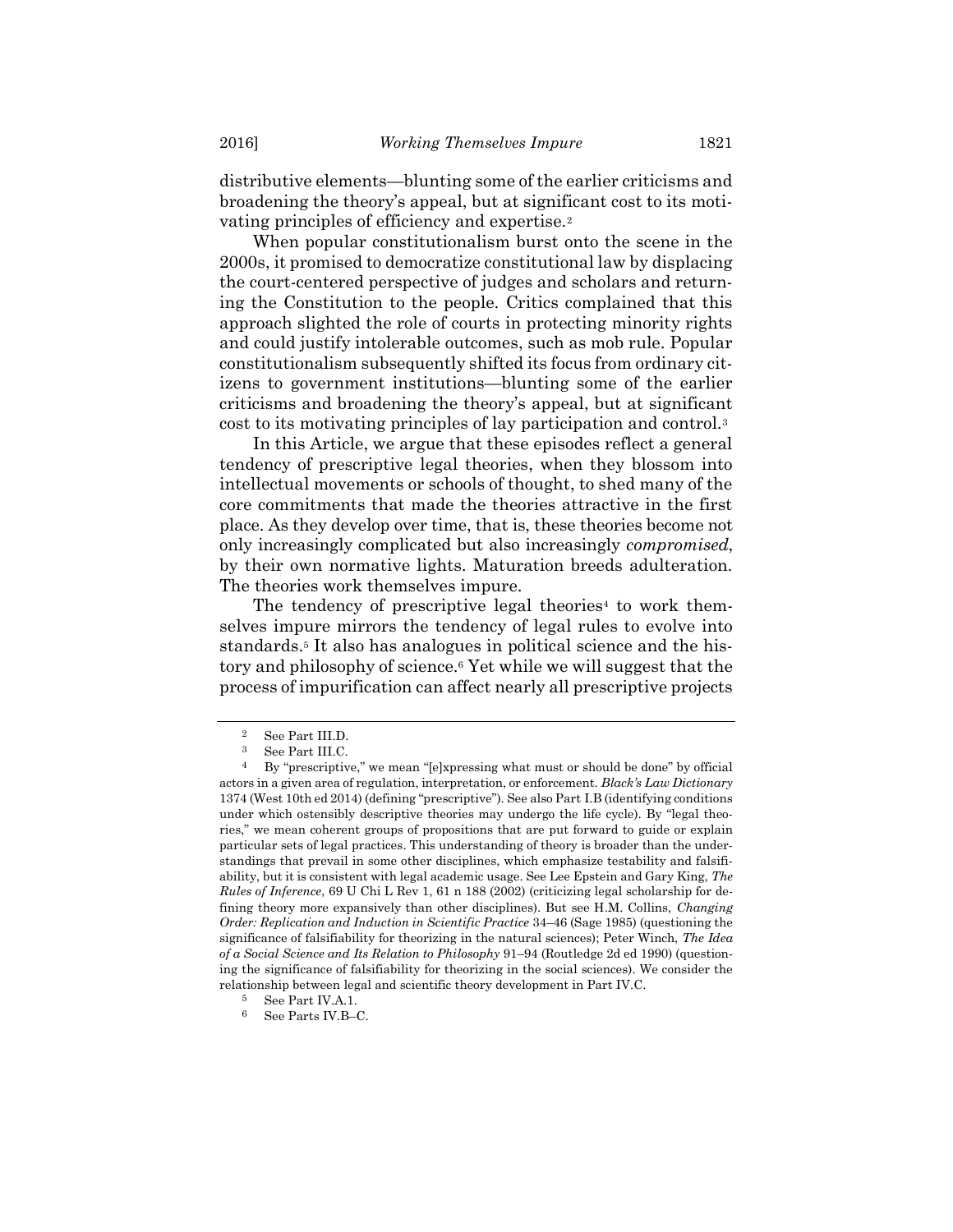distributive elements—blunting some of the earlier criticisms and broadening the theory's appeal, but at significant cost to its motivating principles of efficiency and expertise.[2]

When popular constitutionalism burst onto the scene in the 2000s, it promised to democratize constitutional law by displacing the court-centered perspective of judges and scholars and returning the Constitution to the people. Critics complained that this approach slighted the role of courts in protecting minority rights and could justify intolerable outcomes, such as mob rule. Popular constitutionalism subsequently shifted its focus from ordinary citizens to government institutions—blunting some of the earlier criticisms and broadening the theory's appeal, but at significant cost to its motivating principles of lay participation and control.[3]

In this Article, we argue that these episodes reflect a general tendency of prescriptive legal theories, when they blossom into intellectual movements or schools of thought, to shed many of the core commitments that made the theories attractive in the first place. As they develop over time, that is, these theories become not only increasingly complicated but also increasingly *compromised*, by their own normative lights. Maturation breeds adulteration. The theories work themselves impure.

The tendency of prescriptive legal theories[4] to work themselves impure mirrors the tendency of legal rules to evolve into standards.[5] It also has analogues in political science and the history and philosophy of science.[6] Yet while we will suggest that the process of impurification can affect nearly all prescriptive projects

---

[2] See Part III.D.

[3] See Part III.C.

[4] By "prescriptive," we mean "[e]xpressing what must or should be done" by official actors in a given area of regulation, interpretation, or enforcement. *Black's Law Dictionary* 1374 (West 10th ed 2014) (defining "prescriptive"). See also Part I.B (identifying conditions under which ostensibly descriptive theories may undergo the life cycle). By "legal theories," we mean coherent groups of propositions that are put forward to guide or explain particular sets of legal practices. This understanding of theory is broader than the understandings that prevail in some other disciplines, which emphasize testability and falsifiability, but it is consistent with legal academic usage. See Lee Epstein and Gary King, *The Rules of Inference*, 69 U Chi L Rev 1, 61 n 188 (2002) (criticizing legal scholarship for defining theory more expansively than other disciplines). But see H.M. Collins, *Changing Order: Replication and Induction in Scientific Practice* 34–46 (Sage 1985) (questioning the significance of falsifiability for theorizing in the natural sciences); Peter Winch, *The Idea of a Social Science and Its Relation to Philosophy* 91–94 (Routledge 2d ed 1990) (questioning the significance of falsifiability for theorizing in the social sciences). We consider the relationship between legal and scientific theory development in Part IV.C.

[5] See Part IV.A.1.

[6] See Parts IV.B–C.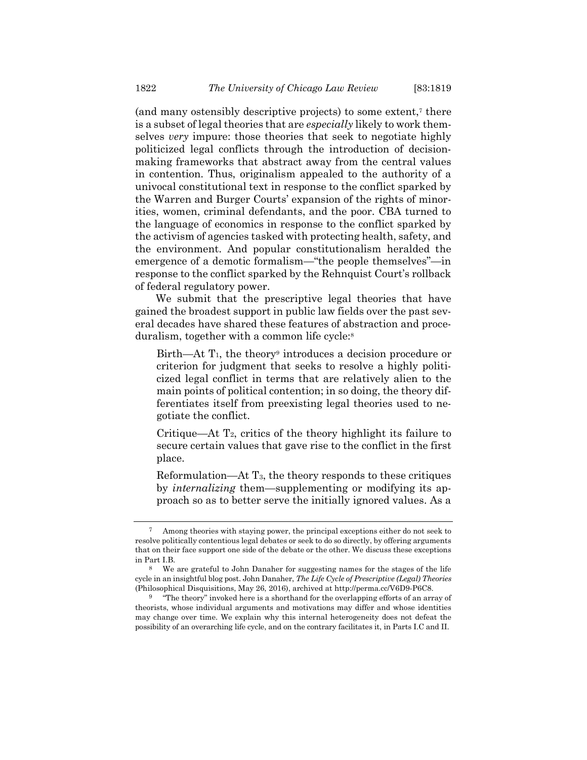(and many ostensibly descriptive projects) to some extent,[7] there is a subset of legal theories that are *especially* likely to work themselves *very* impure: those theories that seek to negotiate highly politicized legal conflicts through the introduction of decision-making frameworks that abstract away from the central values in contention. Thus, originalism appealed to the authority of a univocal constitutional text in response to the conflict sparked by the Warren and Burger Courts' expansion of the rights of minorities, women, criminal defendants, and the poor. CBA turned to the language of economics in response to the conflict sparked by the activism of agencies tasked with protecting health, safety, and the environment. And popular constitutionalism heralded the emergence of a demotic formalism—"the people themselves"—in response to the conflict sparked by the Rehnquist Court's rollback of federal regulatory power.

We submit that the prescriptive legal theories that have gained the broadest support in public law fields over the past several decades have shared these features of abstraction and proceduralism, together with a common life cycle:[8]

> Birth—At $T_1$, the theory[9] introduces a decision procedure or criterion for judgment that seeks to resolve a highly politicized legal conflict in terms that are relatively alien to the main points of political contention; in so doing, the theory differentiates itself from preexisting legal theories used to negotiate the conflict.
>
> Critique—At $T_2$, critics of the theory highlight its failure to secure certain values that gave rise to the conflict in the first place.
>
> Reformulation—At $T_3$, the theory responds to these critiques by *internalizing* them—supplementing or modifying its approach so as to better serve the initially ignored values. As a

---

[7] Among theories with staying power, the principal exceptions either do not seek to resolve politically contentious legal debates or seek to do so directly, by offering arguments that on their face support one side of the debate or the other. We discuss these exceptions in Part I.B.

[8] We are grateful to John Danaher for suggesting names for the stages of the life cycle in an insightful blog post. John Danaher, *The Life Cycle of Prescriptive (Legal) Theories* (Philosophical Disquisitions, May 26, 2016), archived at http://perma.cc/V6D9-P6C8.

[9] "The theory" invoked here is a shorthand for the overlapping efforts of an array of theorists, whose individual arguments and motivations may differ and whose identities may change over time. We explain why this internal heterogeneity does not defeat the possibility of an overarching life cycle, and on the contrary facilitates it, in Parts I.C and II.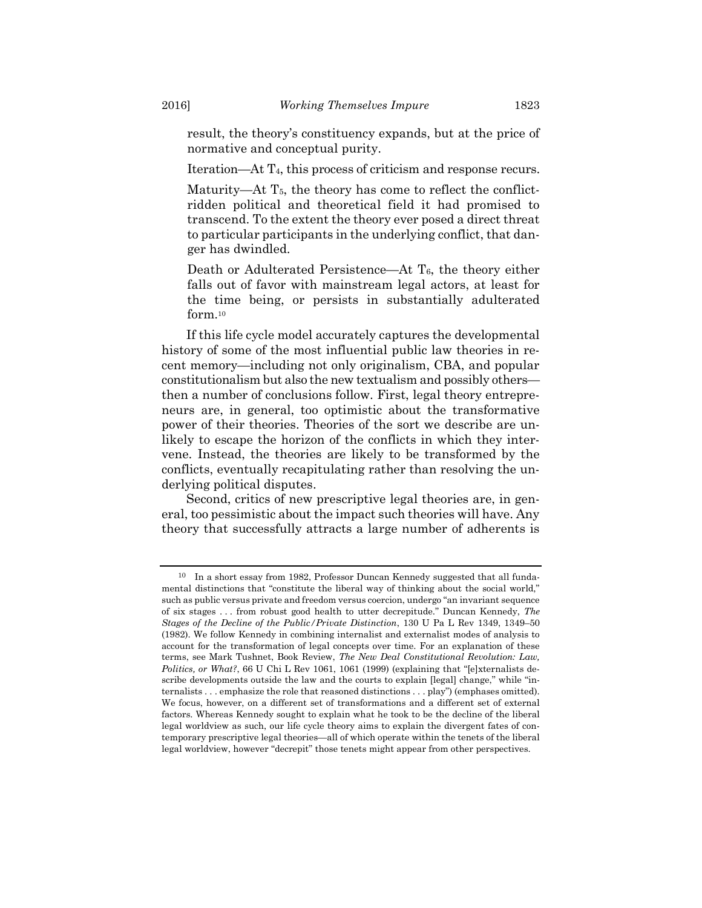result, the theory's constituency expands, but at the price of normative and conceptual purity.

Iteration—At $T_4$, this process of criticism and response recurs.

Maturity—At $T_5$, the theory has come to reflect the conflict-ridden political and theoretical field it had promised to transcend. To the extent the theory ever posed a direct threat to particular participants in the underlying conflict, that danger has dwindled.

Death or Adulterated Persistence—At $T_6$, the theory either falls out of favor with mainstream legal actors, at least for the time being, or persists in substantially adulterated form.[10]

If this life cycle model accurately captures the developmental history of some of the most influential public law theories in recent memory—including not only originalism, CBA, and popular constitutionalism but also the new textualism and possibly others—then a number of conclusions follow. First, legal theory entrepreneurs are, in general, too optimistic about the transformative power of their theories. Theories of the sort we describe are unlikely to escape the horizon of the conflicts in which they intervene. Instead, the theories are likely to be transformed by the conflicts, eventually recapitulating rather than resolving the underlying political disputes.

Second, critics of new prescriptive legal theories are, in general, too pessimistic about the impact such theories will have. Any theory that successfully attracts a large number of adherents is

---

[10] In a short essay from 1982, Professor Duncan Kennedy suggested that all fundamental distinctions that "constitute the liberal way of thinking about the social world," such as public versus private and freedom versus coercion, undergo "an invariant sequence of six stages . . . from robust good health to utter decrepitude." Duncan Kennedy, *The Stages of the Decline of the Public/Private Distinction*, 130 U Pa L Rev 1349, 1349–50 (1982). We follow Kennedy in combining internalist and externalist modes of analysis to account for the transformation of legal concepts over time. For an explanation of these terms, see Mark Tushnet, Book Review, *The New Deal Constitutional Revolution: Law, Politics, or What?*, 66 U Chi L Rev 1061, 1061 (1999) (explaining that "[e]xternalists describe developments outside the law and the courts to explain [legal] change," while "internalists . . . emphasize the role that reasoned distinctions . . . play") (emphases omitted). We focus, however, on a different set of transformations and a different set of external factors. Whereas Kennedy sought to explain what he took to be the decline of the liberal legal worldview as such, our life cycle theory aims to explain the divergent fates of contemporary prescriptive legal theories—all of which operate within the tenets of the liberal legal worldview, however "decrepit" those tenets might appear from other perspectives.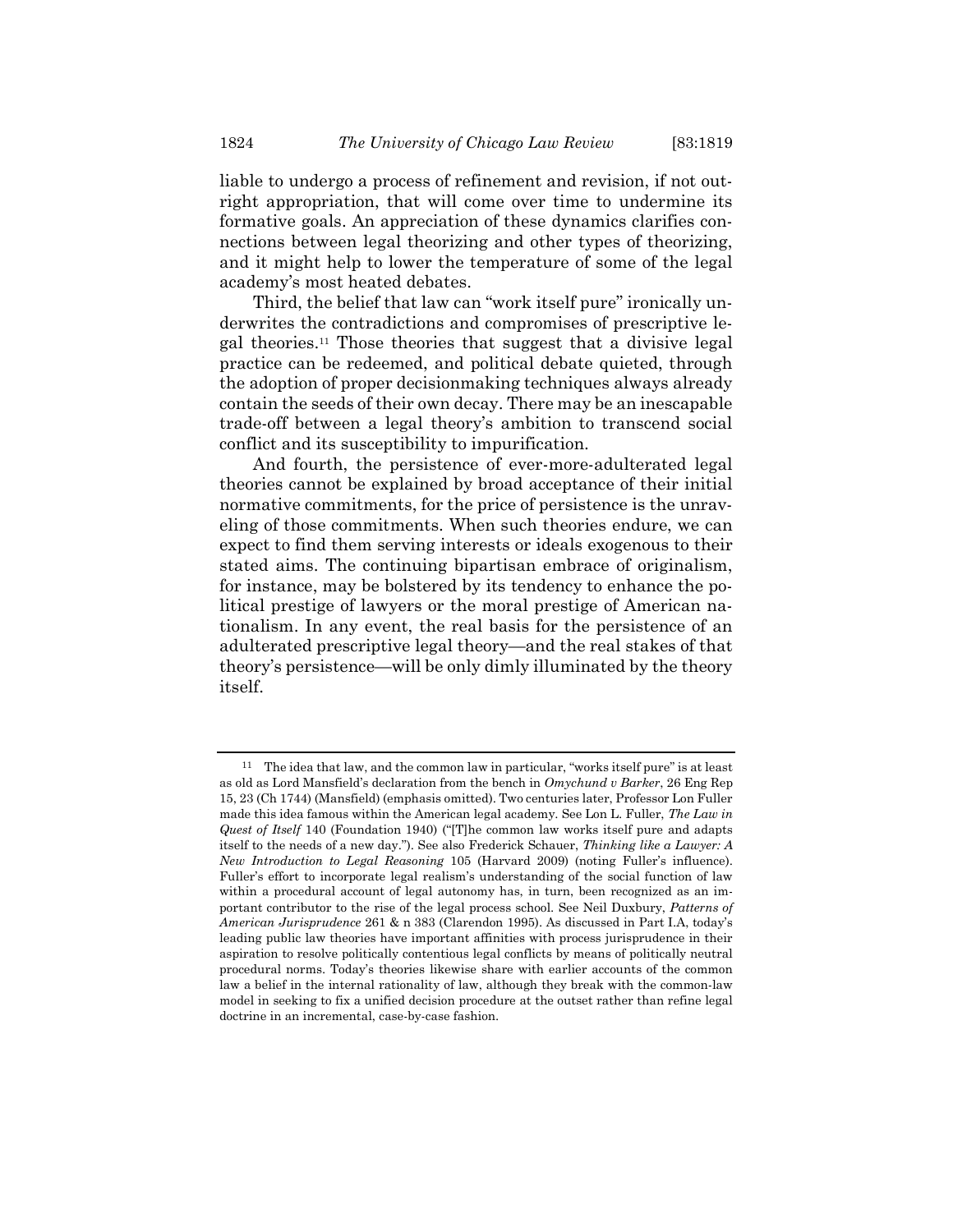liable to undergo a process of refinement and revision, if not outright appropriation, that will come over time to undermine its formative goals. An appreciation of these dynamics clarifies connections between legal theorizing and other types of theorizing, and it might help to lower the temperature of some of the legal academy's most heated debates.

Third, the belief that law can "work itself pure" ironically underwrites the contradictions and compromises of prescriptive legal theories.[11] Those theories that suggest that a divisive legal practice can be redeemed, and political debate quieted, through the adoption of proper decisionmaking techniques always already contain the seeds of their own decay. There may be an inescapable trade-off between a legal theory's ambition to transcend social conflict and its susceptibility to impurification.

And fourth, the persistence of ever-more-adulterated legal theories cannot be explained by broad acceptance of their initial normative commitments, for the price of persistence is the unraveling of those commitments. When such theories endure, we can expect to find them serving interests or ideals exogenous to their stated aims. The continuing bipartisan embrace of originalism, for instance, may be bolstered by its tendency to enhance the political prestige of lawyers or the moral prestige of American nationalism. In any event, the real basis for the persistence of an adulterated prescriptive legal theory—and the real stakes of that theory's persistence—will be only dimly illuminated by the theory itself.

---

[11] The idea that law, and the common law in particular, "works itself pure" is at least as old as Lord Mansfield's declaration from the bench in *Omychund v Barker*, 26 Eng Rep 15, 23 (Ch 1744) (Mansfield) (emphasis omitted). Two centuries later, Professor Lon Fuller made this idea famous within the American legal academy. See Lon L. Fuller, *The Law in Quest of Itself* 140 (Foundation 1940) ("[T]he common law works itself pure and adapts itself to the needs of a new day."). See also Frederick Schauer, *Thinking like a Lawyer: A New Introduction to Legal Reasoning* 105 (Harvard 2009) (noting Fuller's influence). Fuller's effort to incorporate legal realism's understanding of the social function of law within a procedural account of legal autonomy has, in turn, been recognized as an important contributor to the rise of the legal process school. See Neil Duxbury, *Patterns of American Jurisprudence* 261 & n 383 (Clarendon 1995). As discussed in Part I.A, today's leading public law theories have important affinities with process jurisprudence in their aspiration to resolve politically contentious legal conflicts by means of politically neutral procedural norms. Today's theories likewise share with earlier accounts of the common law a belief in the internal rationality of law, although they break with the common-law model in seeking to fix a unified decision procedure at the outset rather than refine legal doctrine in an incremental, case-by-case fashion.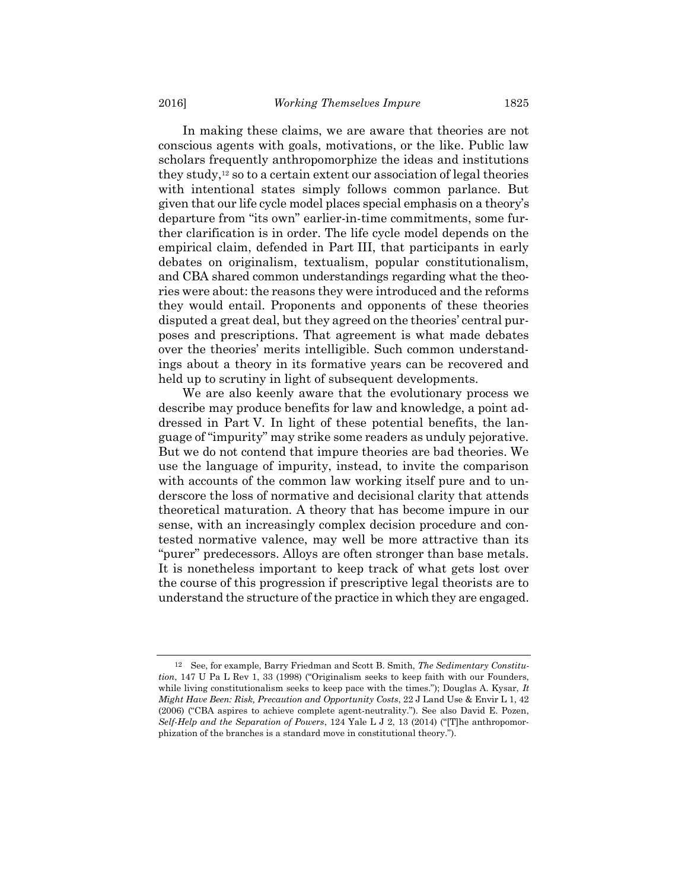In making these claims, we are aware that theories are not conscious agents with goals, motivations, or the like. Public law scholars frequently anthropomorphize the ideas and institutions they study,[12] so to a certain extent our association of legal theories with intentional states simply follows common parlance. But given that our life cycle model places special emphasis on a theory's departure from "its own" earlier-in-time commitments, some further clarification is in order. The life cycle model depends on the empirical claim, defended in Part III, that participants in early debates on originalism, textualism, popular constitutionalism, and CBA shared common understandings regarding what the theories were about: the reasons they were introduced and the reforms they would entail. Proponents and opponents of these theories disputed a great deal, but they agreed on the theories' central purposes and prescriptions. That agreement is what made debates over the theories' merits intelligible. Such common understandings about a theory in its formative years can be recovered and held up to scrutiny in light of subsequent developments.

We are also keenly aware that the evolutionary process we describe may produce benefits for law and knowledge, a point addressed in Part V. In light of these potential benefits, the language of "impurity" may strike some readers as unduly pejorative. But we do not contend that impure theories are bad theories. We use the language of impurity, instead, to invite the comparison with accounts of the common law working itself pure and to underscore the loss of normative and decisional clarity that attends theoretical maturation. A theory that has become impure in our sense, with an increasingly complex decision procedure and contested normative valence, may well be more attractive than its "purer" predecessors. Alloys are often stronger than base metals. It is nonetheless important to keep track of what gets lost over the course of this progression if prescriptive legal theorists are to understand the structure of the practice in which they are engaged.

---

12 See, for example, Barry Friedman and Scott B. Smith, *The Sedimentary Constitution*, 147 U Pa L Rev 1, 33 (1998) ("Originalism seeks to keep faith with our Founders, while living constitutionalism seeks to keep pace with the times."); Douglas A. Kysar, *It Might Have Been: Risk, Precaution and Opportunity Costs*, 22 J Land Use & Envir L 1, 42 (2006) ("CBA aspires to achieve complete agent-neutrality."). See also David E. Pozen, *Self-Help and the Separation of Powers*, 124 Yale L J 2, 13 (2014) ("[T]he anthropomorphization of the branches is a standard move in constitutional theory.").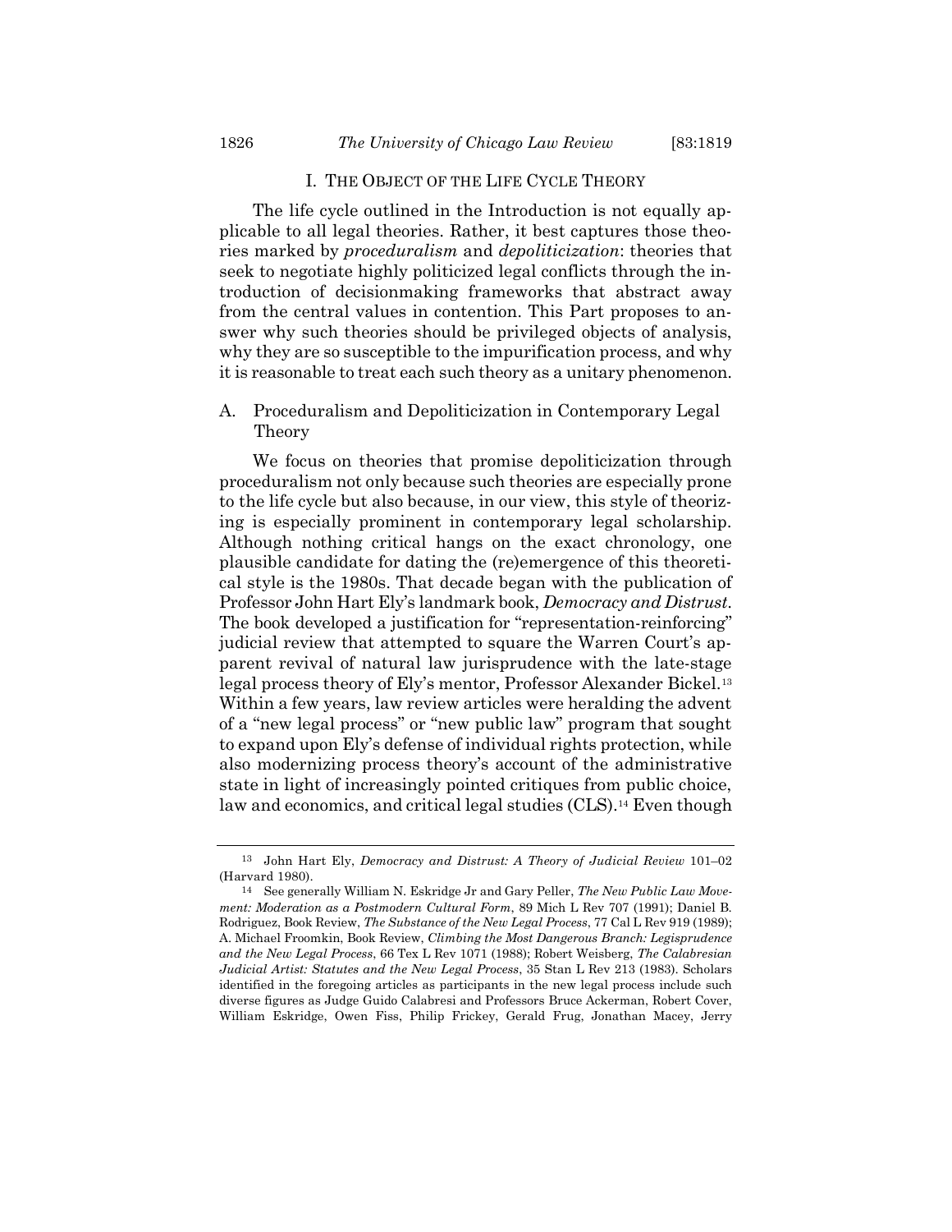## I. THE OBJECT OF THE LIFE CYCLE THEORY

The life cycle outlined in the Introduction is not equally applicable to all legal theories. Rather, it best captures those theories marked by *proceduralism* and *depoliticization*: theories that seek to negotiate highly politicized legal conflicts through the introduction of decisionmaking frameworks that abstract away from the central values in contention. This Part proposes to answer why such theories should be privileged objects of analysis, why they are so susceptible to the impurification process, and why it is reasonable to treat each such theory as a unitary phenomenon.

### A. Proceduralism and Depoliticization in Contemporary Legal Theory

We focus on theories that promise depoliticization through proceduralism not only because such theories are especially prone to the life cycle but also because, in our view, this style of theorizing is especially prominent in contemporary legal scholarship. Although nothing critical hangs on the exact chronology, one plausible candidate for dating the (re)emergence of this theoretical style is the 1980s. That decade began with the publication of Professor John Hart Ely's landmark book, *Democracy and Distrust*. The book developed a justification for "representation-reinforcing" judicial review that attempted to square the Warren Court's apparent revival of natural law jurisprudence with the late-stage legal process theory of Ely's mentor, Professor Alexander Bickel.[13] Within a few years, law review articles were heralding the advent of a "new legal process" or "new public law" program that sought to expand upon Ely's defense of individual rights protection, while also modernizing process theory's account of the administrative state in light of increasingly pointed critiques from public choice, law and economics, and critical legal studies (CLS).[14] Even though

---

[13] John Hart Ely, *Democracy and Distrust: A Theory of Judicial Review* 101–02 (Harvard 1980).

[14] See generally William N. Eskridge Jr and Gary Peller, *The New Public Law Movement: Moderation as a Postmodern Cultural Form*, 89 Mich L Rev 707 (1991); Daniel B. Rodriguez, Book Review, *The Substance of the New Legal Process*, 77 Cal L Rev 919 (1989); A. Michael Froomkin, Book Review, *Climbing the Most Dangerous Branch: Legisprudence and the New Legal Process*, 66 Tex L Rev 1071 (1988); Robert Weisberg, *The Calabresian Judicial Artist: Statutes and the New Legal Process*, 35 Stan L Rev 213 (1983). Scholars identified in the foregoing articles as participants in the new legal process include such diverse figures as Judge Guido Calabresi and Professors Bruce Ackerman, Robert Cover, William Eskridge, Owen Fiss, Philip Frickey, Gerald Frug, Jonathan Macey, Jerry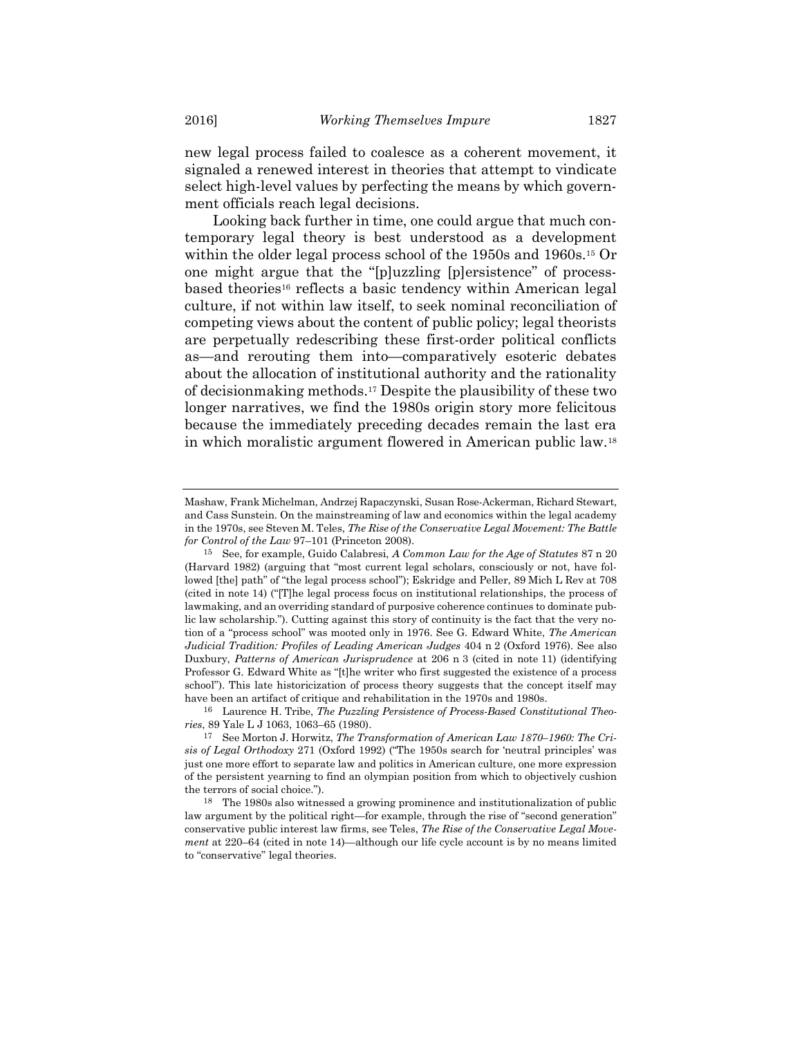new legal process failed to coalesce as a coherent movement, it signaled a renewed interest in theories that attempt to vindicate select high-level values by perfecting the means by which government officials reach legal decisions.

Looking back further in time, one could argue that much contemporary legal theory is best understood as a development within the older legal process school of the 1950s and 1960s.[15] Or one might argue that the "[p]uzzling [p]ersistence" of process-based theories[16] reflects a basic tendency within American legal culture, if not within law itself, to seek nominal reconciliation of competing views about the content of public policy; legal theorists are perpetually redescribing these first-order political conflicts as—and rerouting them into—comparatively esoteric debates about the allocation of institutional authority and the rationality of decisionmaking methods.[17] Despite the plausibility of these two longer narratives, we find the 1980s origin story more felicitous because the immediately preceding decades remain the last era in which moralistic argument flowered in American public law.[18]

---

Mashaw, Frank Michelman, Andrzej Rapaczynski, Susan Rose-Ackerman, Richard Stewart, and Cass Sunstein. On the mainstreaming of law and economics within the legal academy in the 1970s, see Steven M. Teles, *The Rise of the Conservative Legal Movement: The Battle for Control of the Law* 97–101 (Princeton 2008).

[15] See, for example, Guido Calabresi, *A Common Law for the Age of Statutes* 87 n 20 (Harvard 1982) (arguing that "most current legal scholars, consciously or not, have followed [the] path" of "the legal process school"); Eskridge and Peller, 89 Mich L Rev at 708 (cited in note 14) ("[T]he legal process focus on institutional relationships, the process of lawmaking, and an overriding standard of purposive coherence continues to dominate public law scholarship."). Cutting against this story of continuity is the fact that the very notion of a "process school" was mooted only in 1976. See G. Edward White, *The American Judicial Tradition: Profiles of Leading American Judges* 404 n 2 (Oxford 1976). See also Duxbury, *Patterns of American Jurisprudence* at 206 n 3 (cited in note 11) (identifying Professor G. Edward White as "[t]he writer who first suggested the existence of a process school"). This late historicization of process theory suggests that the concept itself may have been an artifact of critique and rehabilitation in the 1970s and 1980s.

[16] Laurence H. Tribe, *The Puzzling Persistence of Process-Based Constitutional Theories*, 89 Yale L J 1063, 1063–65 (1980).

[17] See Morton J. Horwitz, *The Transformation of American Law 1870–1960: The Crisis of Legal Orthodoxy* 271 (Oxford 1992) ("The 1950s search for 'neutral principles' was just one more effort to separate law and politics in American culture, one more expression of the persistent yearning to find an olympian position from which to objectively cushion the terrors of social choice.").

[18] The 1980s also witnessed a growing prominence and institutionalization of public law argument by the political right—for example, through the rise of "second generation" conservative public interest law firms, see Teles, *The Rise of the Conservative Legal Movement* at 220–64 (cited in note 14)—although our life cycle account is by no means limited to "conservative" legal theories.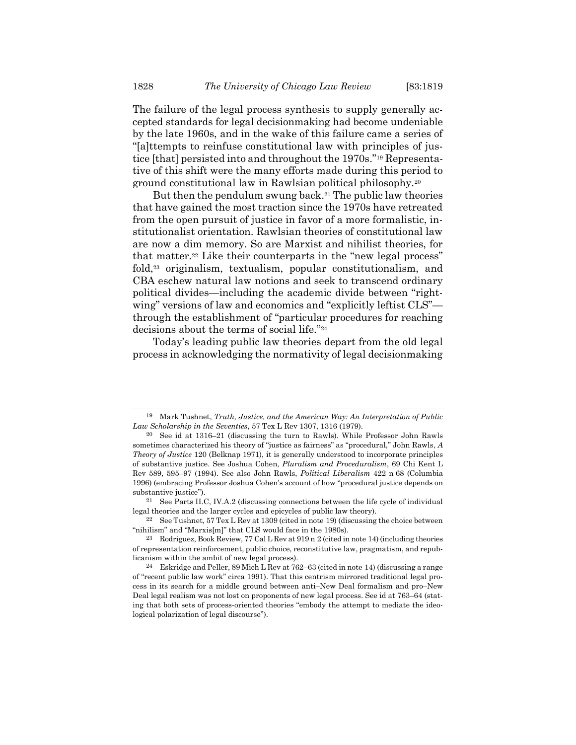The failure of the legal process synthesis to supply generally accepted standards for legal decisionmaking had become undeniable by the late 1960s, and in the wake of this failure came a series of "[a]ttempts to reinfuse constitutional law with principles of justice [that] persisted into and throughout the 1970s."[19] Representative of this shift were the many efforts made during this period to ground constitutional law in Rawlsian political philosophy.[20]

But then the pendulum swung back.[21] The public law theories that have gained the most traction since the 1970s have retreated from the open pursuit of justice in favor of a more formalistic, institutionalist orientation. Rawlsian theories of constitutional law are now a dim memory. So are Marxist and nihilist theories, for that matter.[22] Like their counterparts in the "new legal process" fold,[23] originalism, textualism, popular constitutionalism, and CBA eschew natural law notions and seek to transcend ordinary political divides—including the academic divide between "right-wing" versions of law and economics and "explicitly leftist CLS"—through the establishment of "particular procedures for reaching decisions about the terms of social life."[24]

Today's leading public law theories depart from the old legal process in acknowledging the normativity of legal decisionmaking

---

[19] Mark Tushnet, *Truth, Justice, and the American Way: An Interpretation of Public Law Scholarship in the Seventies*, 57 Tex L Rev 1307, 1316 (1979).

[20] See id at 1316–21 (discussing the turn to Rawls). While Professor John Rawls sometimes characterized his theory of "justice as fairness" as "procedural," John Rawls, *A Theory of Justice* 120 (Belknap 1971), it is generally understood to incorporate principles of substantive justice. See Joshua Cohen, *Pluralism and Proceduralism*, 69 Chi Kent L Rev 589, 595–97 (1994). See also John Rawls, *Political Liberalism* 422 n 68 (Columbia 1996) (embracing Professor Joshua Cohen's account of how "procedural justice depends on substantive justice").

[21] See Parts II.C, IV.A.2 (discussing connections between the life cycle of individual legal theories and the larger cycles and epicycles of public law theory).

[22] See Tushnet, 57 Tex L Rev at 1309 (cited in note 19) (discussing the choice between "nihilism" and "Marxis[m]" that CLS would face in the 1980s).

[23] Rodriguez, Book Review, 77 Cal L Rev at 919 n 2 (cited in note 14) (including theories of representation reinforcement, public choice, reconstitutive law, pragmatism, and republicanism within the ambit of new legal process).

[24] Eskridge and Peller, 89 Mich L Rev at 762–63 (cited in note 14) (discussing a range of "recent public law work" circa 1991). That this centrism mirrored traditional legal process in its search for a middle ground between anti–New Deal formalism and pro–New Deal legal realism was not lost on proponents of new legal process. See id at 763–64 (stating that both sets of process-oriented theories "embody the attempt to mediate the ideological polarization of legal discourse").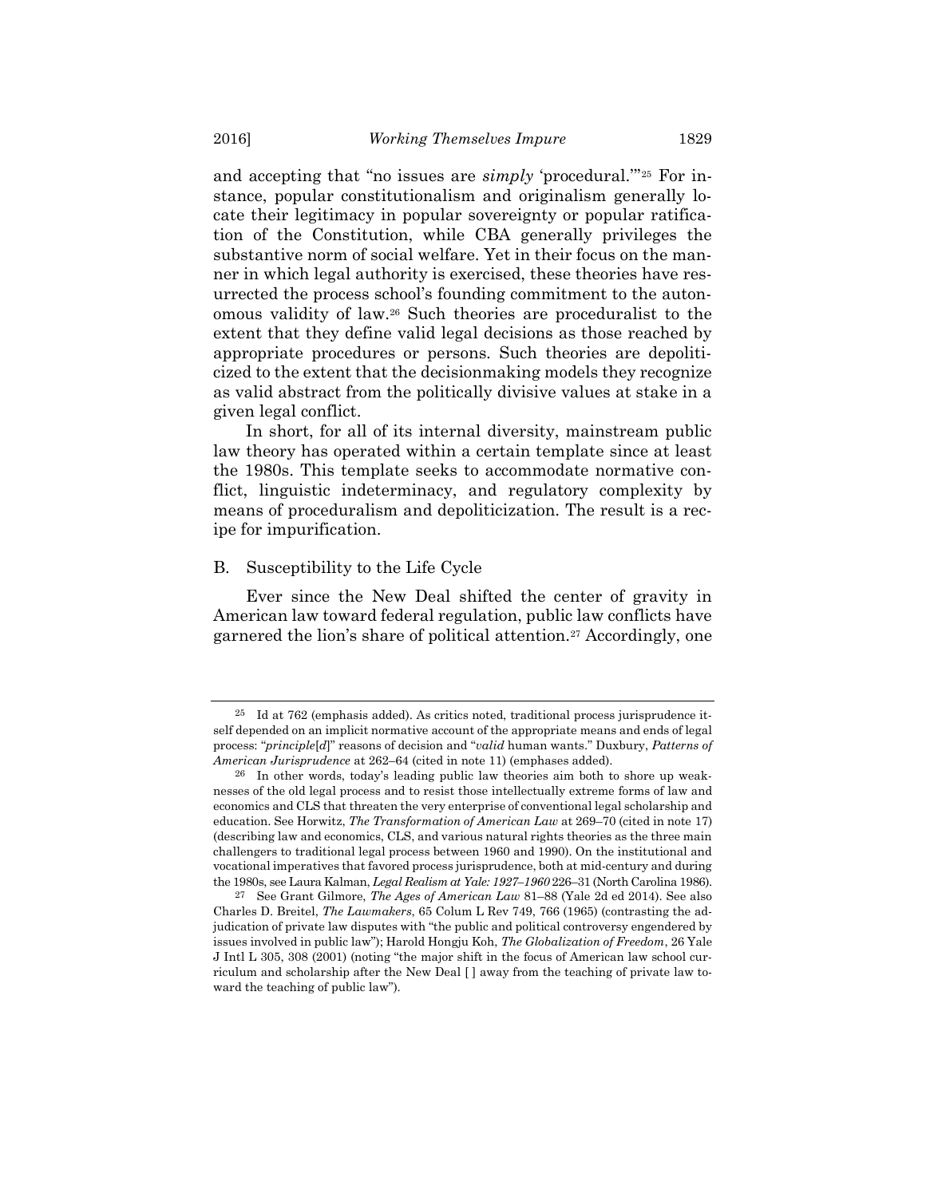and accepting that "no issues are *simply* 'procedural.'"[25] For instance, popular constitutionalism and originalism generally locate their legitimacy in popular sovereignty or popular ratification of the Constitution, while CBA generally privileges the substantive norm of social welfare. Yet in their focus on the manner in which legal authority is exercised, these theories have resurrected the process school's founding commitment to the autonomous validity of law.[26] Such theories are proceduralist to the extent that they define valid legal decisions as those reached by appropriate procedures or persons. Such theories are depoliticized to the extent that the decisionmaking models they recognize as valid abstract from the politically divisive values at stake in a given legal conflict.

In short, for all of its internal diversity, mainstream public law theory has operated within a certain template since at least the 1980s. This template seeks to accommodate normative conflict, linguistic indeterminacy, and regulatory complexity by means of proceduralism and depoliticization. The result is a recipe for impurification.

## B. Susceptibility to the Life Cycle

Ever since the New Deal shifted the center of gravity in American law toward federal regulation, public law conflicts have garnered the lion's share of political attention.[27] Accordingly, one

---

[25] Id at 762 (emphasis added). As critics noted, traditional process jurisprudence itself depended on an implicit normative account of the appropriate means and ends of legal process: "*principle*[*d*]" reasons of decision and "*valid* human wants." Duxbury, *Patterns of American Jurisprudence* at 262–64 (cited in note 11) (emphases added).

[26] In other words, today's leading public law theories aim both to shore up weaknesses of the old legal process and to resist those intellectually extreme forms of law and economics and CLS that threaten the very enterprise of conventional legal scholarship and education. See Horwitz, *The Transformation of American Law* at 269–70 (cited in note 17) (describing law and economics, CLS, and various natural rights theories as the three main challengers to traditional legal process between 1960 and 1990). On the institutional and vocational imperatives that favored process jurisprudence, both at mid-century and during the 1980s, see Laura Kalman, *Legal Realism at Yale: 1927–1960* 226–31 (North Carolina 1986).

[27] See Grant Gilmore, *The Ages of American Law* 81–88 (Yale 2d ed 2014). See also Charles D. Breitel, *The Lawmakers*, 65 Colum L Rev 749, 766 (1965) (contrasting the adjudication of private law disputes with "the public and political controversy engendered by issues involved in public law"); Harold Hongju Koh, *The Globalization of Freedom*, 26 Yale J Intl L 305, 308 (2001) (noting "the major shift in the focus of American law school curriculum and scholarship after the New Deal [ ] away from the teaching of private law toward the teaching of public law").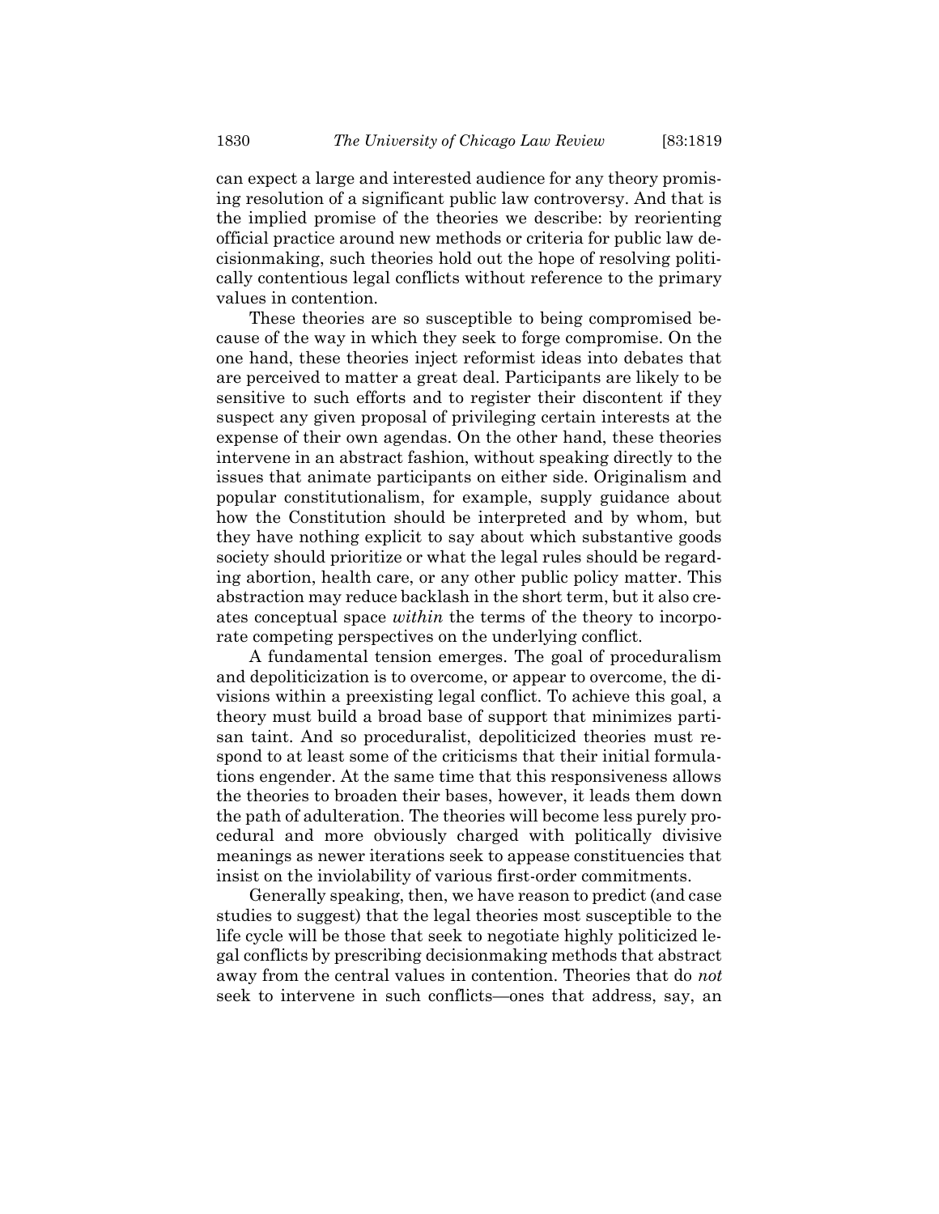can expect a large and interested audience for any theory promising resolution of a significant public law controversy. And that is the implied promise of the theories we describe: by reorienting official practice around new methods or criteria for public law decisionmaking, such theories hold out the hope of resolving politically contentious legal conflicts without reference to the primary values in contention.

These theories are so susceptible to being compromised because of the way in which they seek to forge compromise. On the one hand, these theories inject reformist ideas into debates that are perceived to matter a great deal. Participants are likely to be sensitive to such efforts and to register their discontent if they suspect any given proposal of privileging certain interests at the expense of their own agendas. On the other hand, these theories intervene in an abstract fashion, without speaking directly to the issues that animate participants on either side. Originalism and popular constitutionalism, for example, supply guidance about how the Constitution should be interpreted and by whom, but they have nothing explicit to say about which substantive goods society should prioritize or what the legal rules should be regarding abortion, health care, or any other public policy matter. This abstraction may reduce backlash in the short term, but it also creates conceptual space *within* the terms of the theory to incorporate competing perspectives on the underlying conflict.

A fundamental tension emerges. The goal of proceduralism and depoliticization is to overcome, or appear to overcome, the divisions within a preexisting legal conflict. To achieve this goal, a theory must build a broad base of support that minimizes partisan taint. And so proceduralist, depoliticized theories must respond to at least some of the criticisms that their initial formulations engender. At the same time that this responsiveness allows the theories to broaden their bases, however, it leads them down the path of adulteration. The theories will become less purely procedural and more obviously charged with politically divisive meanings as newer iterations seek to appease constituencies that insist on the inviolability of various first-order commitments.

Generally speaking, then, we have reason to predict (and case studies to suggest) that the legal theories most susceptible to the life cycle will be those that seek to negotiate highly politicized legal conflicts by prescribing decisionmaking methods that abstract away from the central values in contention. Theories that do *not* seek to intervene in such conflicts—ones that address, say, an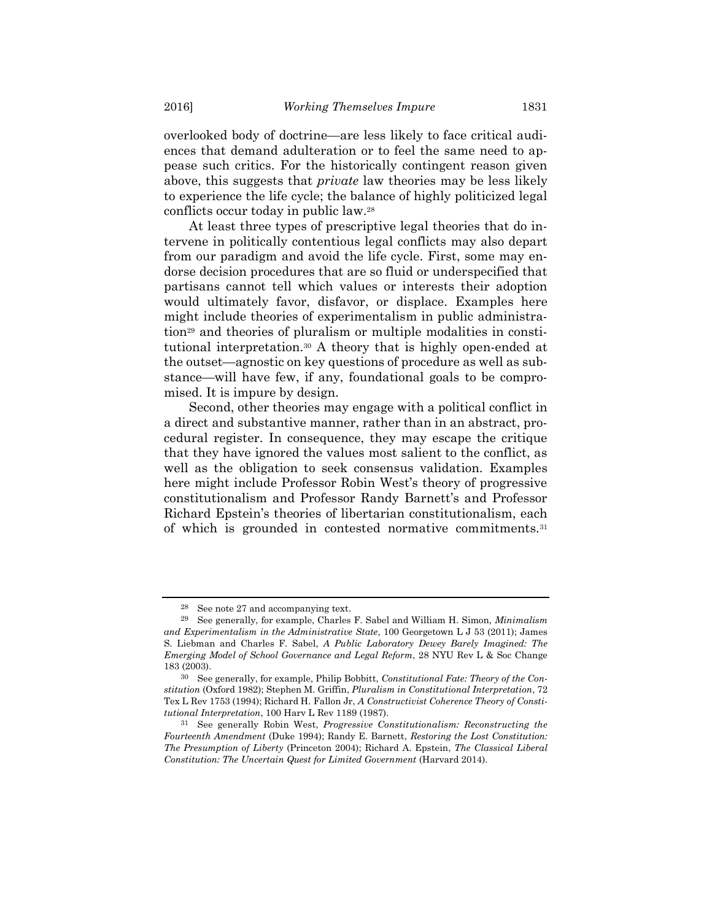overlooked body of doctrine—are less likely to face critical audiences that demand adulteration or to feel the same need to appease such critics. For the historically contingent reason given above, this suggests that *private* law theories may be less likely to experience the life cycle; the balance of highly politicized legal conflicts occur today in public law.[28]

At least three types of prescriptive legal theories that do intervene in politically contentious legal conflicts may also depart from our paradigm and avoid the life cycle. First, some may endorse decision procedures that are so fluid or underspecified that partisans cannot tell which values or interests their adoption would ultimately favor, disfavor, or displace. Examples here might include theories of experimentalism in public administration[29] and theories of pluralism or multiple modalities in constitutional interpretation.[30] A theory that is highly open-ended at the outset—agnostic on key questions of procedure as well as substance—will have few, if any, foundational goals to be compromised. It is impure by design.

Second, other theories may engage with a political conflict in a direct and substantive manner, rather than in an abstract, procedural register. In consequence, they may escape the critique that they have ignored the values most salient to the conflict, as well as the obligation to seek consensus validation. Examples here might include Professor Robin West's theory of progressive constitutionalism and Professor Randy Barnett's and Professor Richard Epstein's theories of libertarian constitutionalism, each of which is grounded in contested normative commitments.[31]

---

[28] See note 27 and accompanying text.

[29] See generally, for example, Charles F. Sabel and William H. Simon, *Minimalism and Experimentalism in the Administrative State*, 100 Georgetown L J 53 (2011); James S. Liebman and Charles F. Sabel, *A Public Laboratory Dewey Barely Imagined: The Emerging Model of School Governance and Legal Reform*, 28 NYU Rev L & Soc Change 183 (2003).

[30] See generally, for example, Philip Bobbitt, *Constitutional Fate: Theory of the Constitution* (Oxford 1982); Stephen M. Griffin, *Pluralism in Constitutional Interpretation*, 72 Tex L Rev 1753 (1994); Richard H. Fallon Jr, *A Constructivist Coherence Theory of Constitutional Interpretation*, 100 Harv L Rev 1189 (1987).

[31] See generally Robin West, *Progressive Constitutionalism: Reconstructing the Fourteenth Amendment* (Duke 1994); Randy E. Barnett, *Restoring the Lost Constitution: The Presumption of Liberty* (Princeton 2004); Richard A. Epstein, *The Classical Liberal Constitution: The Uncertain Quest for Limited Government* (Harvard 2014).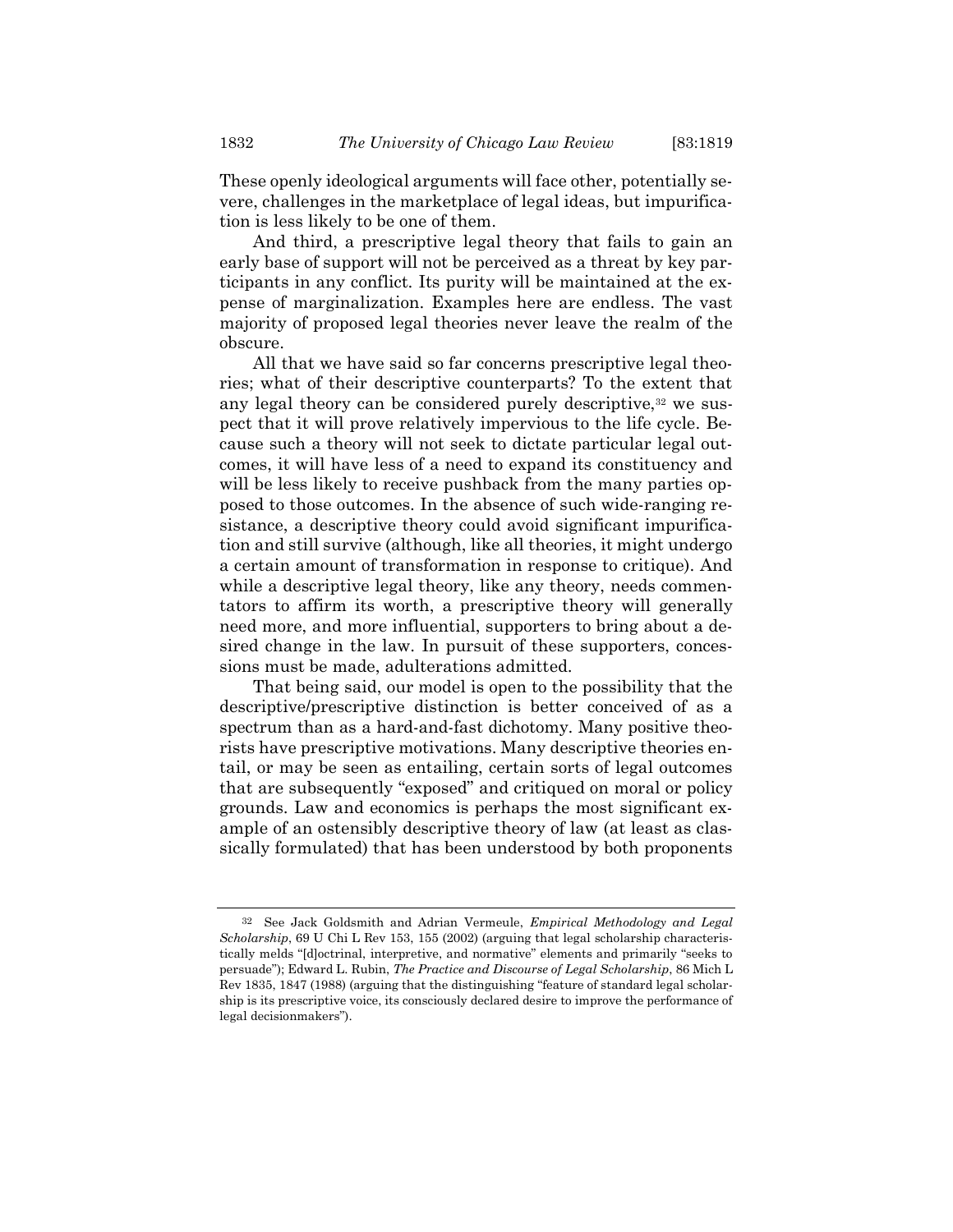These openly ideological arguments will face other, potentially severe, challenges in the marketplace of legal ideas, but impurification is less likely to be one of them.

And third, a prescriptive legal theory that fails to gain an early base of support will not be perceived as a threat by key participants in any conflict. Its purity will be maintained at the expense of marginalization. Examples here are endless. The vast majority of proposed legal theories never leave the realm of the obscure.

All that we have said so far concerns prescriptive legal theories; what of their descriptive counterparts? To the extent that any legal theory can be considered purely descriptive,[32] we suspect that it will prove relatively impervious to the life cycle. Because such a theory will not seek to dictate particular legal outcomes, it will have less of a need to expand its constituency and will be less likely to receive pushback from the many parties opposed to those outcomes. In the absence of such wide-ranging resistance, a descriptive theory could avoid significant impurification and still survive (although, like all theories, it might undergo a certain amount of transformation in response to critique). And while a descriptive legal theory, like any theory, needs commentators to affirm its worth, a prescriptive theory will generally need more, and more influential, supporters to bring about a desired change in the law. In pursuit of these supporters, concessions must be made, adulterations admitted.

That being said, our model is open to the possibility that the descriptive/prescriptive distinction is better conceived of as a spectrum than as a hard-and-fast dichotomy. Many positive theorists have prescriptive motivations. Many descriptive theories entail, or may be seen as entailing, certain sorts of legal outcomes that are subsequently "exposed" and critiqued on moral or policy grounds. Law and economics is perhaps the most significant example of an ostensibly descriptive theory of law (at least as classically formulated) that has been understood by both proponents

---

[32] See Jack Goldsmith and Adrian Vermeule, *Empirical Methodology and Legal Scholarship*, 69 U Chi L Rev 153, 155 (2002) (arguing that legal scholarship characteristically melds "[d]octrinal, interpretive, and normative" elements and primarily "seeks to persuade"); Edward L. Rubin, *The Practice and Discourse of Legal Scholarship*, 86 Mich L Rev 1835, 1847 (1988) (arguing that the distinguishing "feature of standard legal scholarship is its prescriptive voice, its consciously declared desire to improve the performance of legal decisionmakers").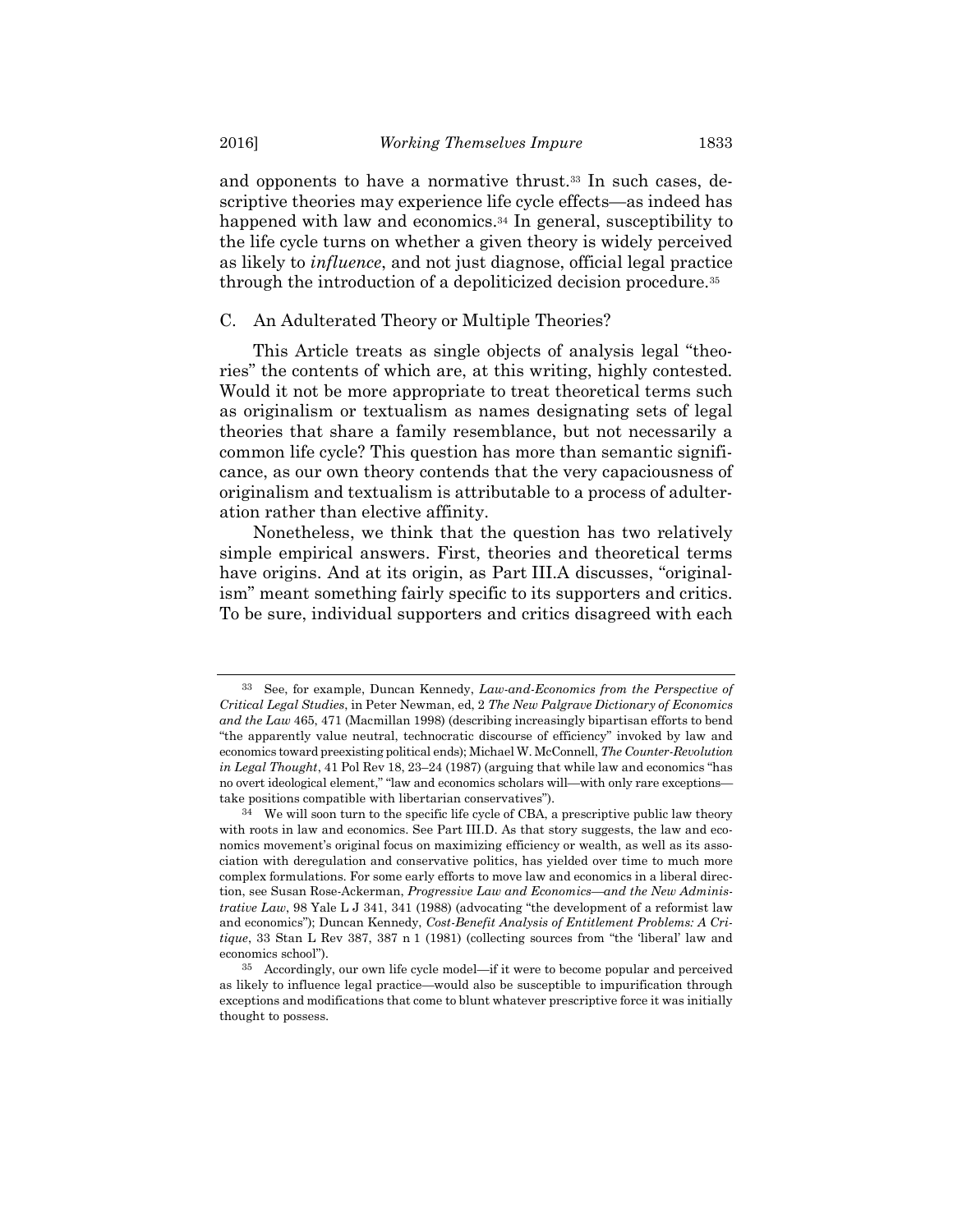and opponents to have a normative thrust.[33] In such cases, descriptive theories may experience life cycle effects—as indeed has happened with law and economics.[34] In general, susceptibility to the life cycle turns on whether a given theory is widely perceived as likely to *influence*, and not just diagnose, official legal practice through the introduction of a depoliticized decision procedure.[35]

## C. An Adulterated Theory or Multiple Theories?

This Article treats as single objects of analysis legal "theories" the contents of which are, at this writing, highly contested. Would it not be more appropriate to treat theoretical terms such as originalism or textualism as names designating sets of legal theories that share a family resemblance, but not necessarily a common life cycle? This question has more than semantic significance, as our own theory contends that the very capaciousness of originalism and textualism is attributable to a process of adulteration rather than elective affinity.

Nonetheless, we think that the question has two relatively simple empirical answers. First, theories and theoretical terms have origins. And at its origin, as Part III.A discusses, "originalism" meant something fairly specific to its supporters and critics. To be sure, individual supporters and critics disagreed with each

---

[33] See, for example, Duncan Kennedy, *Law-and-Economics from the Perspective of Critical Legal Studies*, in Peter Newman, ed, 2 *The New Palgrave Dictionary of Economics and the Law* 465, 471 (Macmillan 1998) (describing increasingly bipartisan efforts to bend "the apparently value neutral, technocratic discourse of efficiency" invoked by law and economics toward preexisting political ends); Michael W. McConnell, *The Counter-Revolution in Legal Thought*, 41 Pol Rev 18, 23–24 (1987) (arguing that while law and economics "has no overt ideological element," "law and economics scholars will—with only rare exceptions—take positions compatible with libertarian conservatives").

[34] We will soon turn to the specific life cycle of CBA, a prescriptive public law theory with roots in law and economics. See Part III.D. As that story suggests, the law and economics movement's original focus on maximizing efficiency or wealth, as well as its association with deregulation and conservative politics, has yielded over time to much more complex formulations. For some early efforts to move law and economics in a liberal direction, see Susan Rose-Ackerman, *Progressive Law and Economics—and the New Administrative Law*, 98 Yale L J 341, 341 (1988) (advocating "the development of a reformist law and economics"); Duncan Kennedy, *Cost-Benefit Analysis of Entitlement Problems: A Critique*, 33 Stan L Rev 387, 387 n 1 (1981) (collecting sources from "the 'liberal' law and economics school").

[35] Accordingly, our own life cycle model—if it were to become popular and perceived as likely to influence legal practice—would also be susceptible to impurification through exceptions and modifications that come to blunt whatever prescriptive force it was initially thought to possess.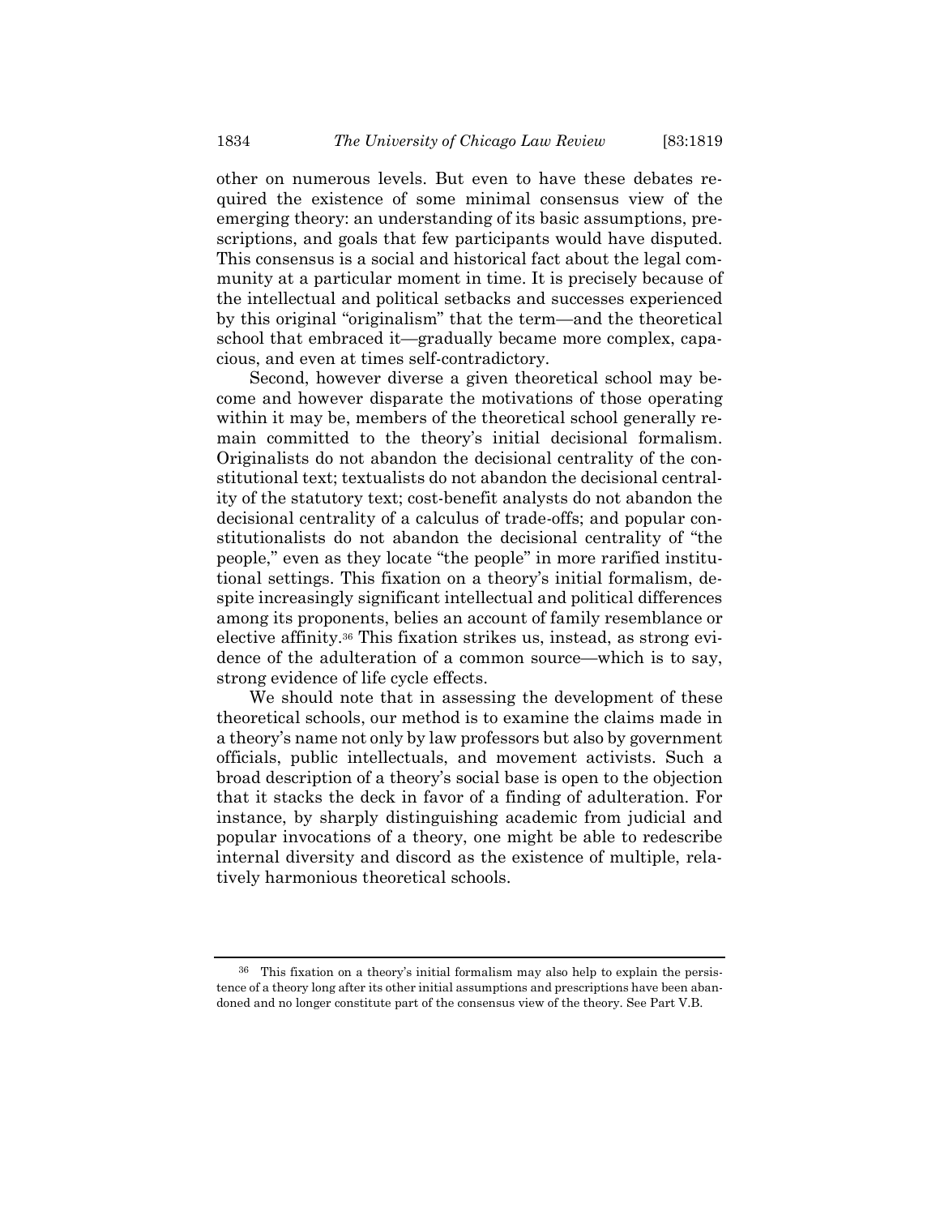other on numerous levels. But even to have these debates required the existence of some minimal consensus view of the emerging theory: an understanding of its basic assumptions, prescriptions, and goals that few participants would have disputed. This consensus is a social and historical fact about the legal community at a particular moment in time. It is precisely because of the intellectual and political setbacks and successes experienced by this original "originalism" that the term—and the theoretical school that embraced it—gradually became more complex, capacious, and even at times self-contradictory.

Second, however diverse a given theoretical school may become and however disparate the motivations of those operating within it may be, members of the theoretical school generally remain committed to the theory's initial decisional formalism. Originalists do not abandon the decisional centrality of the constitutional text; textualists do not abandon the decisional centrality of the statutory text; cost-benefit analysts do not abandon the decisional centrality of a calculus of trade-offs; and popular constitutionalists do not abandon the decisional centrality of "the people," even as they locate "the people" in more rarified institutional settings. This fixation on a theory's initial formalism, despite increasingly significant intellectual and political differences among its proponents, belies an account of family resemblance or elective affinity.[36] This fixation strikes us, instead, as strong evidence of the adulteration of a common source—which is to say, strong evidence of life cycle effects.

We should note that in assessing the development of these theoretical schools, our method is to examine the claims made in a theory's name not only by law professors but also by government officials, public intellectuals, and movement activists. Such a broad description of a theory's social base is open to the objection that it stacks the deck in favor of a finding of adulteration. For instance, by sharply distinguishing academic from judicial and popular invocations of a theory, one might be able to redescribe internal diversity and discord as the existence of multiple, relatively harmonious theoretical schools.

---

[36] This fixation on a theory's initial formalism may also help to explain the persistence of a theory long after its other initial assumptions and prescriptions have been abandoned and no longer constitute part of the consensus view of the theory. See Part V.B.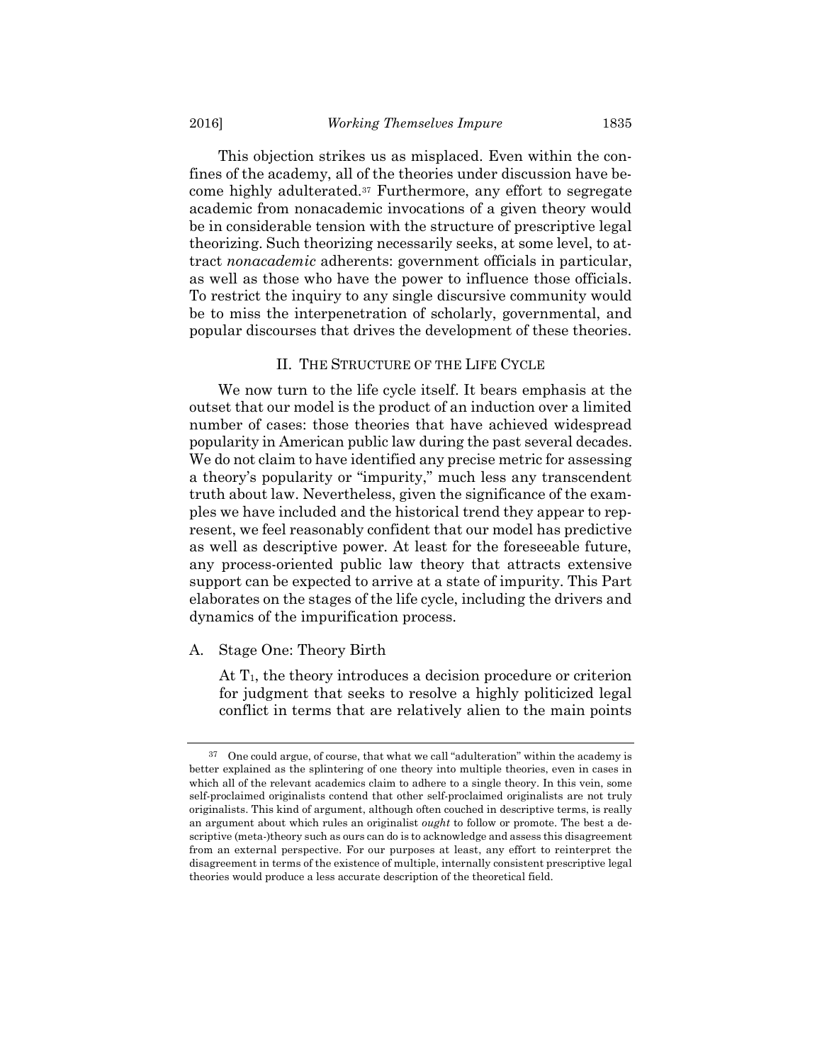This objection strikes us as misplaced. Even within the confines of the academy, all of the theories under discussion have become highly adulterated.[37] Furthermore, any effort to segregate academic from nonacademic invocations of a given theory would be in considerable tension with the structure of prescriptive legal theorizing. Such theorizing necessarily seeks, at some level, to attract *nonacademic* adherents: government officials in particular, as well as those who have the power to influence those officials. To restrict the inquiry to any single discursive community would be to miss the interpenetration of scholarly, governmental, and popular discourses that drives the development of these theories.

## II. THE STRUCTURE OF THE LIFE CYCLE

We now turn to the life cycle itself. It bears emphasis at the outset that our model is the product of an induction over a limited number of cases: those theories that have achieved widespread popularity in American public law during the past several decades. We do not claim to have identified any precise metric for assessing a theory's popularity or "impurity," much less any transcendent truth about law. Nevertheless, given the significance of the examples we have included and the historical trend they appear to represent, we feel reasonably confident that our model has predictive as well as descriptive power. At least for the foreseeable future, any process-oriented public law theory that attracts extensive support can be expected to arrive at a state of impurity. This Part elaborates on the stages of the life cycle, including the drivers and dynamics of the impurification process.

### A. Stage One: Theory Birth

> At $T_1$, the theory introduces a decision procedure or criterion for judgment that seeks to resolve a highly politicized legal conflict in terms that are relatively alien to the main points

---

[37] One could argue, of course, that what we call "adulteration" within the academy is better explained as the splintering of one theory into multiple theories, even in cases in which all of the relevant academics claim to adhere to a single theory. In this vein, some self-proclaimed originalists contend that other self-proclaimed originalists are not truly originalists. This kind of argument, although often couched in descriptive terms, is really an argument about which rules an originalist *ought* to follow or promote. The best a descriptive (meta-)theory such as ours can do is to acknowledge and assess this disagreement from an external perspective. For our purposes at least, any effort to reinterpret the disagreement in terms of the existence of multiple, internally consistent prescriptive legal theories would produce a less accurate description of the theoretical field.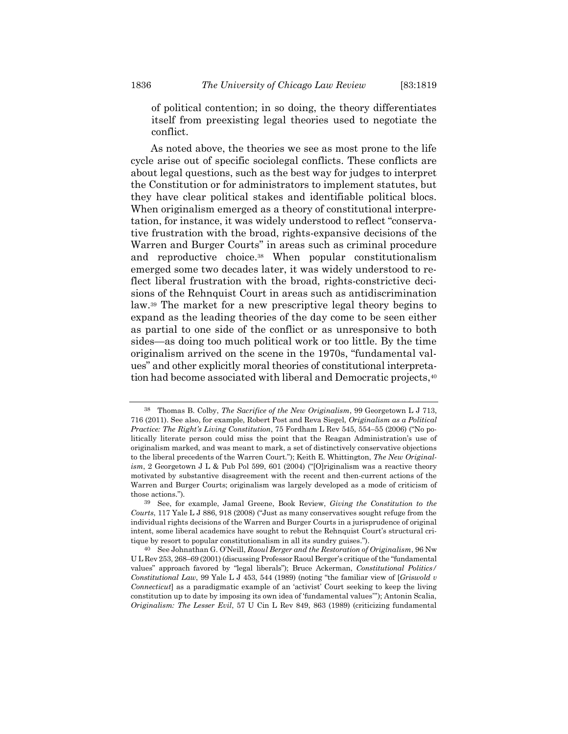of political contention; in so doing, the theory differentiates itself from preexisting legal theories used to negotiate the conflict.

As noted above, the theories we see as most prone to the life cycle arise out of specific sociolegal conflicts. These conflicts are about legal questions, such as the best way for judges to interpret the Constitution or for administrators to implement statutes, but they have clear political stakes and identifiable political blocs. When originalism emerged as a theory of constitutional interpretation, for instance, it was widely understood to reflect "conservative frustration with the broad, rights-expansive decisions of the Warren and Burger Courts" in areas such as criminal procedure and reproductive choice.[38] When popular constitutionalism emerged some two decades later, it was widely understood to reflect liberal frustration with the broad, rights-constrictive decisions of the Rehnquist Court in areas such as antidiscrimination law.[39] The market for a new prescriptive legal theory begins to expand as the leading theories of the day come to be seen either as partial to one side of the conflict or as unresponsive to both sides—as doing too much political work or too little. By the time originalism arrived on the scene in the 1970s, "fundamental values" and other explicitly moral theories of constitutional interpretation had become associated with liberal and Democratic projects,[40]

---

[38] Thomas B. Colby, *The Sacrifice of the New Originalism*, 99 Georgetown L J 713, 716 (2011). See also, for example, Robert Post and Reva Siegel, *Originalism as a Political Practice: The Right's Living Constitution*, 75 Fordham L Rev 545, 554–55 (2006) ("No politically literate person could miss the point that the Reagan Administration's use of originalism marked, and was meant to mark, a set of distinctively conservative objections to the liberal precedents of the Warren Court."); Keith E. Whittington, *The New Originalism*, 2 Georgetown J L & Pub Pol 599, 601 (2004) ("[O]riginalism was a reactive theory motivated by substantive disagreement with the recent and then-current actions of the Warren and Burger Courts; originalism was largely developed as a mode of criticism of those actions.").

[39] See, for example, Jamal Greene, Book Review, *Giving the Constitution to the Courts*, 117 Yale L J 886, 918 (2008) ("Just as many conservatives sought refuge from the individual rights decisions of the Warren and Burger Courts in a jurisprudence of original intent, some liberal academics have sought to rebut the Rehnquist Court's structural critique by resort to popular constitutionalism in all its sundry guises.").

[40] See Johnathan G. O'Neill, *Raoul Berger and the Restoration of Originalism*, 96 Nw U L Rev 253, 268–69 (2001) (discussing Professor Raoul Berger's critique of the "fundamental values" approach favored by "legal liberals"); Bruce Ackerman, *Constitutional Politics/Constitutional Law*, 99 Yale L J 453, 544 (1989) (noting "the familiar view of [*Griswold v Connecticut*] as a paradigmatic example of an 'activist' Court seeking to keep the living constitution up to date by imposing its own idea of 'fundamental values'"); Antonin Scalia, *Originalism: The Lesser Evil*, 57 U Cin L Rev 849, 863 (1989) (criticizing fundamental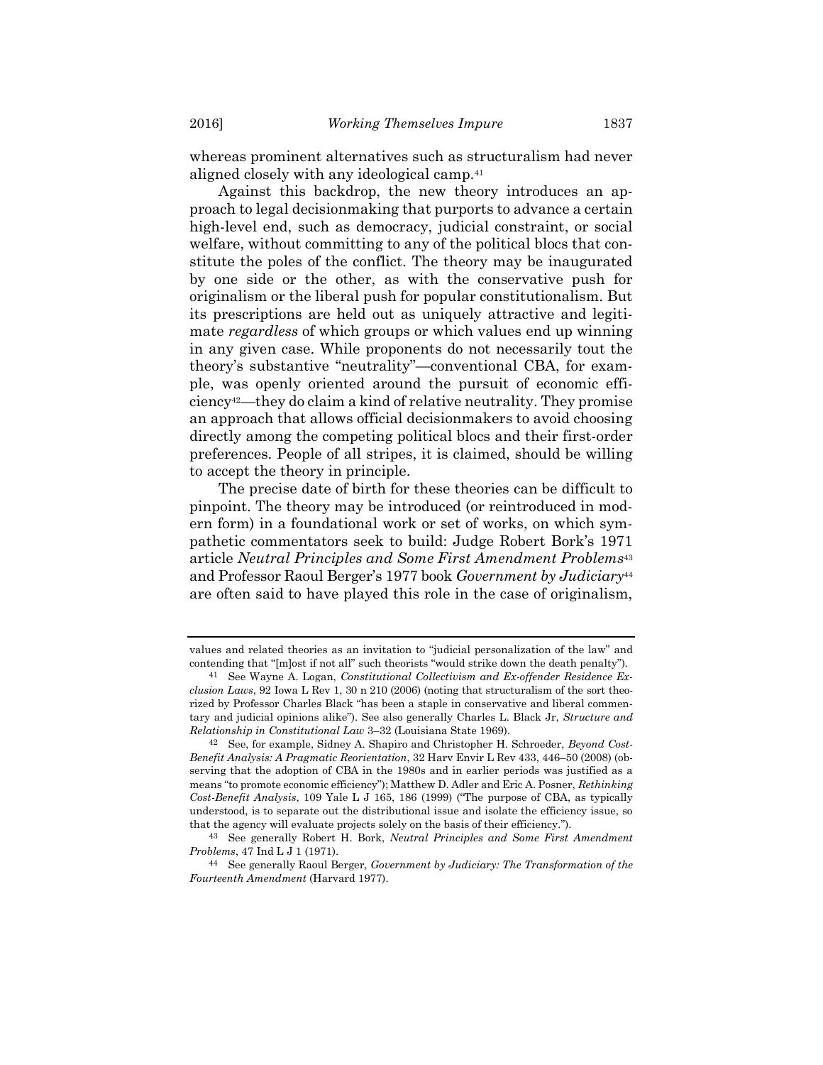whereas prominent alternatives such as structuralism had never aligned closely with any ideological camp.[41]

Against this backdrop, the new theory introduces an approach to legal decisionmaking that purports to advance a certain high-level end, such as democracy, judicial constraint, or social welfare, without committing to any of the political blocs that constitute the poles of the conflict. The theory may be inaugurated by one side or the other, as with the conservative push for originalism or the liberal push for popular constitutionalism. But its prescriptions are held out as uniquely attractive and legitimate *regardless* of which groups or which values end up winning in any given case. While proponents do not necessarily tout the theory's substantive "neutrality"—conventional CBA, for example, was openly oriented around the pursuit of economic efficiency[42]—they do claim a kind of relative neutrality. They promise an approach that allows official decisionmakers to avoid choosing directly among the competing political blocs and their first-order preferences. People of all stripes, it is claimed, should be willing to accept the theory in principle.

The precise date of birth for these theories can be difficult to pinpoint. The theory may be introduced (or reintroduced in modern form) in a foundational work or set of works, on which sympathetic commentators seek to build: Judge Robert Bork's 1971 article *Neutral Principles and Some First Amendment Problems*[43] and Professor Raoul Berger's 1977 book *Government by Judiciary*[44] are often said to have played this role in the case of originalism,

---

values and related theories as an invitation to "judicial personalization of the law" and contending that "[m]ost if not all" such theorists "would strike down the death penalty").

[41] See Wayne A. Logan, *Constitutional Collectivism and Ex-offender Residence Exclusion Laws*, 92 Iowa L Rev 1, 30 n 210 (2006) (noting that structuralism of the sort theorized by Professor Charles Black "has been a staple in conservative and liberal commentary and judicial opinions alike"). See also generally Charles L. Black Jr, *Structure and Relationship in Constitutional Law* 3–32 (Louisiana State 1969).

[42] See, for example, Sidney A. Shapiro and Christopher H. Schroeder, *Beyond Cost-Benefit Analysis: A Pragmatic Reorientation*, 32 Harv Envir L Rev 433, 446–50 (2008) (observing that the adoption of CBA in the 1980s and in earlier periods was justified as a means "to promote economic efficiency"); Matthew D. Adler and Eric A. Posner, *Rethinking Cost-Benefit Analysis*, 109 Yale L J 165, 186 (1999) ("The purpose of CBA, as typically understood, is to separate out the distributional issue and isolate the efficiency issue, so that the agency will evaluate projects solely on the basis of their efficiency.").

[43] See generally Robert H. Bork, *Neutral Principles and Some First Amendment Problems*, 47 Ind L J 1 (1971).

[44] See generally Raoul Berger, *Government by Judiciary: The Transformation of the Fourteenth Amendment* (Harvard 1977).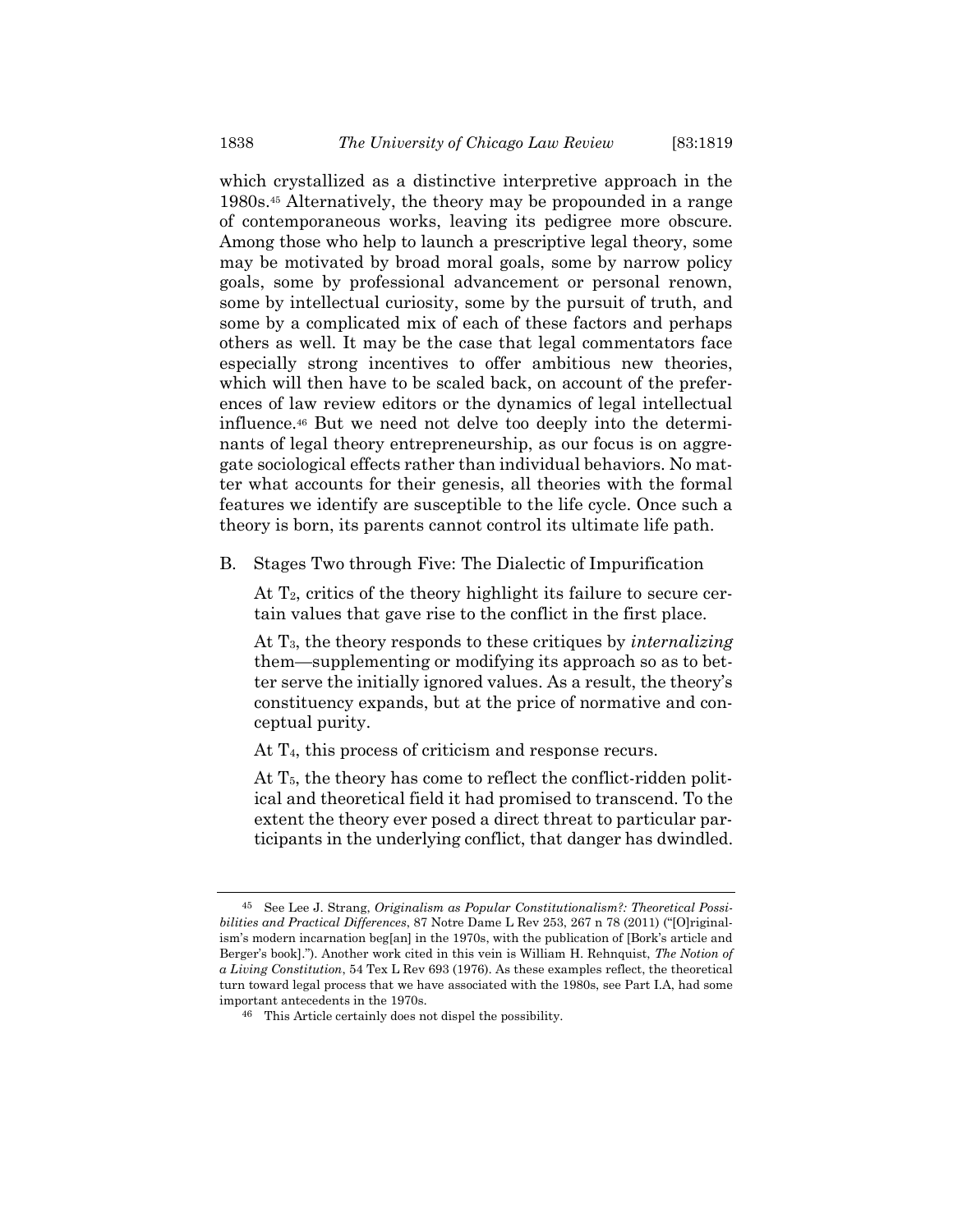which crystallized as a distinctive interpretive approach in the 1980s.[45] Alternatively, the theory may be propounded in a range of contemporaneous works, leaving its pedigree more obscure. Among those who help to launch a prescriptive legal theory, some may be motivated by broad moral goals, some by narrow policy goals, some by professional advancement or personal renown, some by intellectual curiosity, some by the pursuit of truth, and some by a complicated mix of each of these factors and perhaps others as well. It may be the case that legal commentators face especially strong incentives to offer ambitious new theories, which will then have to be scaled back, on account of the preferences of law review editors or the dynamics of legal intellectual influence.[46] But we need not delve too deeply into the determinants of legal theory entrepreneurship, as our focus is on aggregate sociological effects rather than individual behaviors. No matter what accounts for their genesis, all theories with the formal features we identify are susceptible to the life cycle. Once such a theory is born, its parents cannot control its ultimate life path.

## B. Stages Two through Five: The Dialectic of Impurification

> At $T_2$, critics of the theory highlight its failure to secure certain values that gave rise to the conflict in the first place.
>
> At $T_3$, the theory responds to these critiques by *internalizing* them—supplementing or modifying its approach so as to better serve the initially ignored values. As a result, the theory's constituency expands, but at the price of normative and conceptual purity.
>
> At $T_4$, this process of criticism and response recurs.
>
> At $T_5$, the theory has come to reflect the conflict-ridden political and theoretical field it had promised to transcend. To the extent the theory ever posed a direct threat to particular participants in the underlying conflict, that danger has dwindled.

---

[45] See Lee J. Strang, *Originalism as Popular Constitutionalism?: Theoretical Possibilities and Practical Differences*, 87 Notre Dame L Rev 253, 267 n 78 (2011) ("[O]riginalism's modern incarnation beg[an] in the 1970s, with the publication of [Bork's article and Berger's book]."). Another work cited in this vein is William H. Rehnquist, *The Notion of a Living Constitution*, 54 Tex L Rev 693 (1976). As these examples reflect, the theoretical turn toward legal process that we have associated with the 1980s, see Part I.A, had some important antecedents in the 1970s.

[46] This Article certainly does not dispel the possibility.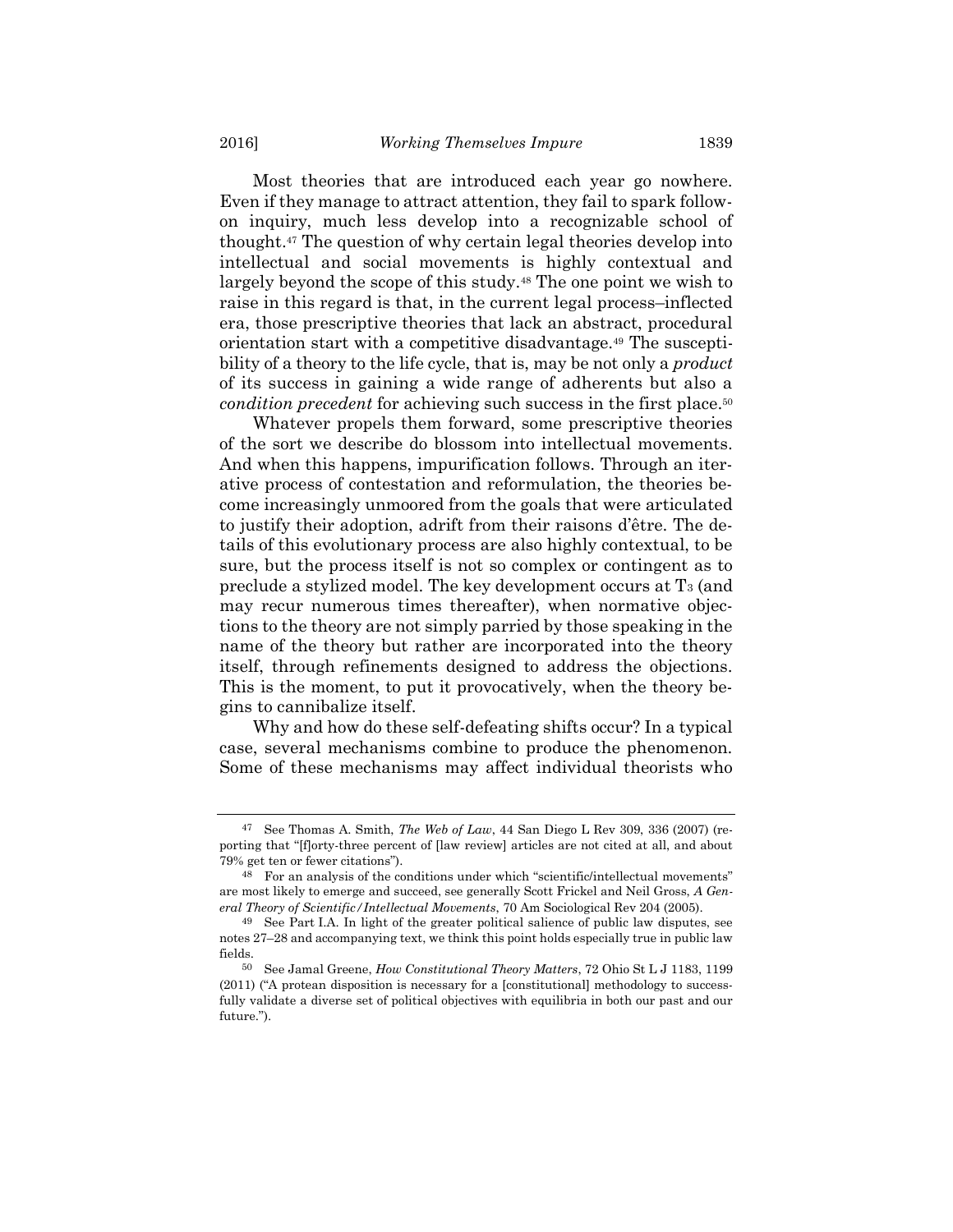Most theories that are introduced each year go nowhere. Even if they manage to attract attention, they fail to spark follow-on inquiry, much less develop into a recognizable school of thought.[47] The question of why certain legal theories develop into intellectual and social movements is highly contextual and largely beyond the scope of this study.[48] The one point we wish to raise in this regard is that, in the current legal process–inflected era, those prescriptive theories that lack an abstract, procedural orientation start with a competitive disadvantage.[49] The susceptibility of a theory to the life cycle, that is, may be not only a *product* of its success in gaining a wide range of adherents but also a *condition precedent* for achieving such success in the first place.[50]

Whatever propels them forward, some prescriptive theories of the sort we describe do blossom into intellectual movements. And when this happens, impurification follows. Through an iterative process of contestation and reformulation, the theories become increasingly unmoored from the goals that were articulated to justify their adoption, adrift from their raisons d'être. The details of this evolutionary process are also highly contextual, to be sure, but the process itself is not so complex or contingent as to preclude a stylized model. The key development occurs at $T_3$ (and may recur numerous times thereafter), when normative objections to the theory are not simply parried by those speaking in the name of the theory but rather are incorporated into the theory itself, through refinements designed to address the objections. This is the moment, to put it provocatively, when the theory begins to cannibalize itself.

Why and how do these self-defeating shifts occur? In a typical case, several mechanisms combine to produce the phenomenon. Some of these mechanisms may affect individual theorists who

---

[47] See Thomas A. Smith, *The Web of Law*, 44 San Diego L Rev 309, 336 (2007) (reporting that "[f]orty-three percent of [law review] articles are not cited at all, and about 79% get ten or fewer citations").

[48] For an analysis of the conditions under which "scientific/intellectual movements" are most likely to emerge and succeed, see generally Scott Frickel and Neil Gross, *A General Theory of Scientific/Intellectual Movements*, 70 Am Sociological Rev 204 (2005).

[49] See Part I.A. In light of the greater political salience of public law disputes, see notes 27–28 and accompanying text, we think this point holds especially true in public law fields.

[50] See Jamal Greene, *How Constitutional Theory Matters*, 72 Ohio St L J 1183, 1199 (2011) ("A protean disposition is necessary for a [constitutional] methodology to successfully validate a diverse set of political objectives with equilibria in both our past and our future.").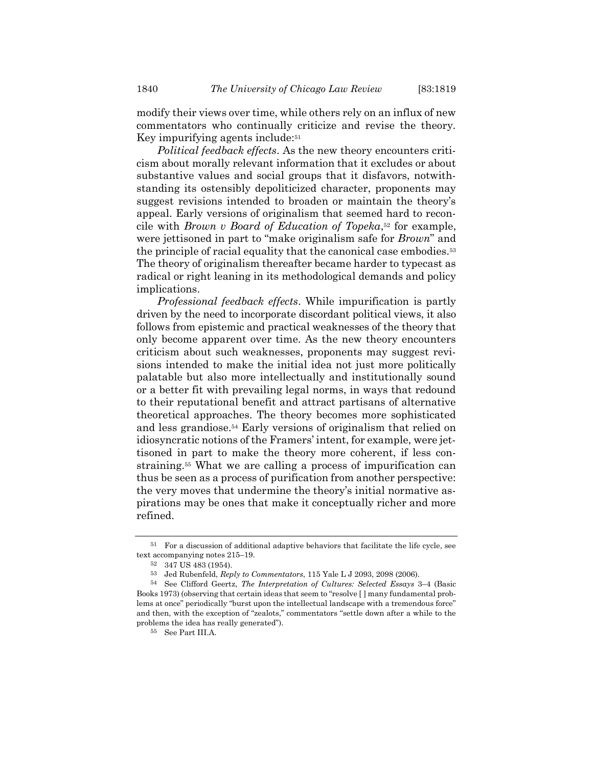modify their views over time, while others rely on an influx of new commentators who continually criticize and revise the theory. Key impurifying agents include:[51]

*Political feedback effects*. As the new theory encounters criticism about morally relevant information that it excludes or about substantive values and social groups that it disfavors, notwithstanding its ostensibly depoliticized character, proponents may suggest revisions intended to broaden or maintain the theory's appeal. Early versions of originalism that seemed hard to reconcile with *Brown v Board of Education of Topeka*,[52] for example, were jettisoned in part to "make originalism safe for *Brown*" and the principle of racial equality that the canonical case embodies.[53] The theory of originalism thereafter became harder to typecast as radical or right leaning in its methodological demands and policy implications.

*Professional feedback effects*. While impurification is partly driven by the need to incorporate discordant political views, it also follows from epistemic and practical weaknesses of the theory that only become apparent over time. As the new theory encounters criticism about such weaknesses, proponents may suggest revisions intended to make the initial idea not just more politically palatable but also more intellectually and institutionally sound or a better fit with prevailing legal norms, in ways that redound to their reputational benefit and attract partisans of alternative theoretical approaches. The theory becomes more sophisticated and less grandiose.[54] Early versions of originalism that relied on idiosyncratic notions of the Framers' intent, for example, were jettisoned in part to make the theory more coherent, if less constraining.[55] What we are calling a process of impurification can thus be seen as a process of purification from another perspective: the very moves that undermine the theory's initial normative aspirations may be ones that make it conceptually richer and more refined.

---

[51] For a discussion of additional adaptive behaviors that facilitate the life cycle, see text accompanying notes 215–19.

[52] 347 US 483 (1954).

[53] Jed Rubenfeld, *Reply to Commentators*, 115 Yale L J 2093, 2098 (2006).

[54] See Clifford Geertz, *The Interpretation of Cultures: Selected Essays* 3–4 (Basic Books 1973) (observing that certain ideas that seem to "resolve [ ] many fundamental problems at once" periodically "burst upon the intellectual landscape with a tremendous force" and then, with the exception of "zealots," commentators "settle down after a while to the problems the idea has really generated").

[55] See Part III.A.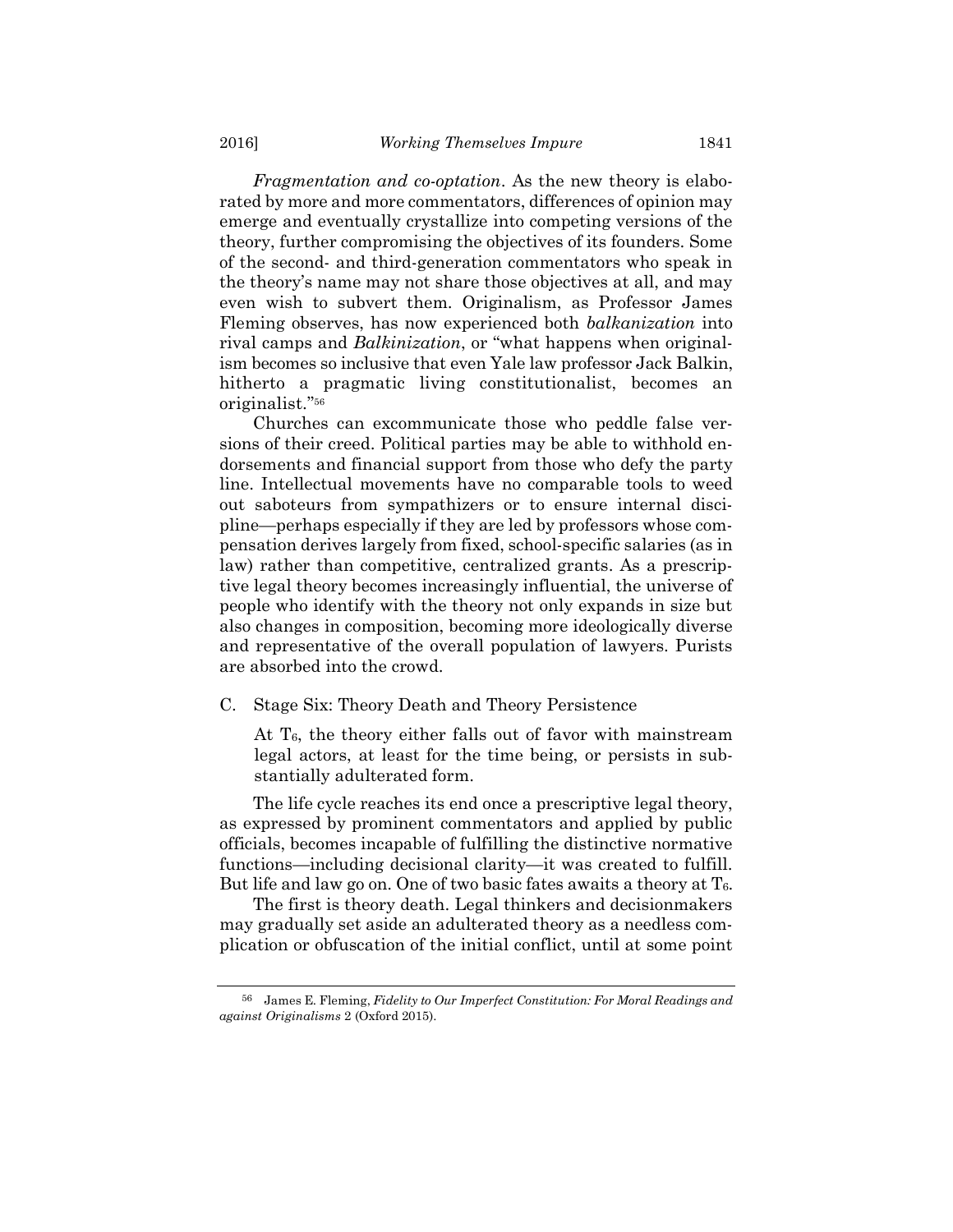*Fragmentation and co-optation*. As the new theory is elaborated by more and more commentators, differences of opinion may emerge and eventually crystallize into competing versions of the theory, further compromising the objectives of its founders. Some of the second- and third-generation commentators who speak in the theory's name may not share those objectives at all, and may even wish to subvert them. Originalism, as Professor James Fleming observes, has now experienced both *balkanization* into rival camps and *Balkinization*, or "what happens when originalism becomes so inclusive that even Yale law professor Jack Balkin, hitherto a pragmatic living constitutionalist, becomes an originalist."[56]

Churches can excommunicate those who peddle false versions of their creed. Political parties may be able to withhold endorsements and financial support from those who defy the party line. Intellectual movements have no comparable tools to weed out saboteurs from sympathizers or to ensure internal discipline—perhaps especially if they are led by professors whose compensation derives largely from fixed, school-specific salaries (as in law) rather than competitive, centralized grants. As a prescriptive legal theory becomes increasingly influential, the universe of people who identify with the theory not only expands in size but also changes in composition, becoming more ideologically diverse and representative of the overall population of lawyers. Purists are absorbed into the crowd.

### C. Stage Six: Theory Death and Theory Persistence

> At $T_6$, the theory either falls out of favor with mainstream legal actors, at least for the time being, or persists in substantially adulterated form.

The life cycle reaches its end once a prescriptive legal theory, as expressed by prominent commentators and applied by public officials, becomes incapable of fulfilling the distinctive normative functions—including decisional clarity—it was created to fulfill. But life and law go on. One of two basic fates awaits a theory at $T_6$.

The first is theory death. Legal thinkers and decisionmakers may gradually set aside an adulterated theory as a needless complication or obfuscation of the initial conflict, until at some point

---

[56] James E. Fleming, *Fidelity to Our Imperfect Constitution: For Moral Readings and against Originalisms* 2 (Oxford 2015).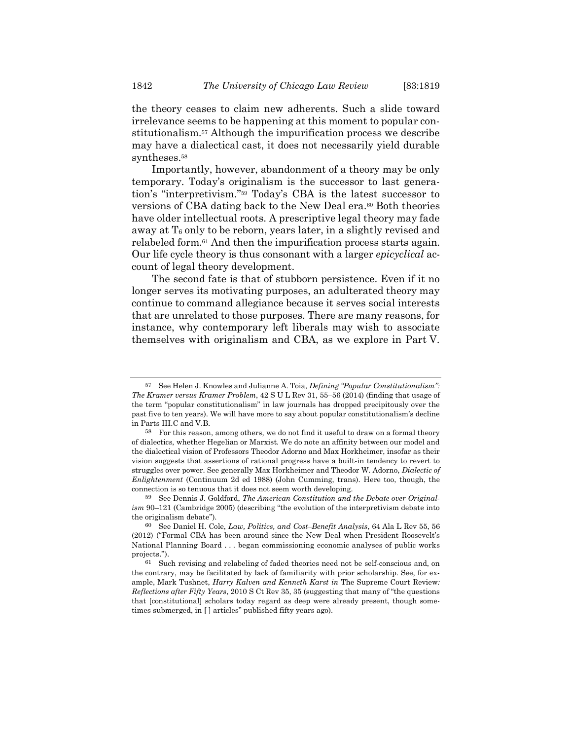the theory ceases to claim new adherents. Such a slide toward irrelevance seems to be happening at this moment to popular constitutionalism.[57] Although the impurification process we describe may have a dialectical cast, it does not necessarily yield durable syntheses.[58]

Importantly, however, abandonment of a theory may be only temporary. Today's originalism is the successor to last generation's "interpretivism."[59] Today's CBA is the latest successor to versions of CBA dating back to the New Deal era.[60] Both theories have older intellectual roots. A prescriptive legal theory may fade away at $T_6$ only to be reborn, years later, in a slightly revised and relabeled form.[61] And then the impurification process starts again. Our life cycle theory is thus consonant with a larger *epicyclical* account of legal theory development.

The second fate is that of stubborn persistence. Even if it no longer serves its motivating purposes, an adulterated theory may continue to command allegiance because it serves social interests that are unrelated to those purposes. There are many reasons, for instance, why contemporary left liberals may wish to associate themselves with originalism and CBA, as we explore in Part V.

---

57 See Helen J. Knowles and Julianne A. Toia, *Defining "Popular Constitutionalism": The Kramer versus Kramer Problem*, 42 S U L Rev 31, 55–56 (2014) (finding that usage of the term "popular constitutionalism" in law journals has dropped precipitously over the past five to ten years). We will have more to say about popular constitutionalism's decline in Parts III.C and V.B.

58 For this reason, among others, we do not find it useful to draw on a formal theory of dialectics, whether Hegelian or Marxist. We do note an affinity between our model and the dialectical vision of Professors Theodor Adorno and Max Horkheimer, insofar as their vision suggests that assertions of rational progress have a built-in tendency to revert to struggles over power. See generally Max Horkheimer and Theodor W. Adorno, *Dialectic of Enlightenment* (Continuum 2d ed 1988) (John Cumming, trans). Here too, though, the connection is so tenuous that it does not seem worth developing.

59 See Dennis J. Goldford, *The American Constitution and the Debate over Originalism* 90–121 (Cambridge 2005) (describing "the evolution of the interpretivism debate into the originalism debate").

60 See Daniel H. Cole, *Law, Politics, and Cost–Benefit Analysis*, 64 Ala L Rev 55, 56 (2012) ("Formal CBA has been around since the New Deal when President Roosevelt's National Planning Board . . . began commissioning economic analyses of public works projects.").

61 Such revising and relabeling of faded theories need not be self-conscious and, on the contrary, may be facilitated by lack of familiarity with prior scholarship. See, for example, Mark Tushnet, *Harry Kalven and Kenneth Karst in* The Supreme Court Review*: Reflections after Fifty Years*, 2010 S Ct Rev 35, 35 (suggesting that many of "the questions that [constitutional] scholars today regard as deep were already present, though sometimes submerged, in [ ] articles" published fifty years ago).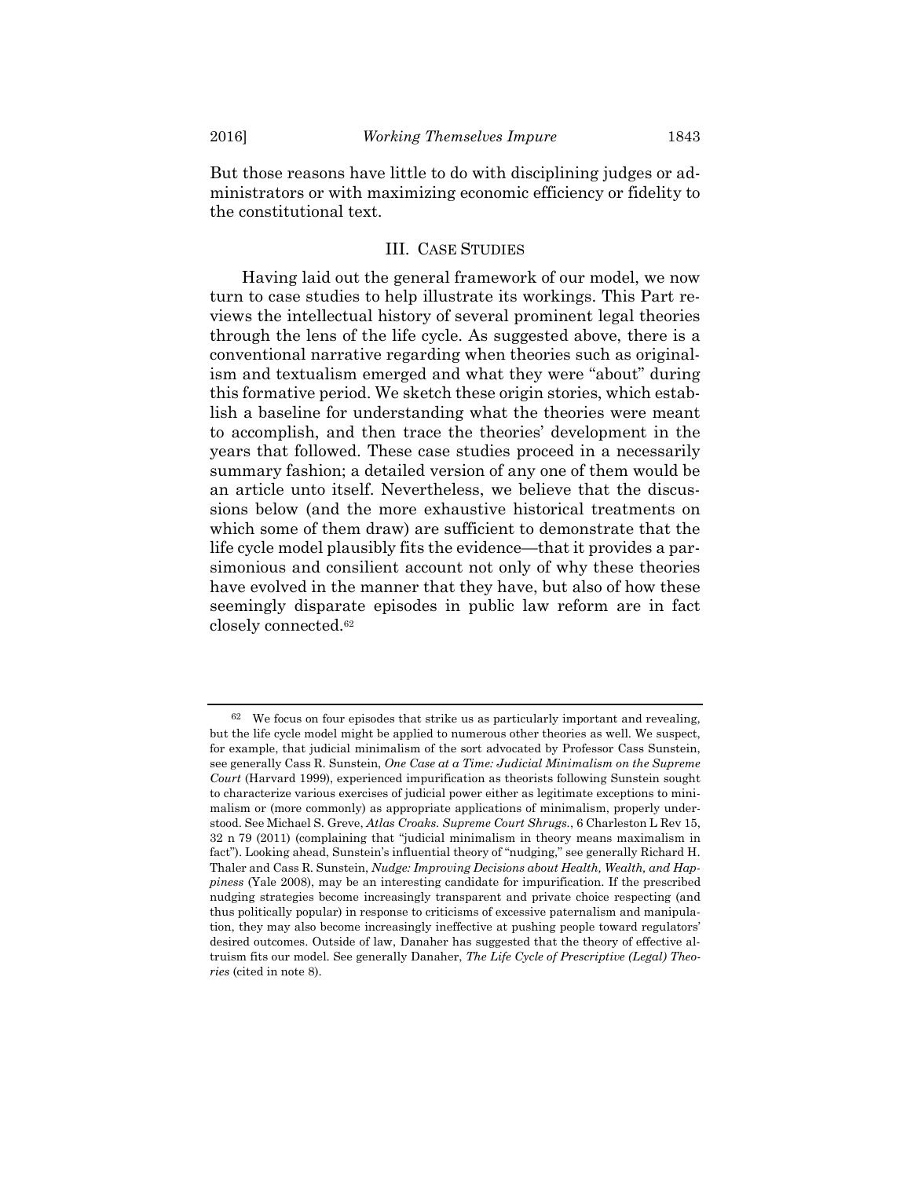But those reasons have little to do with disciplining judges or administrators or with maximizing economic efficiency or fidelity to the constitutional text.

## III. CASE STUDIES

Having laid out the general framework of our model, we now turn to case studies to help illustrate its workings. This Part reviews the intellectual history of several prominent legal theories through the lens of the life cycle. As suggested above, there is a conventional narrative regarding when theories such as originalism and textualism emerged and what they were "about" during this formative period. We sketch these origin stories, which establish a baseline for understanding what the theories were meant to accomplish, and then trace the theories' development in the years that followed. These case studies proceed in a necessarily summary fashion; a detailed version of any one of them would be an article unto itself. Nevertheless, we believe that the discussions below (and the more exhaustive historical treatments on which some of them draw) are sufficient to demonstrate that the life cycle model plausibly fits the evidence—that it provides a parsimonious and consilient account not only of why these theories have evolved in the manner that they have, but also of how these seemingly disparate episodes in public law reform are in fact closely connected.[62]

---

[62] We focus on four episodes that strike us as particularly important and revealing, but the life cycle model might be applied to numerous other theories as well. We suspect, for example, that judicial minimalism of the sort advocated by Professor Cass Sunstein, see generally Cass R. Sunstein, *One Case at a Time: Judicial Minimalism on the Supreme Court* (Harvard 1999), experienced impurification as theorists following Sunstein sought to characterize various exercises of judicial power either as legitimate exceptions to minimalism or (more commonly) as appropriate applications of minimalism, properly understood. See Michael S. Greve, *Atlas Croaks. Supreme Court Shrugs.*, 6 Charleston L Rev 15, 32 n 79 (2011) (complaining that "judicial minimalism in theory means maximalism in fact"). Looking ahead, Sunstein's influential theory of "nudging," see generally Richard H. Thaler and Cass R. Sunstein, *Nudge: Improving Decisions about Health, Wealth, and Happiness* (Yale 2008), may be an interesting candidate for impurification. If the prescribed nudging strategies become increasingly transparent and private choice respecting (and thus politically popular) in response to criticisms of excessive paternalism and manipulation, they may also become increasingly ineffective at pushing people toward regulators' desired outcomes. Outside of law, Danaher has suggested that the theory of effective altruism fits our model. See generally Danaher, *The Life Cycle of Prescriptive (Legal) Theories* (cited in note 8).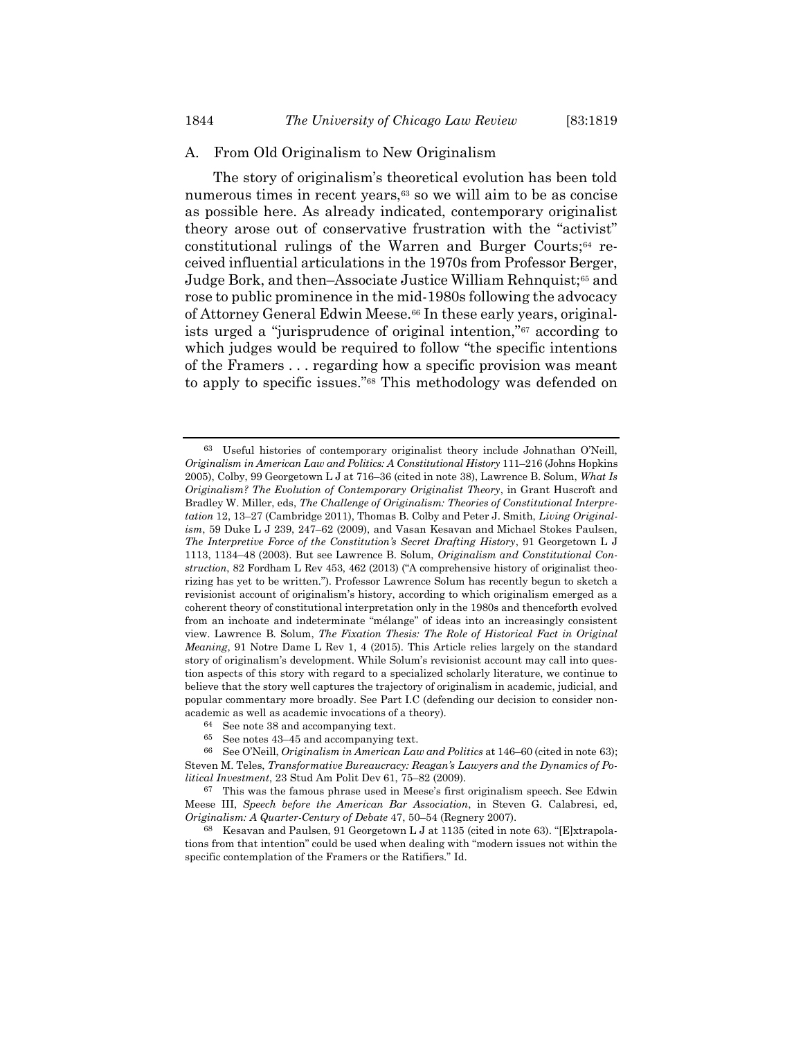## A. From Old Originalism to New Originalism

The story of originalism's theoretical evolution has been told numerous times in recent years,[63] so we will aim to be as concise as possible here. As already indicated, contemporary originalist theory arose out of conservative frustration with the "activist" constitutional rulings of the Warren and Burger Courts;[64] received influential articulations in the 1970s from Professor Berger, Judge Bork, and then–Associate Justice William Rehnquist;[65] and rose to public prominence in the mid-1980s following the advocacy of Attorney General Edwin Meese.[66] In these early years, originalists urged a "jurisprudence of original intention,"[67] according to which judges would be required to follow "the specific intentions of the Framers . . . regarding how a specific provision was meant to apply to specific issues."[68] This methodology was defended on

---

63 Useful histories of contemporary originalist theory include Johnathan O'Neill, *Originalism in American Law and Politics: A Constitutional History* 111–216 (Johns Hopkins 2005), Colby, 99 Georgetown L J at 716–36 (cited in note 38), Lawrence B. Solum, *What Is Originalism? The Evolution of Contemporary Originalist Theory*, in Grant Huscroft and Bradley W. Miller, eds, *The Challenge of Originalism: Theories of Constitutional Interpretation* 12, 13–27 (Cambridge 2011), Thomas B. Colby and Peter J. Smith, *Living Originalism*, 59 Duke L J 239, 247–62 (2009), and Vasan Kesavan and Michael Stokes Paulsen, *The Interpretive Force of the Constitution's Secret Drafting History*, 91 Georgetown L J 1113, 1134–48 (2003). But see Lawrence B. Solum, *Originalism and Constitutional Construction*, 82 Fordham L Rev 453, 462 (2013) ("A comprehensive history of originalist theorizing has yet to be written."). Professor Lawrence Solum has recently begun to sketch a revisionist account of originalism's history, according to which originalism emerged as a coherent theory of constitutional interpretation only in the 1980s and thenceforth evolved from an inchoate and indeterminate "mélange" of ideas into an increasingly consistent view. Lawrence B. Solum, *The Fixation Thesis: The Role of Historical Fact in Original Meaning*, 91 Notre Dame L Rev 1, 4 (2015). This Article relies largely on the standard story of originalism's development. While Solum's revisionist account may call into question aspects of this story with regard to a specialized scholarly literature, we continue to believe that the story well captures the trajectory of originalism in academic, judicial, and popular commentary more broadly. See Part I.C (defending our decision to consider nonacademic as well as academic invocations of a theory).

64 See note 38 and accompanying text.

65 See notes 43–45 and accompanying text.

66 See O'Neill, *Originalism in American Law and Politics* at 146–60 (cited in note 63); Steven M. Teles, *Transformative Bureaucracy: Reagan's Lawyers and the Dynamics of Political Investment*, 23 Stud Am Polit Dev 61, 75–82 (2009).

67 This was the famous phrase used in Meese's first originalism speech. See Edwin Meese III, *Speech before the American Bar Association*, in Steven G. Calabresi, ed, *Originalism: A Quarter-Century of Debate* 47, 50–54 (Regnery 2007).

68 Kesavan and Paulsen, 91 Georgetown L J at 1135 (cited in note 63). "[E]xtrapolations from that intention" could be used when dealing with "modern issues not within the specific contemplation of the Framers or the Ratifiers." Id.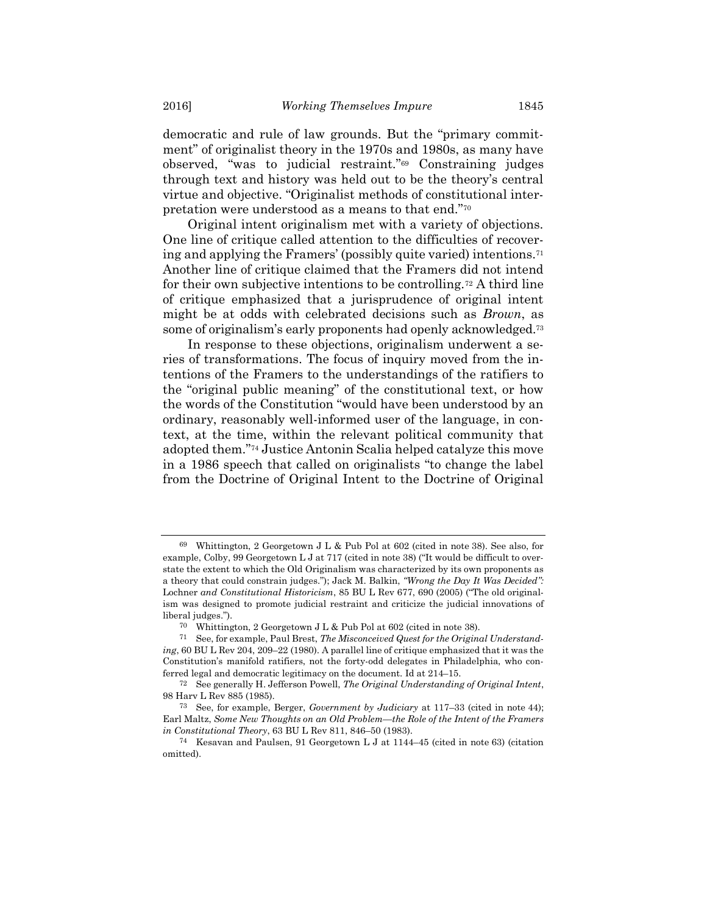democratic and rule of law grounds. But the "primary commitment" of originalist theory in the 1970s and 1980s, as many have observed, "was to judicial restraint."[69] Constraining judges through text and history was held out to be the theory's central virtue and objective. "Originalist methods of constitutional interpretation were understood as a means to that end."[70]

Original intent originalism met with a variety of objections. One line of critique called attention to the difficulties of recovering and applying the Framers' (possibly quite varied) intentions.[71] Another line of critique claimed that the Framers did not intend for their own subjective intentions to be controlling.[72] A third line of critique emphasized that a jurisprudence of original intent might be at odds with celebrated decisions such as *Brown*, as some of originalism's early proponents had openly acknowledged.[73]

In response to these objections, originalism underwent a series of transformations. The focus of inquiry moved from the intentions of the Framers to the understandings of the ratifiers to the "original public meaning" of the constitutional text, or how the words of the Constitution "would have been understood by an ordinary, reasonably well-informed user of the language, in context, at the time, within the relevant political community that adopted them."[74] Justice Antonin Scalia helped catalyze this move in a 1986 speech that called on originalists "to change the label from the Doctrine of Original Intent to the Doctrine of Original

---

[69] Whittington, 2 Georgetown J L & Pub Pol at 602 (cited in note 38). See also, for example, Colby, 99 Georgetown L J at 717 (cited in note 38) ("It would be difficult to overstate the extent to which the Old Originalism was characterized by its own proponents as a theory that could constrain judges."); Jack M. Balkin, *"Wrong the Day It Was Decided": Lochner and Constitutional Historicism*, 85 BU L Rev 677, 690 (2005) ("The old originalism was designed to promote judicial restraint and criticize the judicial innovations of liberal judges.").

[70] Whittington, 2 Georgetown J L & Pub Pol at 602 (cited in note 38).

[71] See, for example, Paul Brest, *The Misconceived Quest for the Original Understanding*, 60 BU L Rev 204, 209–22 (1980). A parallel line of critique emphasized that it was the Constitution's manifold ratifiers, not the forty-odd delegates in Philadelphia, who conferred legal and democratic legitimacy on the document. Id at 214–15.

[72] See generally H. Jefferson Powell, *The Original Understanding of Original Intent*, 98 Harv L Rev 885 (1985).

[73] See, for example, Berger, *Government by Judiciary* at 117–33 (cited in note 44); Earl Maltz, *Some New Thoughts on an Old Problem—the Role of the Intent of the Framers in Constitutional Theory*, 63 BU L Rev 811, 846–50 (1983).

[74] Kesavan and Paulsen, 91 Georgetown L J at 1144–45 (cited in note 63) (citation omitted).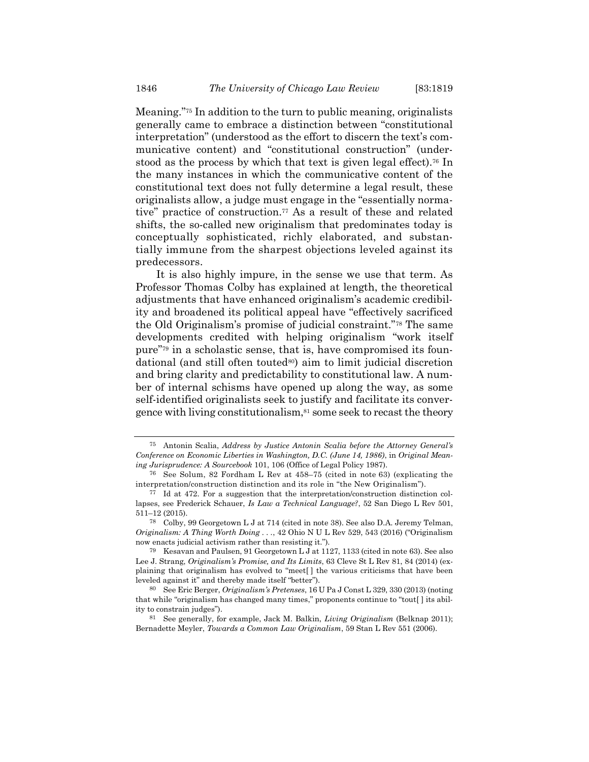Meaning."[75] In addition to the turn to public meaning, originalists generally came to embrace a distinction between "constitutional interpretation" (understood as the effort to discern the text's communicative content) and "constitutional construction" (understood as the process by which that text is given legal effect).[76] In the many instances in which the communicative content of the constitutional text does not fully determine a legal result, these originalists allow, a judge must engage in the "essentially normative" practice of construction.[77] As a result of these and related shifts, the so-called new originalism that predominates today is conceptually sophisticated, richly elaborated, and substantially immune from the sharpest objections leveled against its predecessors.

It is also highly impure, in the sense we use that term. As Professor Thomas Colby has explained at length, the theoretical adjustments that have enhanced originalism's academic credibility and broadened its political appeal have "effectively sacrificed the Old Originalism's promise of judicial constraint."[78] The same developments credited with helping originalism "work itself pure"[79] in a scholastic sense, that is, have compromised its foundational (and still often touted[80]) aim to limit judicial discretion and bring clarity and predictability to constitutional law. A number of internal schisms have opened up along the way, as some self-identified originalists seek to justify and facilitate its convergence with living constitutionalism,[81] some seek to recast the theory

---

75 Antonin Scalia, *Address by Justice Antonin Scalia before the Attorney General's Conference on Economic Liberties in Washington, D.C. (June 14, 1986)*, in *Original Meaning Jurisprudence: A Sourcebook* 101, 106 (Office of Legal Policy 1987).

76 See Solum, 82 Fordham L Rev at 458–75 (cited in note 63) (explicating the interpretation/construction distinction and its role in "the New Originalism").

77 Id at 472. For a suggestion that the interpretation/construction distinction collapses, see Frederick Schauer, *Is Law a Technical Language?*, 52 San Diego L Rev 501, 511–12 (2015).

78 Colby, 99 Georgetown L J at 714 (cited in note 38). See also D.A. Jeremy Telman, *Originalism: A Thing Worth Doing . . .*, 42 Ohio N U L Rev 529, 543 (2016) ("Originalism now enacts judicial activism rather than resisting it.").

79 Kesavan and Paulsen, 91 Georgetown L J at 1127, 1133 (cited in note 63). See also Lee J. Strang, *Originalism's Promise, and Its Limits*, 63 Cleve St L Rev 81, 84 (2014) (explaining that originalism has evolved to "meet[ ] the various criticisms that have been leveled against it" and thereby made itself "better").

80 See Eric Berger, *Originalism's Pretenses*, 16 U Pa J Const L 329, 330 (2013) (noting that while "originalism has changed many times," proponents continue to "tout[ ] its ability to constrain judges").

81 See generally, for example, Jack M. Balkin, *Living Originalism* (Belknap 2011); Bernadette Meyler, *Towards a Common Law Originalism*, 59 Stan L Rev 551 (2006).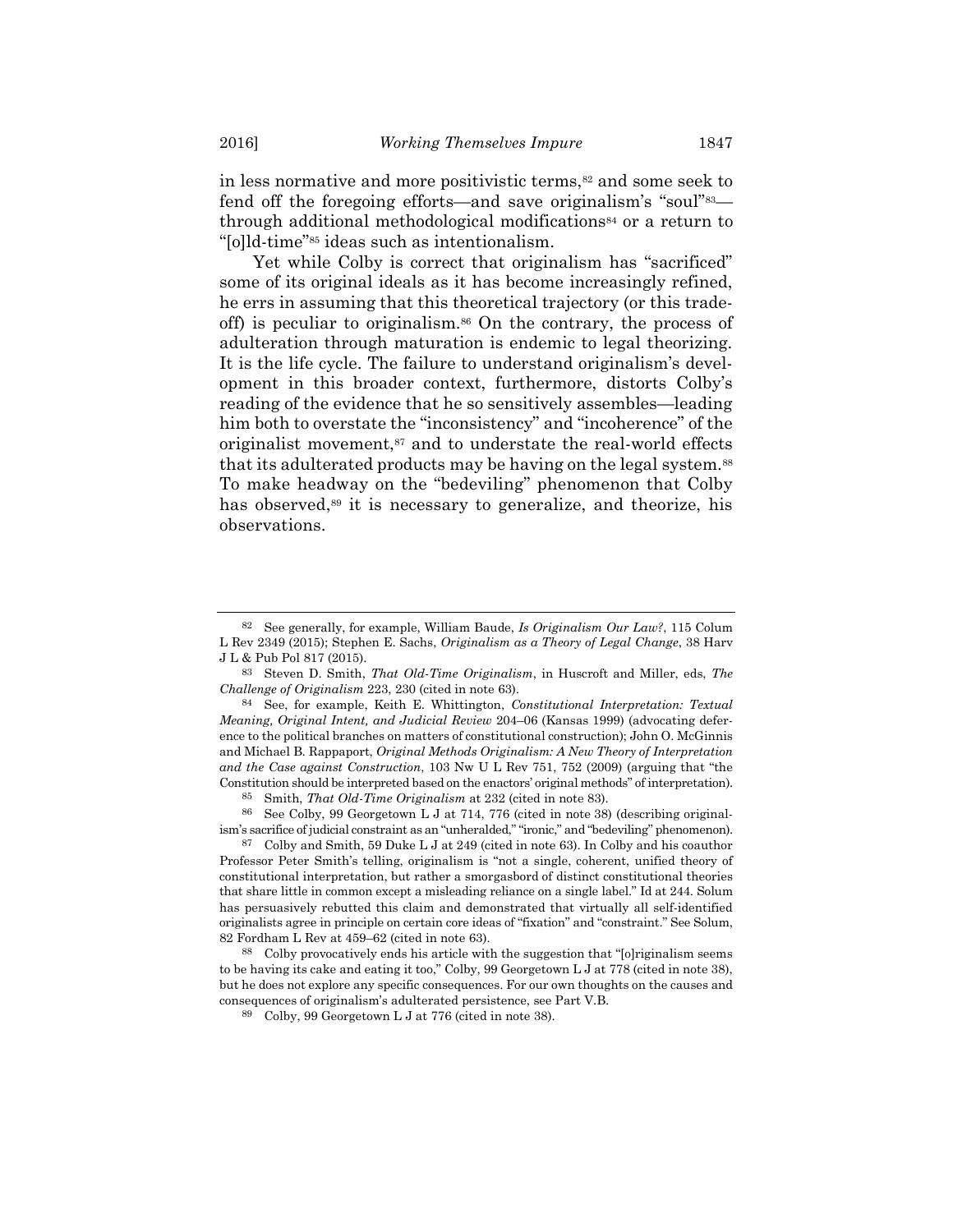in less normative and more positivistic terms,[82] and some seek to fend off the foregoing efforts—and save originalism's "soul"[83]—through additional methodological modifications[84] or a return to "[o]ld-time"[85] ideas such as intentionalism.

Yet while Colby is correct that originalism has "sacrificed" some of its original ideals as it has become increasingly refined, he errs in assuming that this theoretical trajectory (or this trade-off) is peculiar to originalism.[86] On the contrary, the process of adulteration through maturation is endemic to legal theorizing. It is the life cycle. The failure to understand originalism's development in this broader context, furthermore, distorts Colby's reading of the evidence that he so sensitively assembles—leading him both to overstate the "inconsistency" and "incoherence" of the originalist movement,[87] and to understate the real-world effects that its adulterated products may be having on the legal system.[88] To make headway on the "bedeviling" phenomenon that Colby has observed,[89] it is necessary to generalize, and theorize, his observations.

---

[82] See generally, for example, William Baude, *Is Originalism Our Law?*, 115 Colum L Rev 2349 (2015); Stephen E. Sachs, *Originalism as a Theory of Legal Change*, 38 Harv J L & Pub Pol 817 (2015).

[83] Steven D. Smith, *That Old-Time Originalism*, in Huscroft and Miller, eds, *The Challenge of Originalism* 223, 230 (cited in note 63).

[84] See, for example, Keith E. Whittington, *Constitutional Interpretation: Textual Meaning, Original Intent, and Judicial Review* 204–06 (Kansas 1999) (advocating deference to the political branches on matters of constitutional construction); John O. McGinnis and Michael B. Rappaport, *Original Methods Originalism: A New Theory of Interpretation and the Case against Construction*, 103 Nw U L Rev 751, 752 (2009) (arguing that "the Constitution should be interpreted based on the enactors' original methods" of interpretation).

[85] Smith, *That Old-Time Originalism* at 232 (cited in note 83).

[86] See Colby, 99 Georgetown L J at 714, 776 (cited in note 38) (describing originalism's sacrifice of judicial constraint as an "unheralded," "ironic," and "bedeviling" phenomenon).

[87] Colby and Smith, 59 Duke L J at 249 (cited in note 63). In Colby and his coauthor Professor Peter Smith's telling, originalism is "not a single, coherent, unified theory of constitutional interpretation, but rather a smorgasbord of distinct constitutional theories that share little in common except a misleading reliance on a single label." Id at 244. Solum has persuasively rebutted this claim and demonstrated that virtually all self-identified originalists agree in principle on certain core ideas of "fixation" and "constraint." See Solum, 82 Fordham L Rev at 459–62 (cited in note 63).

[88] Colby provocatively ends his article with the suggestion that "[o]riginalism seems to be having its cake and eating it too," Colby, 99 Georgetown L J at 778 (cited in note 38), but he does not explore any specific consequences. For our own thoughts on the causes and consequences of originalism's adulterated persistence, see Part V.B.

[89] Colby, 99 Georgetown L J at 776 (cited in note 38).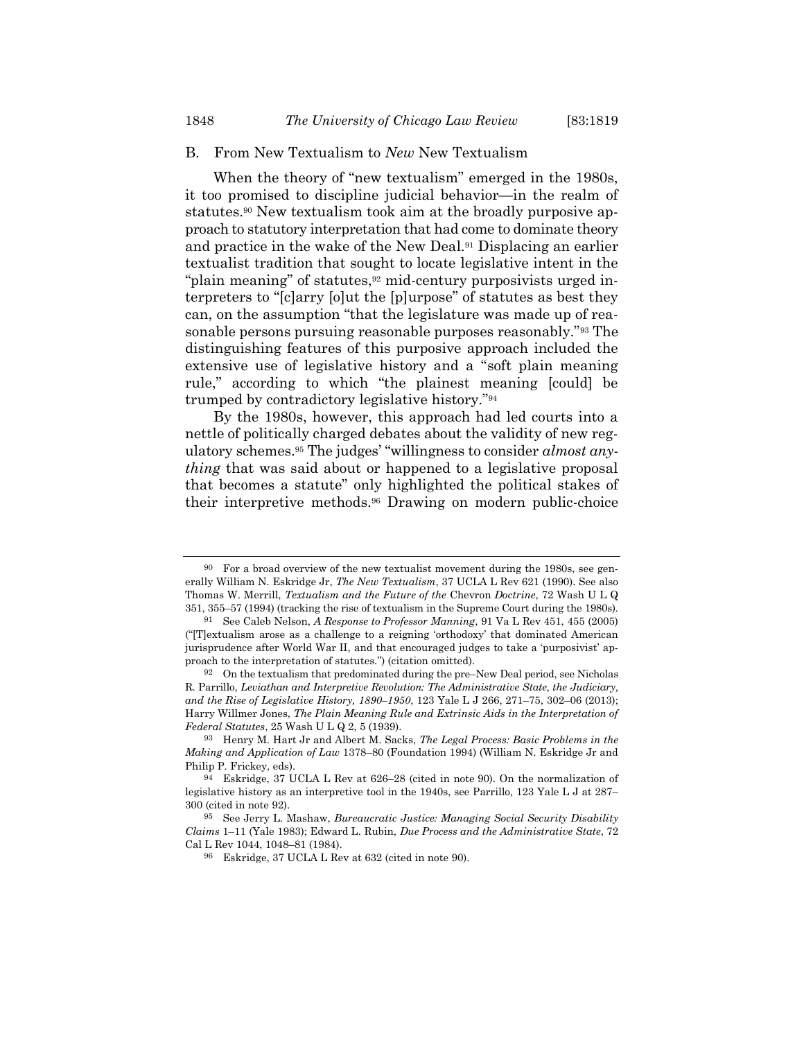### B. From New Textualism to *New* New Textualism

When the theory of "new textualism" emerged in the 1980s, it too promised to discipline judicial behavior—in the realm of statutes.[90] New textualism took aim at the broadly purposive approach to statutory interpretation that had come to dominate theory and practice in the wake of the New Deal.[91] Displacing an earlier textualist tradition that sought to locate legislative intent in the "plain meaning" of statutes,[92] mid-century purposivists urged interpreters to "[c]arry [o]ut the [p]urpose" of statutes as best they can, on the assumption "that the legislature was made up of reasonable persons pursuing reasonable purposes reasonably."[93] The distinguishing features of this purposive approach included the extensive use of legislative history and a "soft plain meaning rule," according to which "the plainest meaning [could] be trumped by contradictory legislative history."[94]

By the 1980s, however, this approach had led courts into a nettle of politically charged debates about the validity of new regulatory schemes.[95] The judges' "willingness to consider *almost anything* that was said about or happened to a legislative proposal that becomes a statute" only highlighted the political stakes of their interpretive methods.[96] Drawing on modern public-choice

---

[90] For a broad overview of the new textualist movement during the 1980s, see generally William N. Eskridge Jr, *The New Textualism*, 37 UCLA L Rev 621 (1990). See also Thomas W. Merrill, *Textualism and the Future of the* Chevron *Doctrine*, 72 Wash U L Q 351, 355–57 (1994) (tracking the rise of textualism in the Supreme Court during the 1980s).

[91] See Caleb Nelson, *A Response to Professor Manning*, 91 Va L Rev 451, 455 (2005) ("[T]extualism arose as a challenge to a reigning 'orthodoxy' that dominated American jurisprudence after World War II, and that encouraged judges to take a 'purposivist' approach to the interpretation of statutes.") (citation omitted).

[92] On the textualism that predominated during the pre–New Deal period, see Nicholas R. Parrillo, *Leviathan and Interpretive Revolution: The Administrative State, the Judiciary, and the Rise of Legislative History, 1890–1950*, 123 Yale L J 266, 271–75, 302–06 (2013); Harry Willmer Jones, *The Plain Meaning Rule and Extrinsic Aids in the Interpretation of Federal Statutes*, 25 Wash U L Q 2, 5 (1939).

[93] Henry M. Hart Jr and Albert M. Sacks, *The Legal Process: Basic Problems in the Making and Application of Law* 1378–80 (Foundation 1994) (William N. Eskridge Jr and Philip P. Frickey, eds).

[94] Eskridge, 37 UCLA L Rev at 626–28 (cited in note 90). On the normalization of legislative history as an interpretive tool in the 1940s, see Parrillo, 123 Yale L J at 287–300 (cited in note 92).

[95] See Jerry L. Mashaw, *Bureaucratic Justice: Managing Social Security Disability Claims* 1–11 (Yale 1983); Edward L. Rubin, *Due Process and the Administrative State*, 72 Cal L Rev 1044, 1048–81 (1984).

[96] Eskridge, 37 UCLA L Rev at 632 (cited in note 90).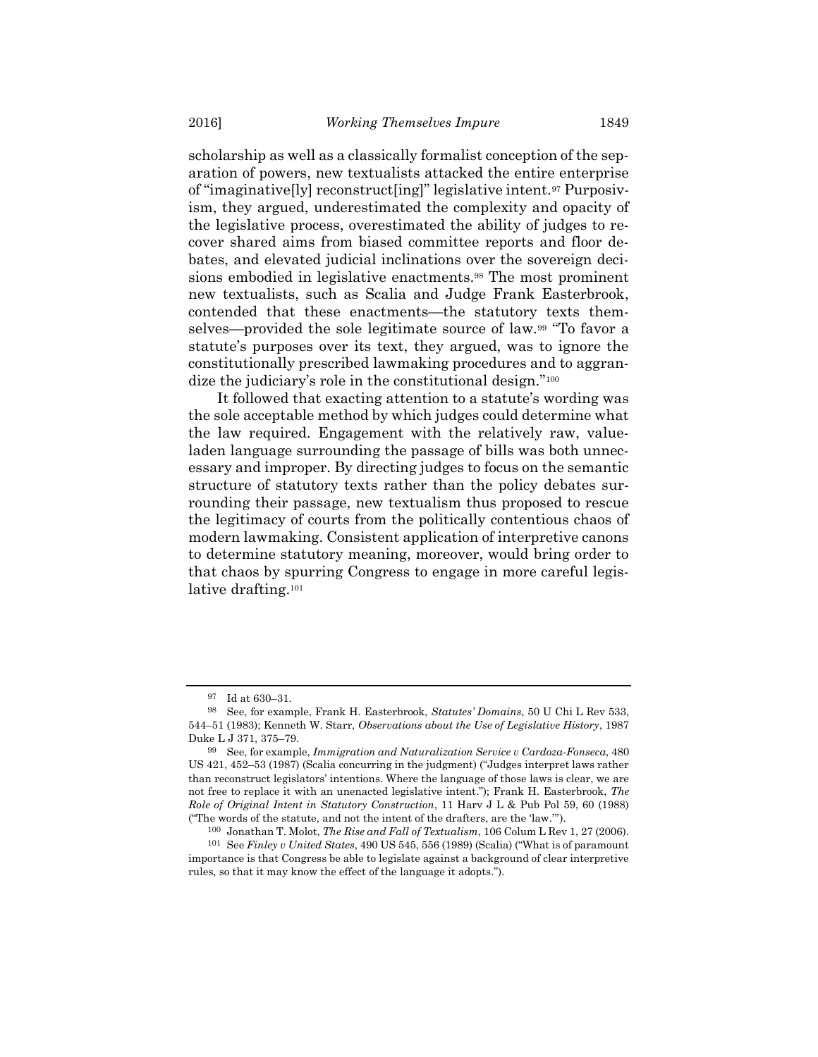scholarship as well as a classically formalist conception of the separation of powers, new textualists attacked the entire enterprise of "imaginative[ly] reconstruct[ing]" legislative intent.[97] Purposivism, they argued, underestimated the complexity and opacity of the legislative process, overestimated the ability of judges to recover shared aims from biased committee reports and floor debates, and elevated judicial inclinations over the sovereign decisions embodied in legislative enactments.[98] The most prominent new textualists, such as Scalia and Judge Frank Easterbrook, contended that these enactments—the statutory texts themselves—provided the sole legitimate source of law.[99] "To favor a statute's purposes over its text, they argued, was to ignore the constitutionally prescribed lawmaking procedures and to aggrandize the judiciary's role in the constitutional design."[100]

It followed that exacting attention to a statute's wording was the sole acceptable method by which judges could determine what the law required. Engagement with the relatively raw, value-laden language surrounding the passage of bills was both unnecessary and improper. By directing judges to focus on the semantic structure of statutory texts rather than the policy debates surrounding their passage, new textualism thus proposed to rescue the legitimacy of courts from the politically contentious chaos of modern lawmaking. Consistent application of interpretive canons to determine statutory meaning, moreover, would bring order to that chaos by spurring Congress to engage in more careful legislative drafting.[101]

---

[97] Id at 630–31.

[98] See, for example, Frank H. Easterbrook, *Statutes' Domains*, 50 U Chi L Rev 533, 544–51 (1983); Kenneth W. Starr, *Observations about the Use of Legislative History*, 1987 Duke L J 371, 375–79.

[99] See, for example, *Immigration and Naturalization Service v Cardoza-Fonseca*, 480 US 421, 452–53 (1987) (Scalia concurring in the judgment) ("Judges interpret laws rather than reconstruct legislators' intentions. Where the language of those laws is clear, we are not free to replace it with an unenacted legislative intent."); Frank H. Easterbrook, *The Role of Original Intent in Statutory Construction*, 11 Harv J L & Pub Pol 59, 60 (1988) ("The words of the statute, and not the intent of the drafters, are the 'law.'").

[100] Jonathan T. Molot, *The Rise and Fall of Textualism*, 106 Colum L Rev 1, 27 (2006).

[101] See *Finley v United States*, 490 US 545, 556 (1989) (Scalia) ("What is of paramount importance is that Congress be able to legislate against a background of clear interpretive rules, so that it may know the effect of the language it adopts.").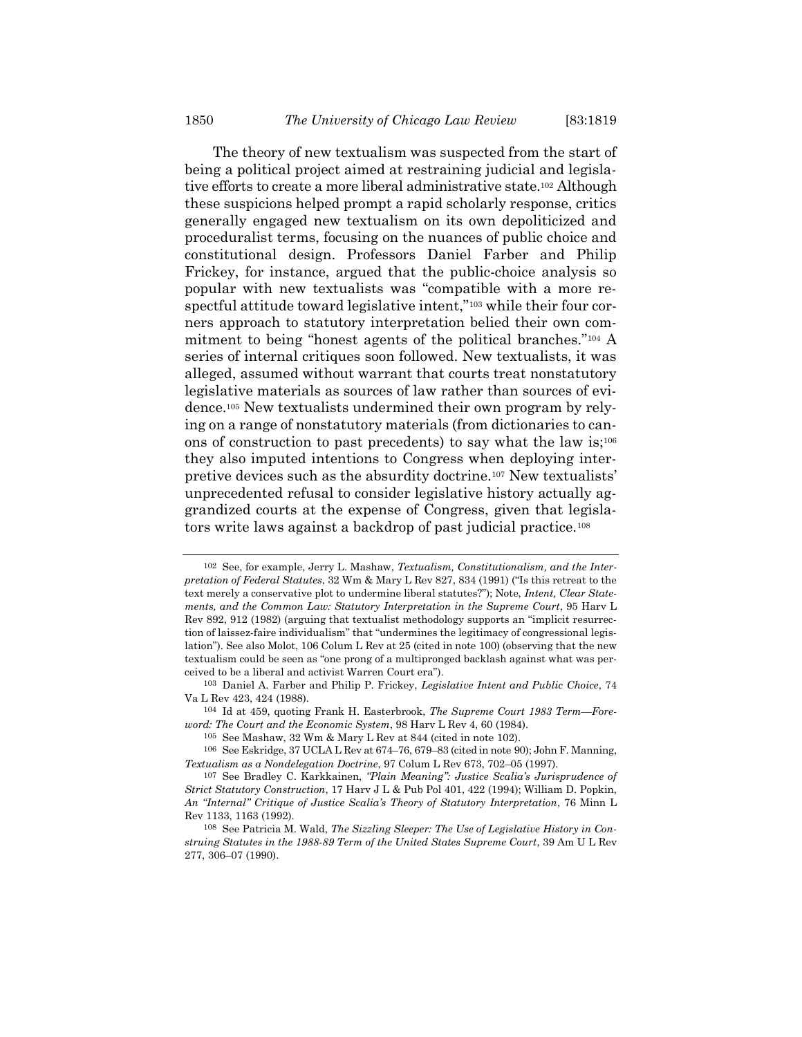The theory of new textualism was suspected from the start of being a political project aimed at restraining judicial and legislative efforts to create a more liberal administrative state.[102] Although these suspicions helped prompt a rapid scholarly response, critics generally engaged new textualism on its own depoliticized and proceduralist terms, focusing on the nuances of public choice and constitutional design. Professors Daniel Farber and Philip Frickey, for instance, argued that the public-choice analysis so popular with new textualists was "compatible with a more respectful attitude toward legislative intent,"[103] while their four corners approach to statutory interpretation belied their own commitment to being "honest agents of the political branches."[104] A series of internal critiques soon followed. New textualists, it was alleged, assumed without warrant that courts treat nonstatutory legislative materials as sources of law rather than sources of evidence.[105] New textualists undermined their own program by relying on a range of nonstatutory materials (from dictionaries to canons of construction to past precedents) to say what the law is;[106] they also imputed intentions to Congress when deploying interpretive devices such as the absurdity doctrine.[107] New textualists' unprecedented refusal to consider legislative history actually aggrandized courts at the expense of Congress, given that legislators write laws against a backdrop of past judicial practice.[108]

---

[102] See, for example, Jerry L. Mashaw, *Textualism, Constitutionalism, and the Interpretation of Federal Statutes*, 32 Wm & Mary L Rev 827, 834 (1991) ("Is this retreat to the text merely a conservative plot to undermine liberal statutes?"); Note, *Intent, Clear Statements, and the Common Law: Statutory Interpretation in the Supreme Court*, 95 Harv L Rev 892, 912 (1982) (arguing that textualist methodology supports an "implicit resurrection of laissez-faire individualism" that "undermines the legitimacy of congressional legislation"). See also Molot, 106 Colum L Rev at 25 (cited in note 100) (observing that the new textualism could be seen as "one prong of a multipronged backlash against what was perceived to be a liberal and activist Warren Court era").

[103] Daniel A. Farber and Philip P. Frickey, *Legislative Intent and Public Choice*, 74 Va L Rev 423, 424 (1988).

[104] Id at 459, quoting Frank H. Easterbrook, *The Supreme Court 1983 Term—Foreword: The Court and the Economic System*, 98 Harv L Rev 4, 60 (1984).

[105] See Mashaw, 32 Wm & Mary L Rev at 844 (cited in note 102).

[106] See Eskridge, 37 UCLA L Rev at 674–76, 679–83 (cited in note 90); John F. Manning, *Textualism as a Nondelegation Doctrine*, 97 Colum L Rev 673, 702–05 (1997).

[107] See Bradley C. Karkkainen, *"Plain Meaning": Justice Scalia's Jurisprudence of Strict Statutory Construction*, 17 Harv J L & Pub Pol 401, 422 (1994); William D. Popkin, *An "Internal" Critique of Justice Scalia's Theory of Statutory Interpretation*, 76 Minn L Rev 1133, 1163 (1992).

[108] See Patricia M. Wald, *The Sizzling Sleeper: The Use of Legislative History in Construing Statutes in the 1988-89 Term of the United States Supreme Court*, 39 Am U L Rev 277, 306–07 (1990).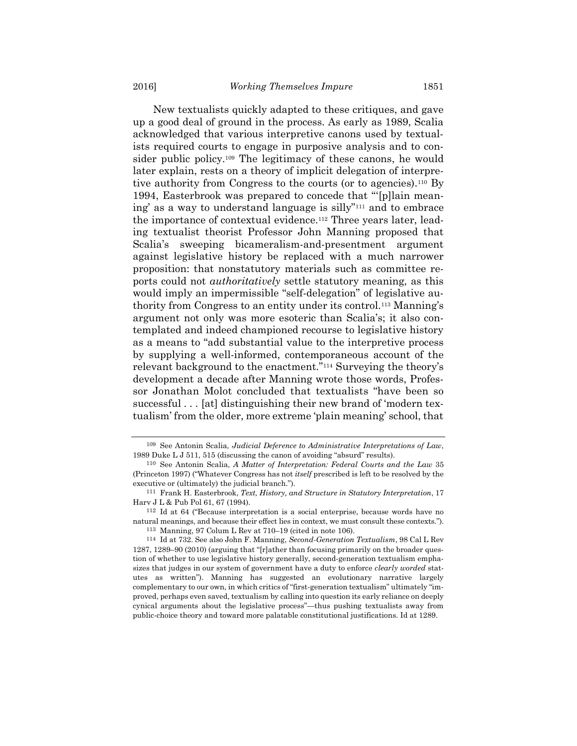New textualists quickly adapted to these critiques, and gave up a good deal of ground in the process. As early as 1989, Scalia acknowledged that various interpretive canons used by textualists required courts to engage in purposive analysis and to consider public policy.[109] The legitimacy of these canons, he would later explain, rests on a theory of implicit delegation of interpretive authority from Congress to the courts (or to agencies).[110] By 1994, Easterbrook was prepared to concede that "'[p]lain meaning' as a way to understand language is silly"[111] and to embrace the importance of contextual evidence.[112] Three years later, leading textualist theorist Professor John Manning proposed that Scalia's sweeping bicameralism-and-presentment argument against legislative history be replaced with a much narrower proposition: that nonstatutory materials such as committee reports could not *authoritatively* settle statutory meaning, as this would imply an impermissible "self-delegation" of legislative authority from Congress to an entity under its control.[113] Manning's argument not only was more esoteric than Scalia's; it also contemplated and indeed championed recourse to legislative history as a means to "add substantial value to the interpretive process by supplying a well-informed, contemporaneous account of the relevant background to the enactment."[114] Surveying the theory's development a decade after Manning wrote those words, Professor Jonathan Molot concluded that textualists "have been so successful . . . [at] distinguishing their new brand of 'modern textualism' from the older, more extreme 'plain meaning' school, that

---

[109] See Antonin Scalia, *Judicial Deference to Administrative Interpretations of Law*, 1989 Duke L J 511, 515 (discussing the canon of avoiding "absurd" results).

[110] See Antonin Scalia, *A Matter of Interpretation: Federal Courts and the Law* 35 (Princeton 1997) ("Whatever Congress has not *itself* prescribed is left to be resolved by the executive or (ultimately) the judicial branch.").

[111] Frank H. Easterbrook, *Text, History, and Structure in Statutory Interpretation*, 17 Harv J L & Pub Pol 61, 67 (1994).

[112] Id at 64 ("Because interpretation is a social enterprise, because words have no natural meanings, and because their effect lies in context, we must consult these contexts.").

[113] Manning, 97 Colum L Rev at 710–19 (cited in note 106).

[114] Id at 732. See also John F. Manning, *Second-Generation Textualism*, 98 Cal L Rev 1287, 1289–90 (2010) (arguing that "[r]ather than focusing primarily on the broader question of whether to use legislative history generally, second-generation textualism emphasizes that judges in our system of government have a duty to enforce *clearly worded* statutes as written"). Manning has suggested an evolutionary narrative largely complementary to our own, in which critics of "first-generation textualism" ultimately "improved, perhaps even saved, textualism by calling into question its early reliance on deeply cynical arguments about the legislative process"—thus pushing textualists away from public-choice theory and toward more palatable constitutional justifications. Id at 1289.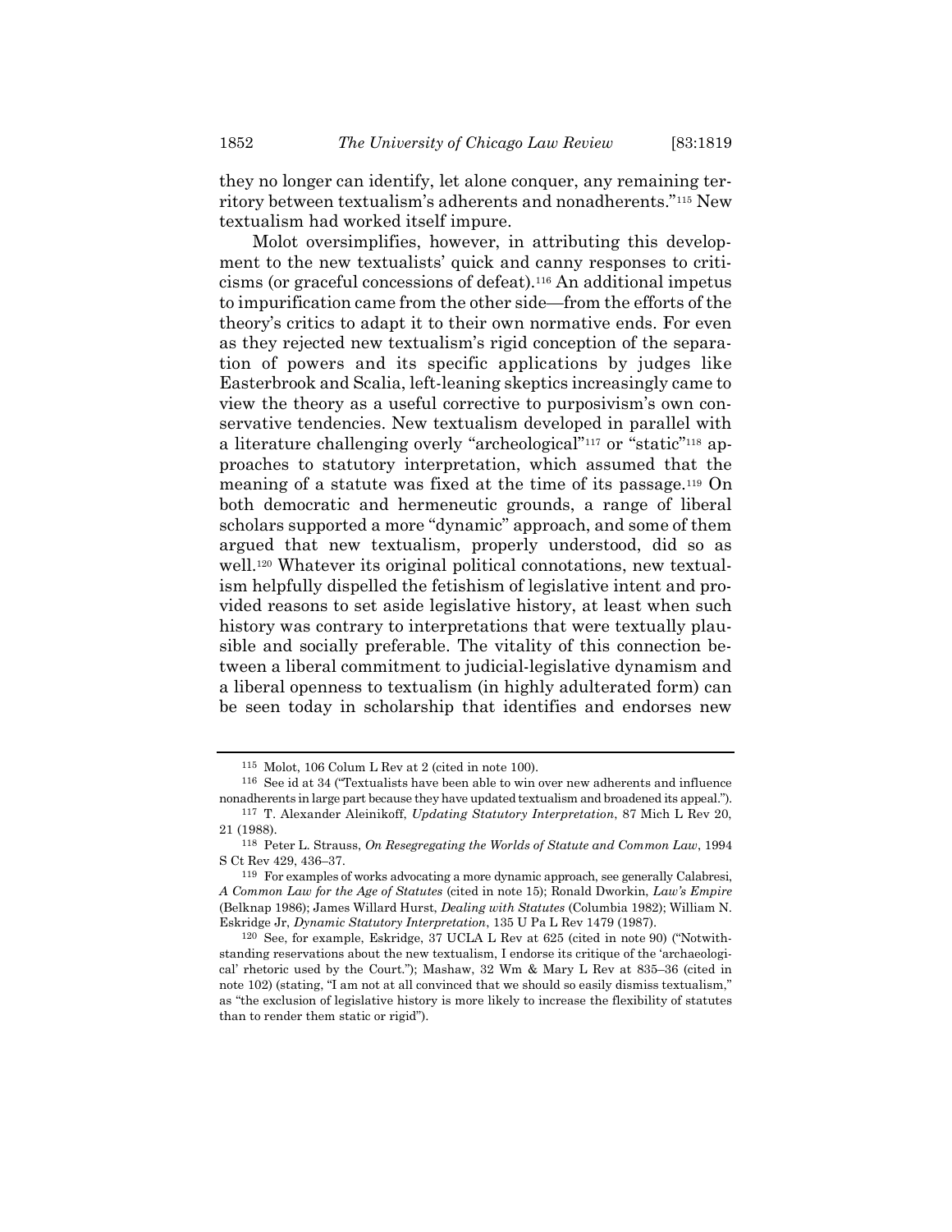they no longer can identify, let alone conquer, any remaining territory between textualism's adherents and nonadherents."[115] New textualism had worked itself impure.

Molot oversimplifies, however, in attributing this development to the new textualists' quick and canny responses to criticisms (or graceful concessions of defeat).[116] An additional impetus to impurification came from the other side—from the efforts of the theory's critics to adapt it to their own normative ends. For even as they rejected new textualism's rigid conception of the separation of powers and its specific applications by judges like Easterbrook and Scalia, left-leaning skeptics increasingly came to view the theory as a useful corrective to purposivism's own conservative tendencies. New textualism developed in parallel with a literature challenging overly "archeological"[117] or "static"[118] approaches to statutory interpretation, which assumed that the meaning of a statute was fixed at the time of its passage.[119] On both democratic and hermeneutic grounds, a range of liberal scholars supported a more "dynamic" approach, and some of them argued that new textualism, properly understood, did so as well.[120] Whatever its original political connotations, new textualism helpfully dispelled the fetishism of legislative intent and provided reasons to set aside legislative history, at least when such history was contrary to interpretations that were textually plausible and socially preferable. The vitality of this connection between a liberal commitment to judicial-legislative dynamism and a liberal openness to textualism (in highly adulterated form) can be seen today in scholarship that identifies and endorses new

---

[115] Molot, 106 Colum L Rev at 2 (cited in note 100).

[116] See id at 34 ("Textualists have been able to win over new adherents and influence nonadherents in large part because they have updated textualism and broadened its appeal.").

[117] T. Alexander Aleinikoff, *Updating Statutory Interpretation*, 87 Mich L Rev 20, 21 (1988).

[118] Peter L. Strauss, *On Resegregating the Worlds of Statute and Common Law*, 1994 S Ct Rev 429, 436–37.

[119] For examples of works advocating a more dynamic approach, see generally Calabresi, *A Common Law for the Age of Statutes* (cited in note 15); Ronald Dworkin, *Law's Empire* (Belknap 1986); James Willard Hurst, *Dealing with Statutes* (Columbia 1982); William N. Eskridge Jr, *Dynamic Statutory Interpretation*, 135 U Pa L Rev 1479 (1987).

[120] See, for example, Eskridge, 37 UCLA L Rev at 625 (cited in note 90) ("Notwithstanding reservations about the new textualism, I endorse its critique of the 'archaeological' rhetoric used by the Court."); Mashaw, 32 Wm & Mary L Rev at 835–36 (cited in note 102) (stating, "I am not at all convinced that we should so easily dismiss textualism," as "the exclusion of legislative history is more likely to increase the flexibility of statutes than to render them static or rigid").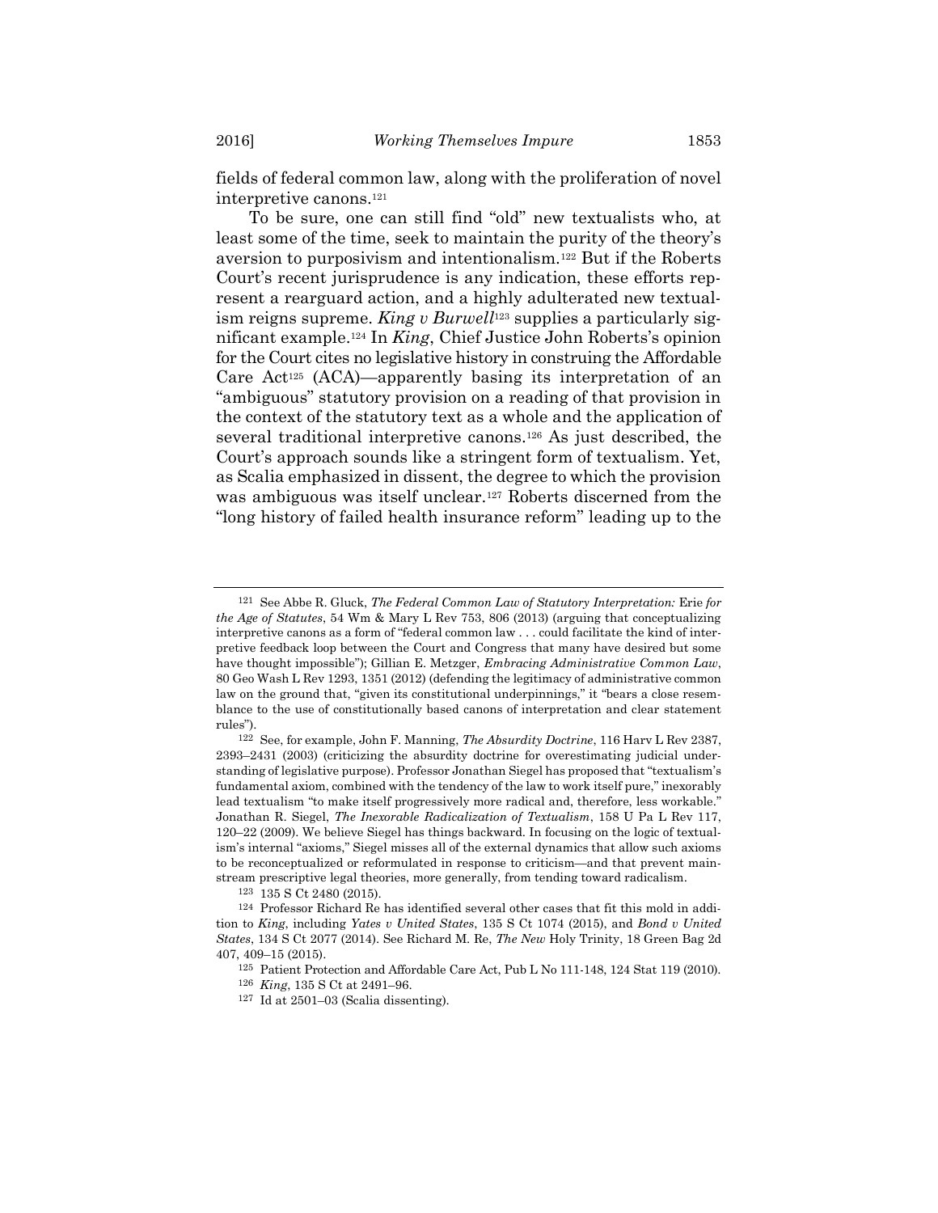fields of federal common law, along with the proliferation of novel interpretive canons.[121]

To be sure, one can still find "old" new textualists who, at least some of the time, seek to maintain the purity of the theory's aversion to purposivism and intentionalism.[122] But if the Roberts Court's recent jurisprudence is any indication, these efforts represent a rearguard action, and a highly adulterated new textualism reigns supreme. *King v Burwell*[123] supplies a particularly significant example.[124] In *King*, Chief Justice John Roberts's opinion for the Court cites no legislative history in construing the Affordable Care Act[125] (ACA)—apparently basing its interpretation of an "ambiguous" statutory provision on a reading of that provision in the context of the statutory text as a whole and the application of several traditional interpretive canons.[126] As just described, the Court's approach sounds like a stringent form of textualism. Yet, as Scalia emphasized in dissent, the degree to which the provision was ambiguous was itself unclear.[127] Roberts discerned from the "long history of failed health insurance reform" leading up to the

---

[121] See Abbe R. Gluck, *The Federal Common Law of Statutory Interpretation:* Erie *for the Age of Statutes*, 54 Wm & Mary L Rev 753, 806 (2013) (arguing that conceptualizing interpretive canons as a form of "federal common law . . . could facilitate the kind of interpretive feedback loop between the Court and Congress that many have desired but some have thought impossible"); Gillian E. Metzger, *Embracing Administrative Common Law*, 80 Geo Wash L Rev 1293, 1351 (2012) (defending the legitimacy of administrative common law on the ground that, "given its constitutional underpinnings," it "bears a close resemblance to the use of constitutionally based canons of interpretation and clear statement rules").

[122] See, for example, John F. Manning, *The Absurdity Doctrine*, 116 Harv L Rev 2387, 2393–2431 (2003) (criticizing the absurdity doctrine for overestimating judicial understanding of legislative purpose). Professor Jonathan Siegel has proposed that "textualism's fundamental axiom, combined with the tendency of the law to work itself pure," inexorably lead textualism "to make itself progressively more radical and, therefore, less workable." Jonathan R. Siegel, *The Inexorable Radicalization of Textualism*, 158 U Pa L Rev 117, 120–22 (2009). We believe Siegel has things backward. In focusing on the logic of textualism's internal "axioms," Siegel misses all of the external dynamics that allow such axioms to be reconceptualized or reformulated in response to criticism—and that prevent mainstream prescriptive legal theories, more generally, from tending toward radicalism.

[123] 135 S Ct 2480 (2015).

[124] Professor Richard Re has identified several other cases that fit this mold in addition to *King*, including *Yates v United States*, 135 S Ct 1074 (2015), and *Bond v United States*, 134 S Ct 2077 (2014). See Richard M. Re, *The New* Holy Trinity, 18 Green Bag 2d 407, 409–15 (2015).

[125] Patient Protection and Affordable Care Act, Pub L No 111-148, 124 Stat 119 (2010).

[126] *King*, 135 S Ct at 2491–96.

[127] Id at 2501–03 (Scalia dissenting).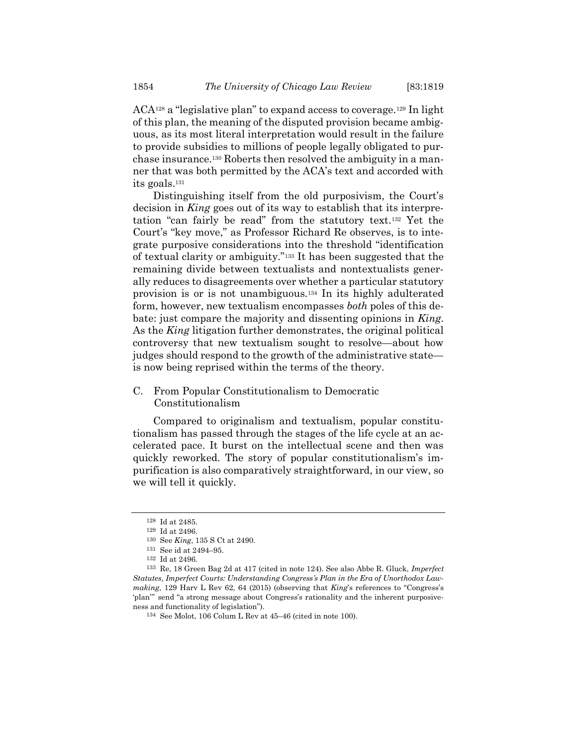ACA[128] a "legislative plan" to expand access to coverage.[129] In light of this plan, the meaning of the disputed provision became ambiguous, as its most literal interpretation would result in the failure to provide subsidies to millions of people legally obligated to purchase insurance.[130] Roberts then resolved the ambiguity in a manner that was both permitted by the ACA's text and accorded with its goals.[131]

Distinguishing itself from the old purposivism, the Court's decision in *King* goes out of its way to establish that its interpretation "can fairly be read" from the statutory text.[132] Yet the Court's "key move," as Professor Richard Re observes, is to integrate purposive considerations into the threshold "identification of textual clarity or ambiguity."[133] It has been suggested that the remaining divide between textualists and nontextualists generally reduces to disagreements over whether a particular statutory provision is or is not unambiguous.[134] In its highly adulterated form, however, new textualism encompasses *both* poles of this debate: just compare the majority and dissenting opinions in *King*. As the *King* litigation further demonstrates, the original political controversy that new textualism sought to resolve—about how judges should respond to the growth of the administrative state—is now being reprised within the terms of the theory.

### C. From Popular Constitutionalism to Democratic Constitutionalism

Compared to originalism and textualism, popular constitutionalism has passed through the stages of the life cycle at an accelerated pace. It burst on the intellectual scene and then was quickly reworked. The story of popular constitutionalism's impurification is also comparatively straightforward, in our view, so we will tell it quickly.

---

[128] Id at 2485.

[129] Id at 2496.

[130] See *King*, 135 S Ct at 2490.

[131] See id at 2494–95.

[132] Id at 2496.

[133] Re, 18 Green Bag 2d at 417 (cited in note 124). See also Abbe R. Gluck, *Imperfect Statutes, Imperfect Courts: Understanding Congress's Plan in the Era of Unorthodox Lawmaking*, 129 Harv L Rev 62, 64 (2015) (observing that *King*'s references to "Congress's 'plan'" send "a strong message about Congress's rationality and the inherent purposiveness and functionality of legislation").

[134] See Molot, 106 Colum L Rev at 45–46 (cited in note 100).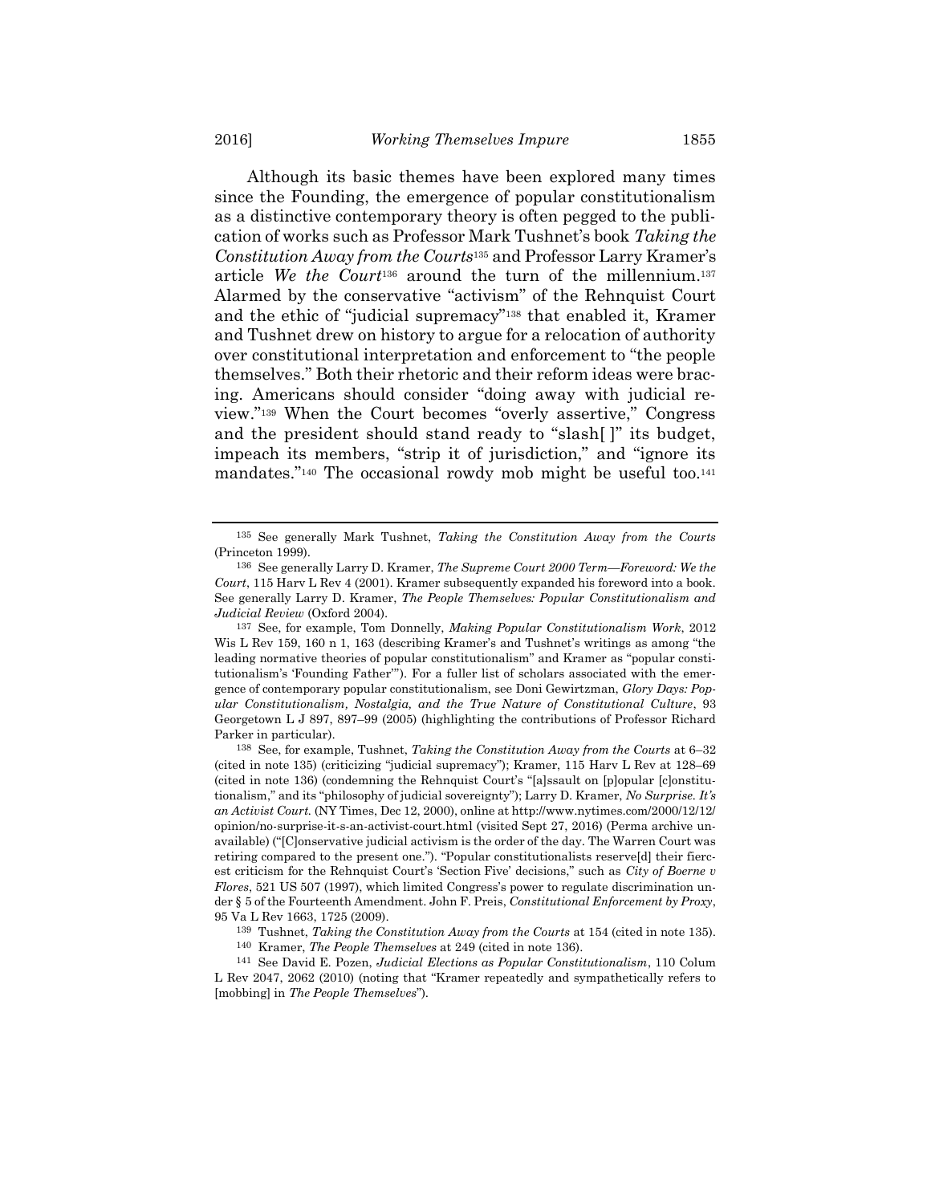Although its basic themes have been explored many times since the Founding, the emergence of popular constitutionalism as a distinctive contemporary theory is often pegged to the publication of works such as Professor Mark Tushnet's book *Taking the Constitution Away from the Courts*[135] and Professor Larry Kramer's article *We the Court*[136] around the turn of the millennium.[137] Alarmed by the conservative "activism" of the Rehnquist Court and the ethic of "judicial supremacy"[138] that enabled it, Kramer and Tushnet drew on history to argue for a relocation of authority over constitutional interpretation and enforcement to "the people themselves." Both their rhetoric and their reform ideas were bracing. Americans should consider "doing away with judicial review."[139] When the Court becomes "overly assertive," Congress and the president should stand ready to "slash[ ]" its budget, impeach its members, "strip it of jurisdiction," and "ignore its mandates."[140] The occasional rowdy mob might be useful too.[141]

---

135 See generally Mark Tushnet, *Taking the Constitution Away from the Courts* (Princeton 1999).

136 See generally Larry D. Kramer, *The Supreme Court 2000 Term—Foreword: We the Court*, 115 Harv L Rev 4 (2001). Kramer subsequently expanded his foreword into a book. See generally Larry D. Kramer, *The People Themselves: Popular Constitutionalism and Judicial Review* (Oxford 2004).

137 See, for example, Tom Donnelly, *Making Popular Constitutionalism Work*, 2012 Wis L Rev 159, 160 n 1, 163 (describing Kramer's and Tushnet's writings as among "the leading normative theories of popular constitutionalism" and Kramer as "popular constitutionalism's 'Founding Father'"). For a fuller list of scholars associated with the emergence of contemporary popular constitutionalism, see Doni Gewirtzman, *Glory Days: Popular Constitutionalism, Nostalgia, and the True Nature of Constitutional Culture*, 93 Georgetown L J 897, 897–99 (2005) (highlighting the contributions of Professor Richard Parker in particular).

138 See, for example, Tushnet, *Taking the Constitution Away from the Courts* at 6–32 (cited in note 135) (criticizing "judicial supremacy"); Kramer, 115 Harv L Rev at 128–69 (cited in note 136) (condemning the Rehnquist Court's "[a]ssault on [p]opular [c]onstitutionalism," and its "philosophy of judicial sovereignty"); Larry D. Kramer, *No Surprise. It's an Activist Court.* (NY Times, Dec 12, 2000), online at http://www.nytimes.com/2000/12/12/opinion/no-surprise-it-s-an-activist-court.html (visited Sept 27, 2016) (Perma archive unavailable) ("[C]onservative judicial activism is the order of the day. The Warren Court was retiring compared to the present one."). "Popular constitutionalists reserve[d] their fiercest criticism for the Rehnquist Court's 'Section Five' decisions," such as *City of Boerne v Flores*, 521 US 507 (1997), which limited Congress's power to regulate discrimination under § 5 of the Fourteenth Amendment. John F. Preis, *Constitutional Enforcement by Proxy*, 95 Va L Rev 1663, 1725 (2009).

139 Tushnet, *Taking the Constitution Away from the Courts* at 154 (cited in note 135).

140 Kramer, *The People Themselves* at 249 (cited in note 136).

141 See David E. Pozen, *Judicial Elections as Popular Constitutionalism*, 110 Colum L Rev 2047, 2062 (2010) (noting that "Kramer repeatedly and sympathetically refers to [mobbing] in *The People Themselves*").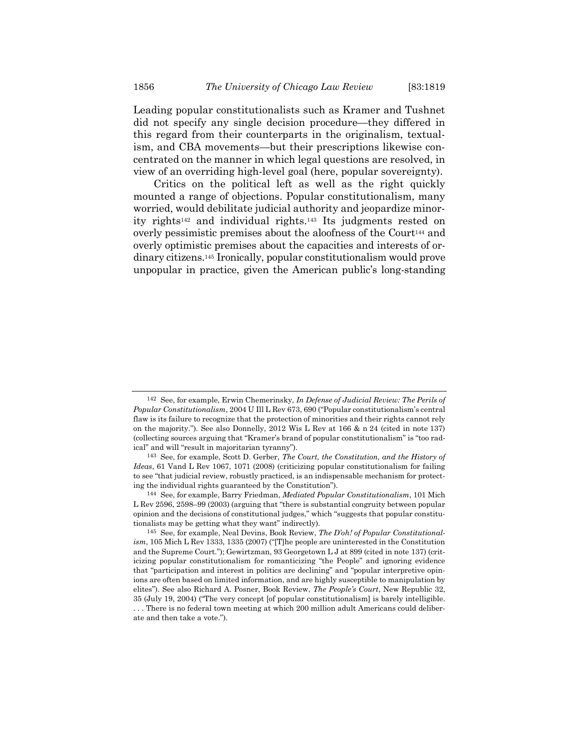Leading popular constitutionalists such as Kramer and Tushnet did not specify any single decision procedure—they differed in this regard from their counterparts in the originalism, textualism, and CBA movements—but their prescriptions likewise concentrated on the manner in which legal questions are resolved, in view of an overriding high-level goal (here, popular sovereignty).

Critics on the political left as well as the right quickly mounted a range of objections. Popular constitutionalism, many worried, would debilitate judicial authority and jeopardize minority rights[142] and individual rights.[143] Its judgments rested on overly pessimistic premises about the aloofness of the Court[144] and overly optimistic premises about the capacities and interests of ordinary citizens.[145] Ironically, popular constitutionalism would prove unpopular in practice, given the American public's long-standing

---

[142] See, for example, Erwin Chemerinsky, *In Defense of Judicial Review: The Perils of Popular Constitutionalism*, 2004 U Ill L Rev 673, 690 ("Popular constitutionalism's central flaw is its failure to recognize that the protection of minorities and their rights cannot rely on the majority."). See also Donnelly, 2012 Wis L Rev at 166 & n 24 (cited in note 137) (collecting sources arguing that "Kramer's brand of popular constitutionalism" is "too radical" and will "result in majoritarian tyranny").

[143] See, for example, Scott D. Gerber, *The Court, the Constitution, and the History of Ideas*, 61 Vand L Rev 1067, 1071 (2008) (criticizing popular constitutionalism for failing to see "that judicial review, robustly practiced, is an indispensable mechanism for protecting the individual rights guaranteed by the Constitution").

[144] See, for example, Barry Friedman, *Mediated Popular Constitutionalism*, 101 Mich L Rev 2596, 2598–99 (2003) (arguing that "there is substantial congruity between popular opinion and the decisions of constitutional judges," which "suggests that popular constitutionalists may be getting what they want" indirectly).

[145] See, for example, Neal Devins, Book Review, *The D'oh! of Popular Constitutionalism*, 105 Mich L Rev 1333, 1335 (2007) ("[T]he people are uninterested in the Constitution and the Supreme Court."); Gewirtzman, 93 Georgetown L J at 899 (cited in note 137) (criticizing popular constitutionalism for romanticizing "the People" and ignoring evidence that "participation and interest in politics are declining" and "popular interpretive opinions are often based on limited information, and are highly susceptible to manipulation by elites"). See also Richard A. Posner, Book Review, *The People's Court*, New Republic 32, 35 (July 19, 2004) ("The very concept [of popular constitutionalism] is barely intelligible. . . . There is no federal town meeting at which 200 million adult Americans could deliberate and then take a vote.").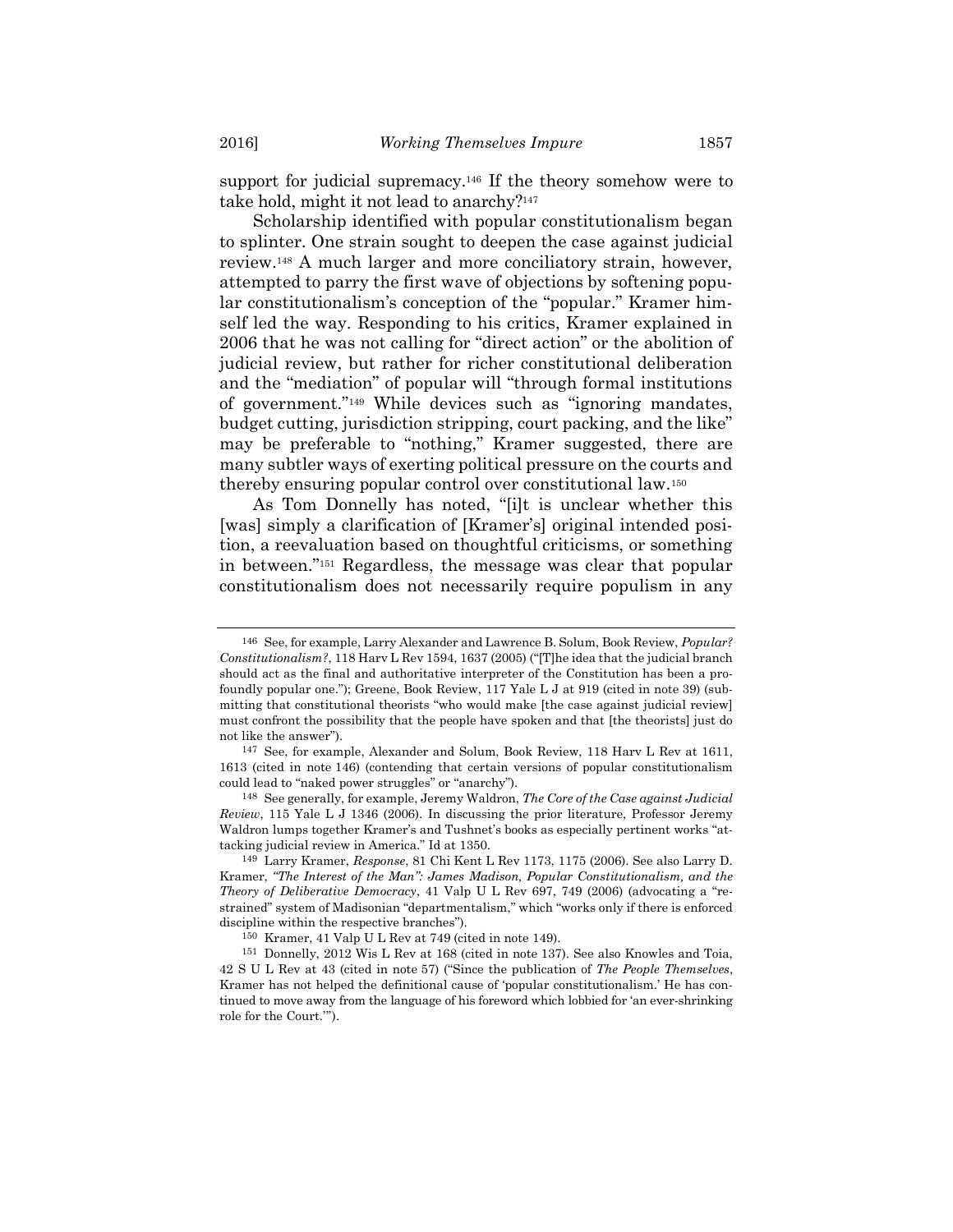support for judicial supremacy.[146] If the theory somehow were to take hold, might it not lead to anarchy?[147]

Scholarship identified with popular constitutionalism began to splinter. One strain sought to deepen the case against judicial review.[148] A much larger and more conciliatory strain, however, attempted to parry the first wave of objections by softening popular constitutionalism's conception of the "popular." Kramer himself led the way. Responding to his critics, Kramer explained in 2006 that he was not calling for "direct action" or the abolition of judicial review, but rather for richer constitutional deliberation and the "mediation" of popular will "through formal institutions of government."[149] While devices such as "ignoring mandates, budget cutting, jurisdiction stripping, court packing, and the like" may be preferable to "nothing," Kramer suggested, there are many subtler ways of exerting political pressure on the courts and thereby ensuring popular control over constitutional law.[150]

As Tom Donnelly has noted, "[i]t is unclear whether this [was] simply a clarification of [Kramer's] original intended position, a reevaluation based on thoughtful criticisms, or something in between."[151] Regardless, the message was clear that popular constitutionalism does not necessarily require populism in any

---

146 See, for example, Larry Alexander and Lawrence B. Solum, Book Review, *Popular? Constitutionalism?*, 118 Harv L Rev 1594, 1637 (2005) ("[T]he idea that the judicial branch should act as the final and authoritative interpreter of the Constitution has been a profoundly popular one."); Greene, Book Review, 117 Yale L J at 919 (cited in note 39) (submitting that constitutional theorists "who would make [the case against judicial review] must confront the possibility that the people have spoken and that [the theorists] just do not like the answer").

147 See, for example, Alexander and Solum, Book Review, 118 Harv L Rev at 1611, 1613 (cited in note 146) (contending that certain versions of popular constitutionalism could lead to "naked power struggles" or "anarchy").

148 See generally, for example, Jeremy Waldron, *The Core of the Case against Judicial Review*, 115 Yale L J 1346 (2006). In discussing the prior literature, Professor Jeremy Waldron lumps together Kramer's and Tushnet's books as especially pertinent works "attacking judicial review in America." Id at 1350.

149 Larry Kramer, *Response*, 81 Chi Kent L Rev 1173, 1175 (2006). See also Larry D. Kramer, *"The Interest of the Man": James Madison, Popular Constitutionalism, and the Theory of Deliberative Democracy*, 41 Valp U L Rev 697, 749 (2006) (advocating a "restrained" system of Madisonian "departmentalism," which "works only if there is enforced discipline within the respective branches").

150 Kramer, 41 Valp U L Rev at 749 (cited in note 149).

151 Donnelly, 2012 Wis L Rev at 168 (cited in note 137). See also Knowles and Toia, 42 S U L Rev at 43 (cited in note 57) ("Since the publication of *The People Themselves*, Kramer has not helped the definitional cause of 'popular constitutionalism.' He has continued to move away from the language of his foreword which lobbied for 'an ever-shrinking role for the Court.'").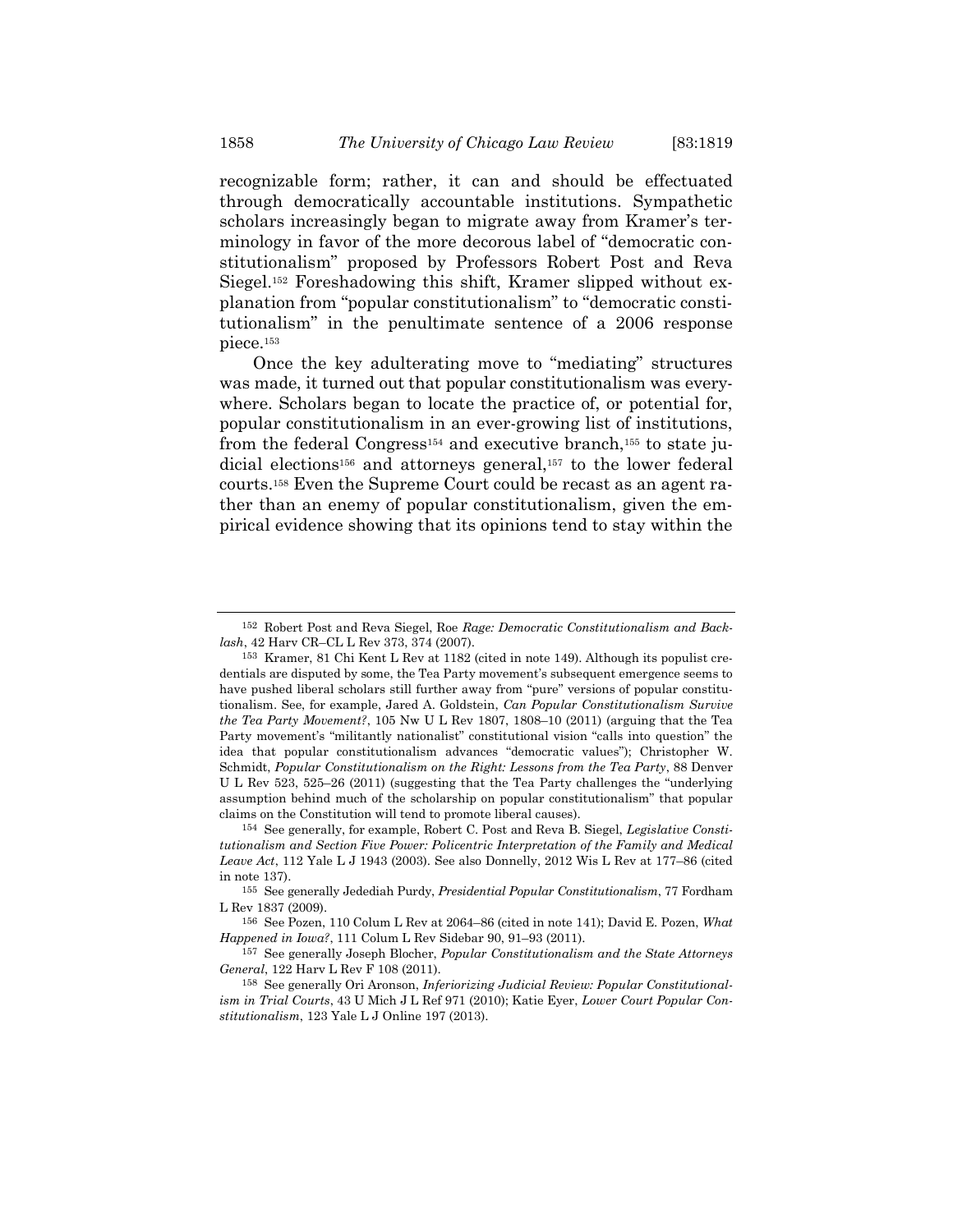recognizable form; rather, it can and should be effectuated through democratically accountable institutions. Sympathetic scholars increasingly began to migrate away from Kramer's terminology in favor of the more decorous label of "democratic constitutionalism" proposed by Professors Robert Post and Reva Siegel.[152] Foreshadowing this shift, Kramer slipped without explanation from "popular constitutionalism" to "democratic constitutionalism" in the penultimate sentence of a 2006 response piece.[153]

Once the key adulterating move to "mediating" structures was made, it turned out that popular constitutionalism was everywhere. Scholars began to locate the practice of, or potential for, popular constitutionalism in an ever-growing list of institutions, from the federal Congress[154] and executive branch,[155] to state judicial elections[156] and attorneys general,[157] to the lower federal courts.[158] Even the Supreme Court could be recast as an agent rather than an enemy of popular constitutionalism, given the empirical evidence showing that its opinions tend to stay within the

---

[152] Robert Post and Reva Siegel, Roe *Rage: Democratic Constitutionalism and Backlash*, 42 Harv CR–CL L Rev 373, 374 (2007).

[153] Kramer, 81 Chi Kent L Rev at 1182 (cited in note 149). Although its populist credentials are disputed by some, the Tea Party movement's subsequent emergence seems to have pushed liberal scholars still further away from "pure" versions of popular constitutionalism. See, for example, Jared A. Goldstein, *Can Popular Constitutionalism Survive the Tea Party Movement?*, 105 Nw U L Rev 1807, 1808–10 (2011) (arguing that the Tea Party movement's "militantly nationalist" constitutional vision "calls into question" the idea that popular constitutionalism advances "democratic values"); Christopher W. Schmidt, *Popular Constitutionalism on the Right: Lessons from the Tea Party*, 88 Denver U L Rev 523, 525–26 (2011) (suggesting that the Tea Party challenges the "underlying assumption behind much of the scholarship on popular constitutionalism" that popular claims on the Constitution will tend to promote liberal causes).

[154] See generally, for example, Robert C. Post and Reva B. Siegel, *Legislative Constitutionalism and Section Five Power: Policentric Interpretation of the Family and Medical Leave Act*, 112 Yale L J 1943 (2003). See also Donnelly, 2012 Wis L Rev at 177–86 (cited in note 137).

[155] See generally Jedediah Purdy, *Presidential Popular Constitutionalism*, 77 Fordham L Rev 1837 (2009).

[156] See Pozen, 110 Colum L Rev at 2064–86 (cited in note 141); David E. Pozen, *What Happened in Iowa?*, 111 Colum L Rev Sidebar 90, 91–93 (2011).

[157] See generally Joseph Blocher, *Popular Constitutionalism and the State Attorneys General*, 122 Harv L Rev F 108 (2011).

[158] See generally Ori Aronson, *Inferiorizing Judicial Review: Popular Constitutionalism in Trial Courts*, 43 U Mich J L Ref 971 (2010); Katie Eyer, *Lower Court Popular Constitutionalism*, 123 Yale L J Online 197 (2013).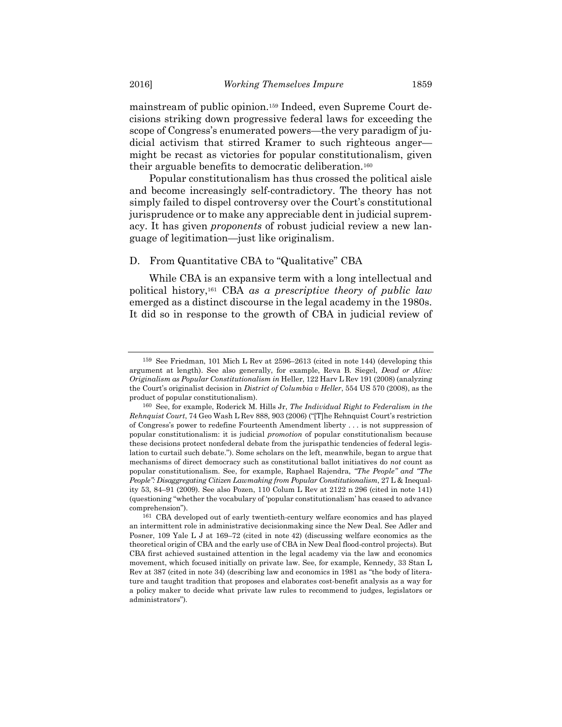mainstream of public opinion.[159] Indeed, even Supreme Court decisions striking down progressive federal laws for exceeding the scope of Congress's enumerated powers—the very paradigm of judicial activism that stirred Kramer to such righteous anger—might be recast as victories for popular constitutionalism, given their arguable benefits to democratic deliberation.[160]

Popular constitutionalism has thus crossed the political aisle and become increasingly self-contradictory. The theory has not simply failed to dispel controversy over the Court's constitutional jurisprudence or to make any appreciable dent in judicial supremacy. It has given *proponents* of robust judicial review a new language of legitimation—just like originalism.

### D. From Quantitative CBA to "Qualitative" CBA

While CBA is an expansive term with a long intellectual and political history,[161] CBA *as a prescriptive theory of public law* emerged as a distinct discourse in the legal academy in the 1980s. It did so in response to the growth of CBA in judicial review of

---

[159] See Friedman, 101 Mich L Rev at 2596–2613 (cited in note 144) (developing this argument at length). See also generally, for example, Reva B. Siegel, *Dead or Alive: Originalism as Popular Constitutionalism in* Heller, 122 Harv L Rev 191 (2008) (analyzing the Court's originalist decision in *District of Columbia v Heller*, 554 US 570 (2008), as the product of popular constitutionalism).

[160] See, for example, Roderick M. Hills Jr, *The Individual Right to Federalism in the Rehnquist Court*, 74 Geo Wash L Rev 888, 903 (2006) ("[T]he Rehnquist Court's restriction of Congress's power to redefine Fourteenth Amendment liberty . . . is not suppression of popular constitutionalism: it is judicial *promotion* of popular constitutionalism because these decisions protect nonfederal debate from the jurispathic tendencies of federal legislation to curtail such debate."). Some scholars on the left, meanwhile, began to argue that mechanisms of direct democracy such as constitutional ballot initiatives do *not* count as popular constitutionalism. See, for example, Raphael Rajendra, *"The People" and "The People": Disaggregating Citizen Lawmaking from Popular Constitutionalism*, 27 L & Inequality 53, 84–91 (2009). See also Pozen, 110 Colum L Rev at 2122 n 296 (cited in note 141) (questioning "whether the vocabulary of 'popular constitutionalism' has ceased to advance comprehension").

[161] CBA developed out of early twentieth-century welfare economics and has played an intermittent role in administrative decisionmaking since the New Deal. See Adler and Posner, 109 Yale L J at 169–72 (cited in note 42) (discussing welfare economics as the theoretical origin of CBA and the early use of CBA in New Deal flood-control projects). But CBA first achieved sustained attention in the legal academy via the law and economics movement, which focused initially on private law. See, for example, Kennedy, 33 Stan L Rev at 387 (cited in note 34) (describing law and economics in 1981 as "the body of literature and taught tradition that proposes and elaborates cost-benefit analysis as a way for a policy maker to decide what private law rules to recommend to judges, legislators or administrators").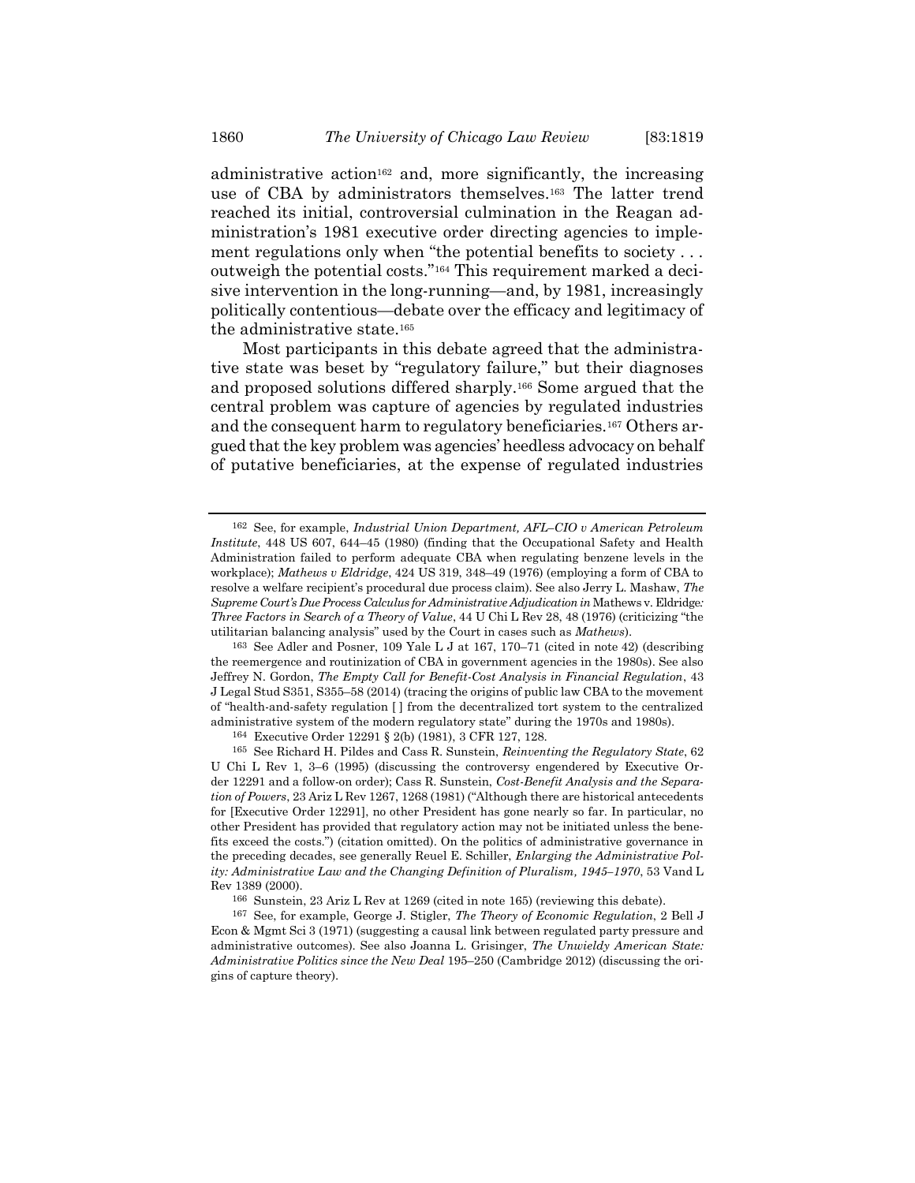administrative action[162] and, more significantly, the increasing use of CBA by administrators themselves.[163] The latter trend reached its initial, controversial culmination in the Reagan administration's 1981 executive order directing agencies to implement regulations only when "the potential benefits to society . . . outweigh the potential costs."[164] This requirement marked a decisive intervention in the long-running—and, by 1981, increasingly politically contentious—debate over the efficacy and legitimacy of the administrative state.[165]

Most participants in this debate agreed that the administrative state was beset by "regulatory failure," but their diagnoses and proposed solutions differed sharply.[166] Some argued that the central problem was capture of agencies by regulated industries and the consequent harm to regulatory beneficiaries.[167] Others argued that the key problem was agencies' heedless advocacy on behalf of putative beneficiaries, at the expense of regulated industries

---

[162] See, for example, *Industrial Union Department, AFL–CIO v American Petroleum Institute*, 448 US 607, 644–45 (1980) (finding that the Occupational Safety and Health Administration failed to perform adequate CBA when regulating benzene levels in the workplace); *Mathews v Eldridge*, 424 US 319, 348–49 (1976) (employing a form of CBA to resolve a welfare recipient's procedural due process claim). See also Jerry L. Mashaw, *The Supreme Court's Due Process Calculus for Administrative Adjudication in* Mathews v. Eldridge*: Three Factors in Search of a Theory of Value*, 44 U Chi L Rev 28, 48 (1976) (criticizing "the utilitarian balancing analysis" used by the Court in cases such as *Mathews*).

[163] See Adler and Posner, 109 Yale L J at 167, 170–71 (cited in note 42) (describing the reemergence and routinization of CBA in government agencies in the 1980s). See also Jeffrey N. Gordon, *The Empty Call for Benefit-Cost Analysis in Financial Regulation*, 43 J Legal Stud S351, S355–58 (2014) (tracing the origins of public law CBA to the movement of "health-and-safety regulation [ ] from the decentralized tort system to the centralized administrative system of the modern regulatory state" during the 1970s and 1980s).

[164] Executive Order 12291 § 2(b) (1981), 3 CFR 127, 128.

[165] See Richard H. Pildes and Cass R. Sunstein, *Reinventing the Regulatory State*, 62 U Chi L Rev 1, 3–6 (1995) (discussing the controversy engendered by Executive Order 12291 and a follow-on order); Cass R. Sunstein, *Cost-Benefit Analysis and the Separation of Powers*, 23 Ariz L Rev 1267, 1268 (1981) ("Although there are historical antecedents for [Executive Order 12291], no other President has gone nearly so far. In particular, no other President has provided that regulatory action may not be initiated unless the benefits exceed the costs.") (citation omitted). On the politics of administrative governance in the preceding decades, see generally Reuel E. Schiller, *Enlarging the Administrative Polity: Administrative Law and the Changing Definition of Pluralism, 1945–1970*, 53 Vand L Rev 1389 (2000).

[166] Sunstein, 23 Ariz L Rev at 1269 (cited in note 165) (reviewing this debate).

[167] See, for example, George J. Stigler, *The Theory of Economic Regulation*, 2 Bell J Econ & Mgmt Sci 3 (1971) (suggesting a causal link between regulated party pressure and administrative outcomes). See also Joanna L. Grisinger, *The Unwieldy American State: Administrative Politics since the New Deal* 195–250 (Cambridge 2012) (discussing the origins of capture theory).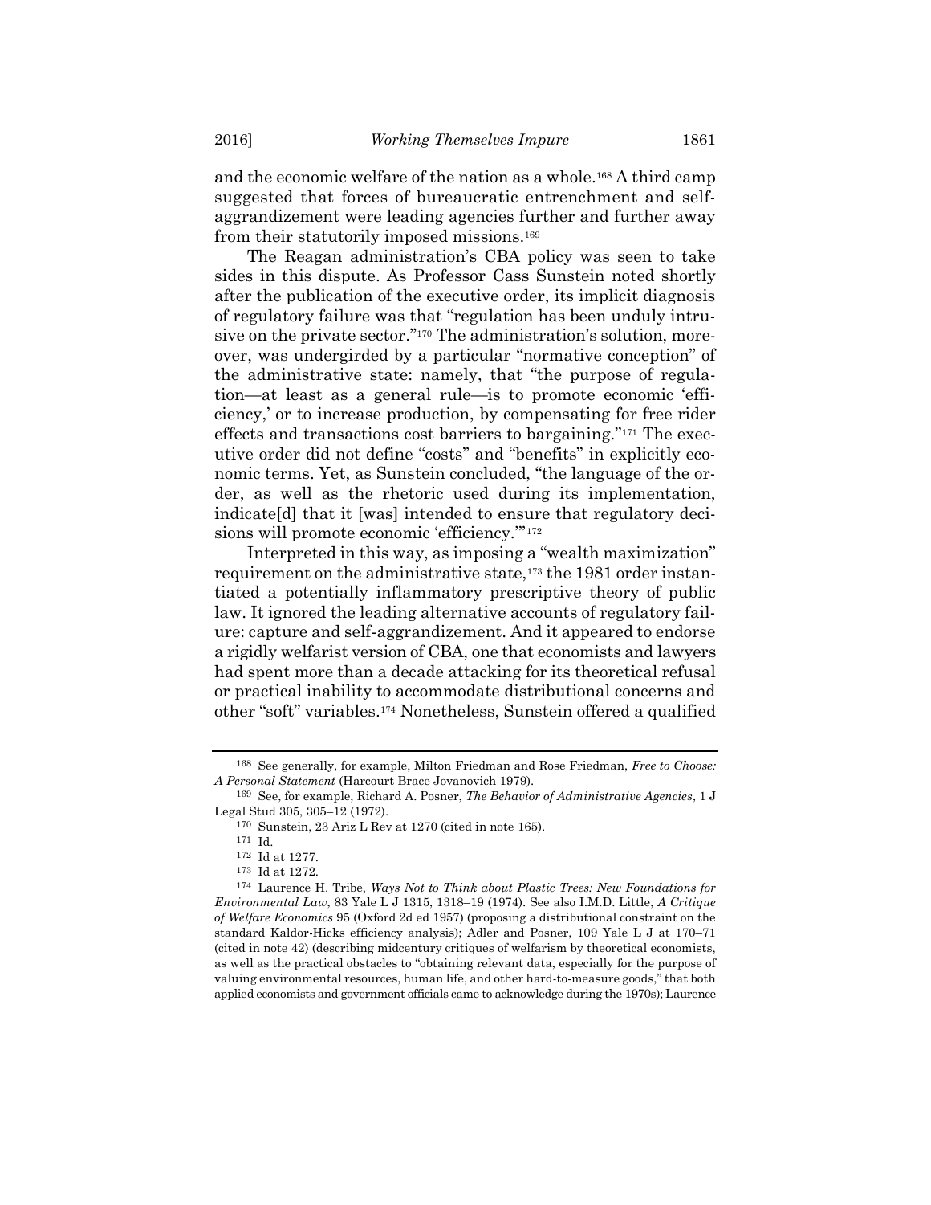and the economic welfare of the nation as a whole.[168] A third camp suggested that forces of bureaucratic entrenchment and self-aggrandizement were leading agencies further and further away from their statutorily imposed missions.[169]

The Reagan administration's CBA policy was seen to take sides in this dispute. As Professor Cass Sunstein noted shortly after the publication of the executive order, its implicit diagnosis of regulatory failure was that "regulation has been unduly intrusive on the private sector."[170] The administration's solution, moreover, was undergirded by a particular "normative conception" of the administrative state: namely, that "the purpose of regulation—at least as a general rule—is to promote economic 'efficiency,' or to increase production, by compensating for free rider effects and transactions cost barriers to bargaining."[171] The executive order did not define "costs" and "benefits" in explicitly economic terms. Yet, as Sunstein concluded, "the language of the order, as well as the rhetoric used during its implementation, indicate[d] that it [was] intended to ensure that regulatory decisions will promote economic 'efficiency.'"[172]

Interpreted in this way, as imposing a "wealth maximization" requirement on the administrative state,[173] the 1981 order instantiated a potentially inflammatory prescriptive theory of public law. It ignored the leading alternative accounts of regulatory failure: capture and self-aggrandizement. And it appeared to endorse a rigidly welfarist version of CBA, one that economists and lawyers had spent more than a decade attacking for its theoretical refusal or practical inability to accommodate distributional concerns and other "soft" variables.[174] Nonetheless, Sunstein offered a qualified

---

[168] See generally, for example, Milton Friedman and Rose Friedman, *Free to Choose: A Personal Statement* (Harcourt Brace Jovanovich 1979).

[169] See, for example, Richard A. Posner, *The Behavior of Administrative Agencies*, 1 J Legal Stud 305, 305–12 (1972).

[170] Sunstein, 23 Ariz L Rev at 1270 (cited in note 165).

[171] Id.

[172] Id at 1277.

[173] Id at 1272.

[174] Laurence H. Tribe, *Ways Not to Think about Plastic Trees: New Foundations for Environmental Law*, 83 Yale L J 1315, 1318–19 (1974). See also I.M.D. Little, *A Critique of Welfare Economics* 95 (Oxford 2d ed 1957) (proposing a distributional constraint on the standard Kaldor-Hicks efficiency analysis); Adler and Posner, 109 Yale L J at 170–71 (cited in note 42) (describing midcentury critiques of welfarism by theoretical economists, as well as the practical obstacles to "obtaining relevant data, especially for the purpose of valuing environmental resources, human life, and other hard-to-measure goods," that both applied economists and government officials came to acknowledge during the 1970s); Laurence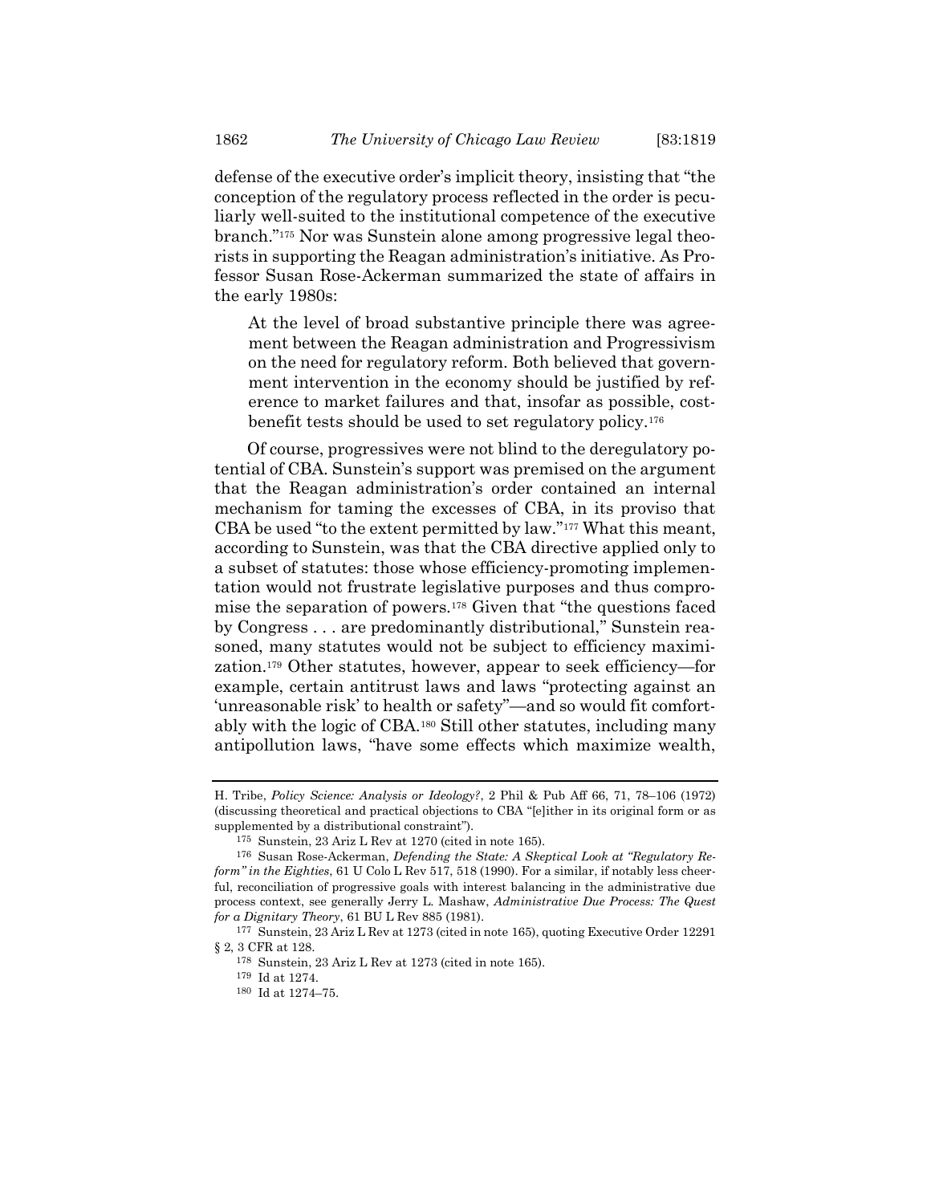defense of the executive order's implicit theory, insisting that "the conception of the regulatory process reflected in the order is peculiarly well-suited to the institutional competence of the executive branch."[175] Nor was Sunstein alone among progressive legal theorists in supporting the Reagan administration's initiative. As Professor Susan Rose-Ackerman summarized the state of affairs in the early 1980s:

> At the level of broad substantive principle there was agreement between the Reagan administration and Progressivism on the need for regulatory reform. Both believed that government intervention in the economy should be justified by reference to market failures and that, insofar as possible, cost-benefit tests should be used to set regulatory policy.[176]

Of course, progressives were not blind to the deregulatory potential of CBA. Sunstein's support was premised on the argument that the Reagan administration's order contained an internal mechanism for taming the excesses of CBA, in its proviso that CBA be used "to the extent permitted by law."[177] What this meant, according to Sunstein, was that the CBA directive applied only to a subset of statutes: those whose efficiency-promoting implementation would not frustrate legislative purposes and thus compromise the separation of powers.[178] Given that "the questions faced by Congress . . . are predominantly distributional," Sunstein reasoned, many statutes would not be subject to efficiency maximization.[179] Other statutes, however, appear to seek efficiency—for example, certain antitrust laws and laws "protecting against an 'unreasonable risk' to health or safety"—and so would fit comfortably with the logic of CBA.[180] Still other statutes, including many antipollution laws, "have some effects which maximize wealth,

---

H. Tribe, *Policy Science: Analysis or Ideology?*, 2 Phil & Pub Aff 66, 71, 78–106 (1972) (discussing theoretical and practical objections to CBA "[e]ither in its original form or as supplemented by a distributional constraint").

[175] Sunstein, 23 Ariz L Rev at 1270 (cited in note 165).

[176] Susan Rose-Ackerman, *Defending the State: A Skeptical Look at "Regulatory Reform" in the Eighties*, 61 U Colo L Rev 517, 518 (1990). For a similar, if notably less cheerful, reconciliation of progressive goals with interest balancing in the administrative due process context, see generally Jerry L. Mashaw, *Administrative Due Process: The Quest for a Dignitary Theory*, 61 BU L Rev 885 (1981).

[177] Sunstein, 23 Ariz L Rev at 1273 (cited in note 165), quoting Executive Order 12291 § 2, 3 CFR at 128.

[178] Sunstein, 23 Ariz L Rev at 1273 (cited in note 165).

[179] Id at 1274.

[180] Id at 1274–75.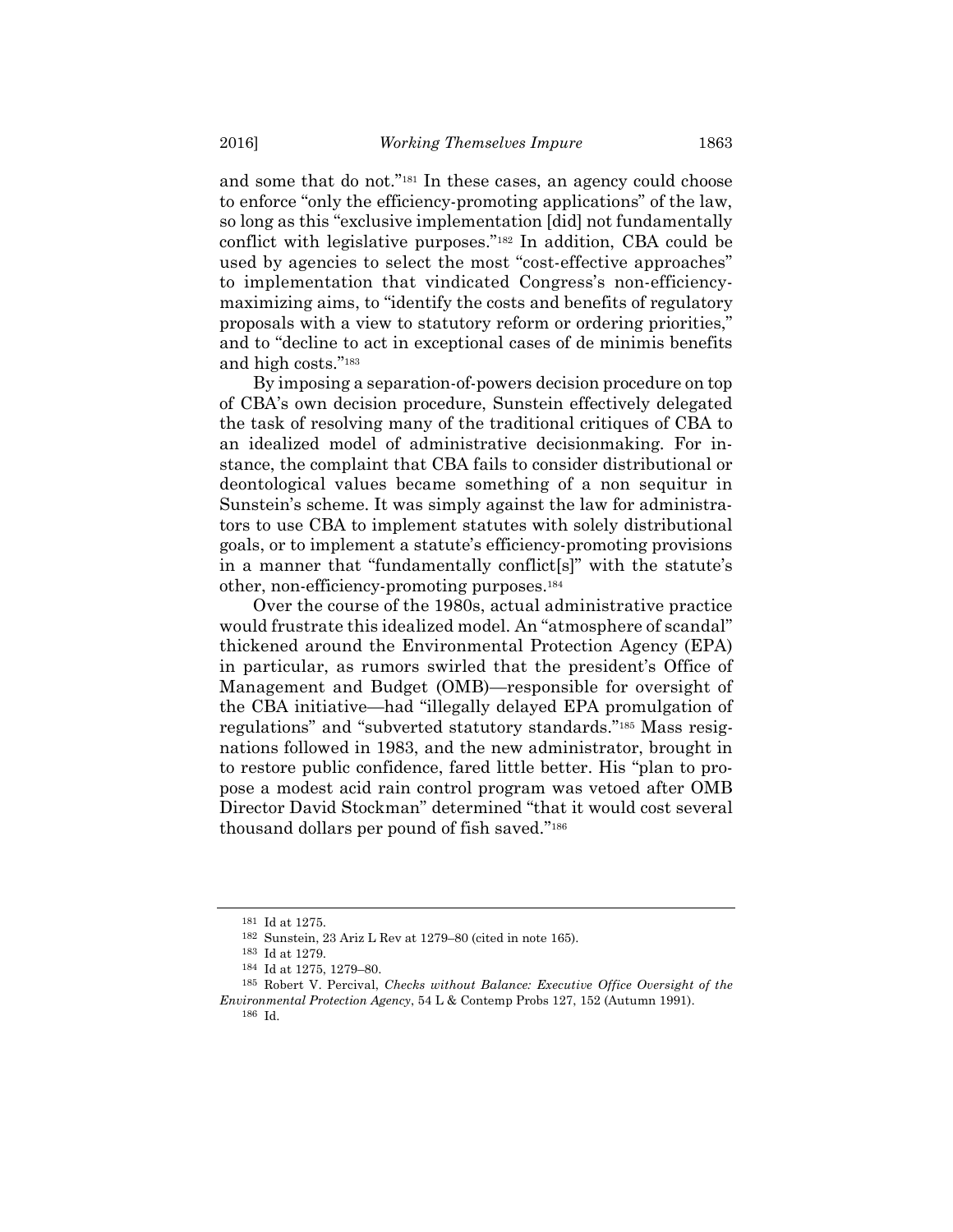and some that do not."[181] In these cases, an agency could choose to enforce "only the efficiency-promoting applications" of the law, so long as this "exclusive implementation [did] not fundamentally conflict with legislative purposes."[182] In addition, CBA could be used by agencies to select the most "cost-effective approaches" to implementation that vindicated Congress's non-efficiency-maximizing aims, to "identify the costs and benefits of regulatory proposals with a view to statutory reform or ordering priorities," and to "decline to act in exceptional cases of de minimis benefits and high costs."[183]

By imposing a separation-of-powers decision procedure on top of CBA's own decision procedure, Sunstein effectively delegated the task of resolving many of the traditional critiques of CBA to an idealized model of administrative decisionmaking. For instance, the complaint that CBA fails to consider distributional or deontological values became something of a non sequitur in Sunstein's scheme. It was simply against the law for administrators to use CBA to implement statutes with solely distributional goals, or to implement a statute's efficiency-promoting provisions in a manner that "fundamentally conflict[s]" with the statute's other, non-efficiency-promoting purposes.[184]

Over the course of the 1980s, actual administrative practice would frustrate this idealized model. An "atmosphere of scandal" thickened around the Environmental Protection Agency (EPA) in particular, as rumors swirled that the president's Office of Management and Budget (OMB)—responsible for oversight of the CBA initiative—had "illegally delayed EPA promulgation of regulations" and "subverted statutory standards."[185] Mass resignations followed in 1983, and the new administrator, brought in to restore public confidence, fared little better. His "plan to propose a modest acid rain control program was vetoed after OMB Director David Stockman" determined "that it would cost several thousand dollars per pound of fish saved."[186]

---

[181] Id at 1275.

[182] Sunstein, 23 Ariz L Rev at 1279–80 (cited in note 165).

[183] Id at 1279.

[184] Id at 1275, 1279–80.

[185] Robert V. Percival, *Checks without Balance: Executive Office Oversight of the Environmental Protection Agency*, 54 L & Contemp Probs 127, 152 (Autumn 1991).

[186] Id.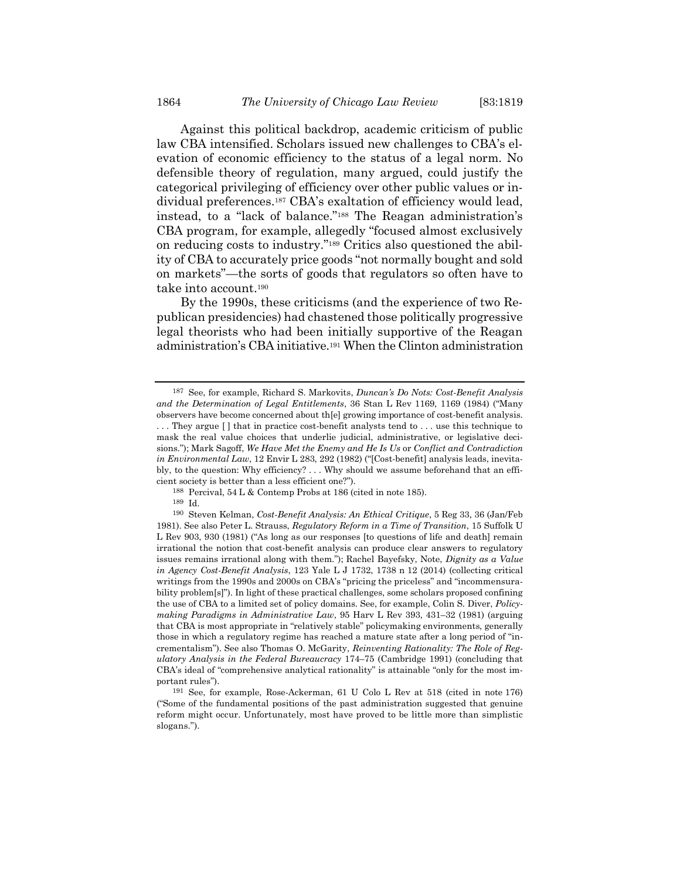Against this political backdrop, academic criticism of public law CBA intensified. Scholars issued new challenges to CBA's elevation of economic efficiency to the status of a legal norm. No defensible theory of regulation, many argued, could justify the categorical privileging of efficiency over other public values or individual preferences.[187] CBA's exaltation of efficiency would lead, instead, to a "lack of balance."[188] The Reagan administration's CBA program, for example, allegedly "focused almost exclusively on reducing costs to industry."[189] Critics also questioned the ability of CBA to accurately price goods "not normally bought and sold on markets"—the sorts of goods that regulators so often have to take into account.[190]

By the 1990s, these criticisms (and the experience of two Republican presidencies) had chastened those politically progressive legal theorists who had been initially supportive of the Reagan administration's CBA initiative.[191] When the Clinton administration

---

[187] See, for example, Richard S. Markovits, *Duncan's Do Nots: Cost-Benefit Analysis and the Determination of Legal Entitlements*, 36 Stan L Rev 1169, 1169 (1984) ("Many observers have become concerned about th[e] growing importance of cost-benefit analysis. . . . They argue [ ] that in practice cost-benefit analysts tend to . . . use this technique to mask the real value choices that underlie judicial, administrative, or legislative decisions."); Mark Sagoff, *We Have Met the Enemy and He Is Us* or *Conflict and Contradiction in Environmental Law*, 12 Envir L 283, 292 (1982) ("[Cost-benefit] analysis leads, inevitably, to the question: Why efficiency? . . . Why should we assume beforehand that an efficient society is better than a less efficient one?").

[188] Percival, 54 L & Contemp Probs at 186 (cited in note 185).

[189] Id.

[190] Steven Kelman, *Cost-Benefit Analysis: An Ethical Critique*, 5 Reg 33, 36 (Jan/Feb 1981). See also Peter L. Strauss, *Regulatory Reform in a Time of Transition*, 15 Suffolk U L Rev 903, 930 (1981) ("As long as our responses [to questions of life and death] remain irrational the notion that cost-benefit analysis can produce clear answers to regulatory issues remains irrational along with them."); Rachel Bayefsky, Note, *Dignity as a Value in Agency Cost-Benefit Analysis*, 123 Yale L J 1732, 1738 n 12 (2014) (collecting critical writings from the 1990s and 2000s on CBA's "pricing the priceless" and "incommensurability problem[s]"). In light of these practical challenges, some scholars proposed confining the use of CBA to a limited set of policy domains. See, for example, Colin S. Diver, *Policymaking Paradigms in Administrative Law*, 95 Harv L Rev 393, 431–32 (1981) (arguing that CBA is most appropriate in "relatively stable" policymaking environments, generally those in which a regulatory regime has reached a mature state after a long period of "incrementalism"). See also Thomas O. McGarity, *Reinventing Rationality: The Role of Regulatory Analysis in the Federal Bureaucracy* 174–75 (Cambridge 1991) (concluding that CBA's ideal of "comprehensive analytical rationality" is attainable "only for the most important rules").

[191] See, for example, Rose-Ackerman, 61 U Colo L Rev at 518 (cited in note 176) ("Some of the fundamental positions of the past administration suggested that genuine reform might occur. Unfortunately, most have proved to be little more than simplistic slogans.").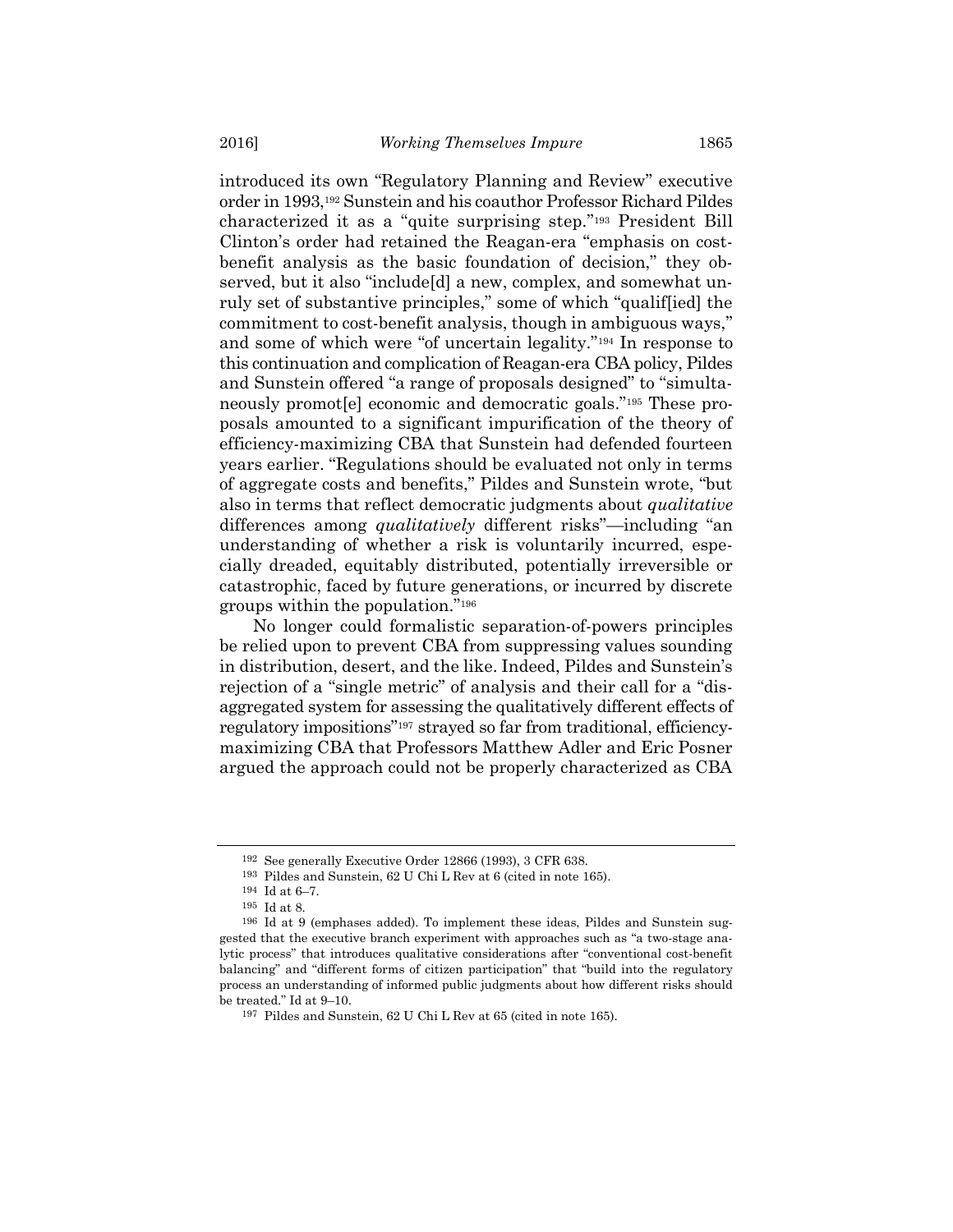introduced its own "Regulatory Planning and Review" executive order in 1993,[192] Sunstein and his coauthor Professor Richard Pildes characterized it as a "quite surprising step."[193] President Bill Clinton's order had retained the Reagan-era "emphasis on cost-benefit analysis as the basic foundation of decision," they observed, but it also "include[d] a new, complex, and somewhat unruly set of substantive principles," some of which "qualif[ied] the commitment to cost-benefit analysis, though in ambiguous ways," and some of which were "of uncertain legality."[194] In response to this continuation and complication of Reagan-era CBA policy, Pildes and Sunstein offered "a range of proposals designed" to "simultaneously promot[e] economic and democratic goals."[195] These proposals amounted to a significant impurification of the theory of efficiency-maximizing CBA that Sunstein had defended fourteen years earlier. "Regulations should be evaluated not only in terms of aggregate costs and benefits," Pildes and Sunstein wrote, "but also in terms that reflect democratic judgments about *qualitative* differences among *qualitatively* different risks"—including "an understanding of whether a risk is voluntarily incurred, especially dreaded, equitably distributed, potentially irreversible or catastrophic, faced by future generations, or incurred by discrete groups within the population."[196]

No longer could formalistic separation-of-powers principles be relied upon to prevent CBA from suppressing values sounding in distribution, desert, and the like. Indeed, Pildes and Sunstein's rejection of a "single metric" of analysis and their call for a "disaggregated system for assessing the qualitatively different effects of regulatory impositions"[197] strayed so far from traditional, efficiency-maximizing CBA that Professors Matthew Adler and Eric Posner argued the approach could not be properly characterized as CBA

---

[192] See generally Executive Order 12866 (1993), 3 CFR 638.

[193] Pildes and Sunstein, 62 U Chi L Rev at 6 (cited in note 165).

[194] Id at 6–7.

[195] Id at 8.

[196] Id at 9 (emphases added). To implement these ideas, Pildes and Sunstein suggested that the executive branch experiment with approaches such as "a two-stage analytic process" that introduces qualitative considerations after "conventional cost-benefit balancing" and "different forms of citizen participation" that "build into the regulatory process an understanding of informed public judgments about how different risks should be treated." Id at 9–10.

[197] Pildes and Sunstein, 62 U Chi L Rev at 65 (cited in note 165).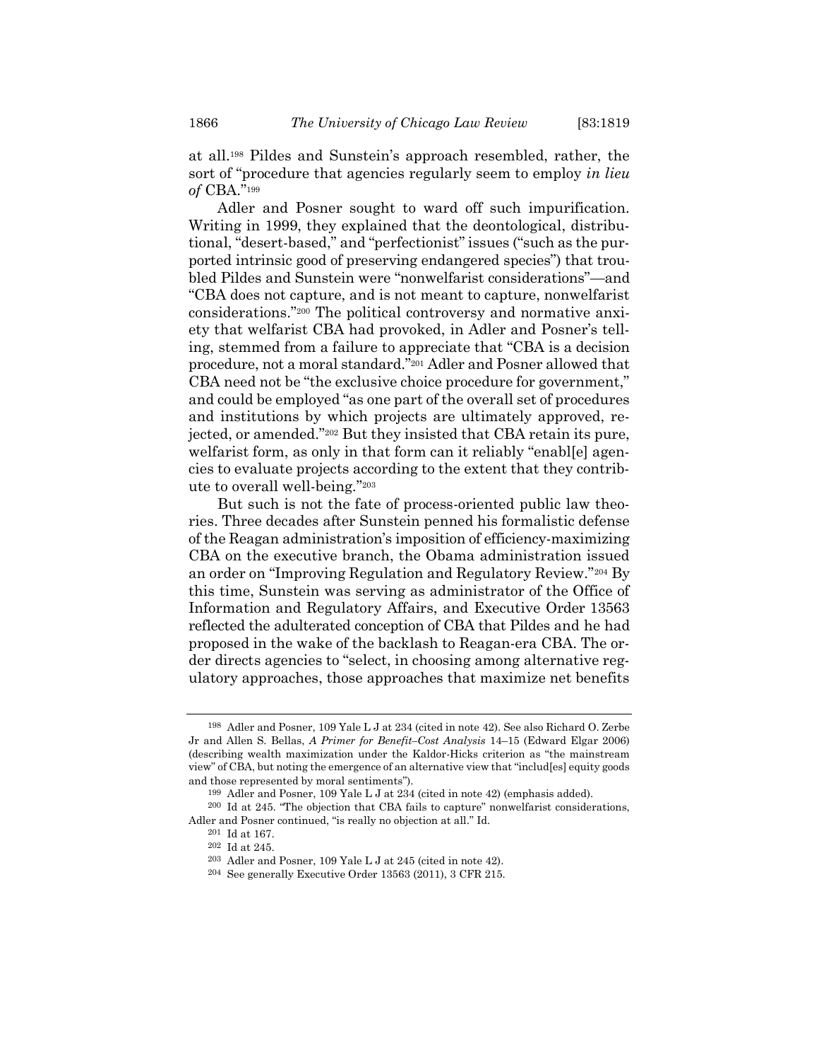at all.[198] Pildes and Sunstein's approach resembled, rather, the sort of "procedure that agencies regularly seem to employ *in lieu of* CBA."[199]

Adler and Posner sought to ward off such impurification. Writing in 1999, they explained that the deontological, distributional, "desert-based," and "perfectionist" issues ("such as the purported intrinsic good of preserving endangered species") that troubled Pildes and Sunstein were "nonwelfarist considerations"—and "CBA does not capture, and is not meant to capture, nonwelfarist considerations."[200] The political controversy and normative anxiety that welfarist CBA had provoked, in Adler and Posner's telling, stemmed from a failure to appreciate that "CBA is a decision procedure, not a moral standard."[201] Adler and Posner allowed that CBA need not be "the exclusive choice procedure for government," and could be employed "as one part of the overall set of procedures and institutions by which projects are ultimately approved, rejected, or amended."[202] But they insisted that CBA retain its pure, welfarist form, as only in that form can it reliably "enabl[e] agencies to evaluate projects according to the extent that they contribute to overall well-being."[203]

But such is not the fate of process-oriented public law theories. Three decades after Sunstein penned his formalistic defense of the Reagan administration's imposition of efficiency-maximizing CBA on the executive branch, the Obama administration issued an order on "Improving Regulation and Regulatory Review."[204] By this time, Sunstein was serving as administrator of the Office of Information and Regulatory Affairs, and Executive Order 13563 reflected the adulterated conception of CBA that Pildes and he had proposed in the wake of the backlash to Reagan-era CBA. The order directs agencies to "select, in choosing among alternative regulatory approaches, those approaches that maximize net benefits

---

[198] Adler and Posner, 109 Yale L J at 234 (cited in note 42). See also Richard O. Zerbe Jr and Allen S. Bellas, *A Primer for Benefit–Cost Analysis* 14–15 (Edward Elgar 2006) (describing wealth maximization under the Kaldor-Hicks criterion as "the mainstream view" of CBA, but noting the emergence of an alternative view that "includ[es] equity goods and those represented by moral sentiments").

[199] Adler and Posner, 109 Yale L J at 234 (cited in note 42) (emphasis added).

[200] Id at 245. "The objection that CBA fails to capture" nonwelfarist considerations, Adler and Posner continued, "is really no objection at all." Id.

[201] Id at 167.

[202] Id at 245.

[203] Adler and Posner, 109 Yale L J at 245 (cited in note 42).

[204] See generally Executive Order 13563 (2011), 3 CFR 215.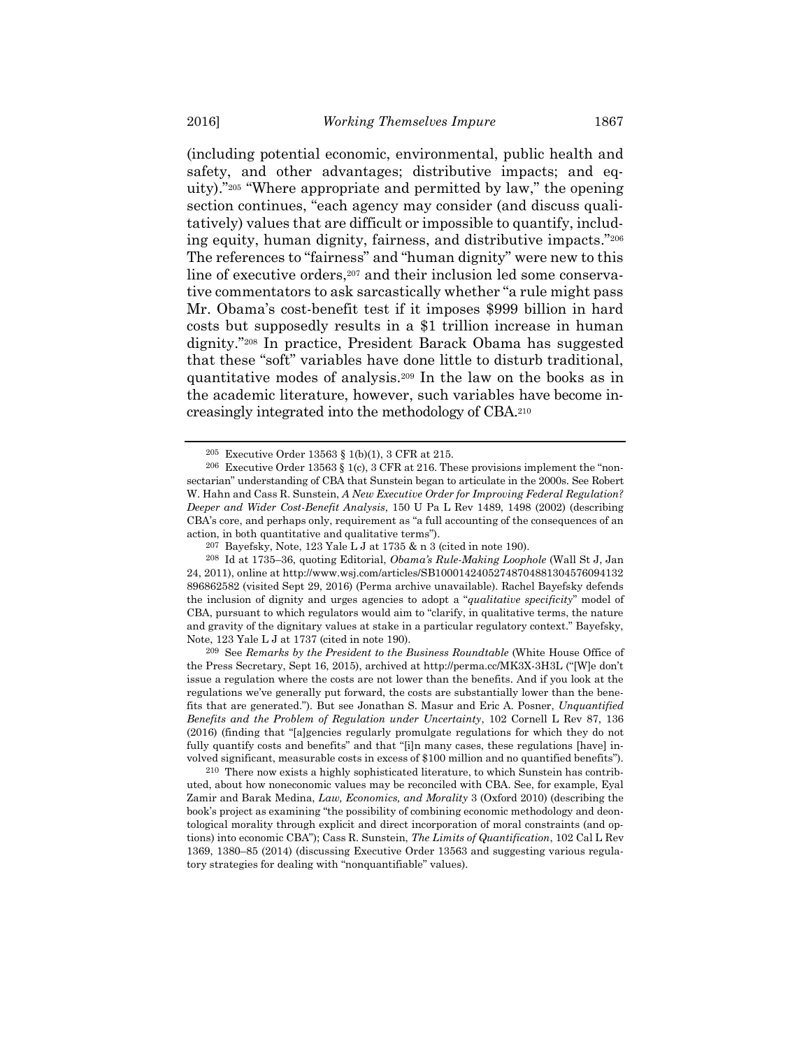(including potential economic, environmental, public health and safety, and other advantages; distributive impacts; and equity)."[205] "Where appropriate and permitted by law," the opening section continues, "each agency may consider (and discuss qualitatively) values that are difficult or impossible to quantify, including equity, human dignity, fairness, and distributive impacts."[206] The references to "fairness" and "human dignity" were new to this line of executive orders,[207] and their inclusion led some conservative commentators to ask sarcastically whether "a rule might pass Mr. Obama's cost-benefit test if it imposes $999 billion in hard costs but supposedly results in a $1 trillion increase in human dignity."[208] In practice, President Barack Obama has suggested that these "soft" variables have done little to disturb traditional, quantitative modes of analysis.[209] In the law on the books as in the academic literature, however, such variables have become increasingly integrated into the methodology of CBA.[210]

---

[205] Executive Order 13563 § 1(b)(1), 3 CFR at 215.

[206] Executive Order 13563 § 1(c), 3 CFR at 216. These provisions implement the "nonsectarian" understanding of CBA that Sunstein began to articulate in the 2000s. See Robert W. Hahn and Cass R. Sunstein, *A New Executive Order for Improving Federal Regulation? Deeper and Wider Cost-Benefit Analysis*, 150 U Pa L Rev 1489, 1498 (2002) (describing CBA's core, and perhaps only, requirement as "a full accounting of the consequences of an action, in both quantitative and qualitative terms").

[207] Bayefsky, Note, 123 Yale L J at 1735 & n 3 (cited in note 190).

[208] Id at 1735–36, quoting Editorial, *Obama's Rule-Making Loophole* (Wall St J, Jan 24, 2011), online at http://www.wsj.com/articles/SB10001424052748704881304576094132896862582 (visited Sept 29, 2016) (Perma archive unavailable). Rachel Bayefsky defends the inclusion of dignity and urges agencies to adopt a "*qualitative specificity*" model of CBA, pursuant to which regulators would aim to "clarify, in qualitative terms, the nature and gravity of the dignitary values at stake in a particular regulatory context." Bayefsky, Note, 123 Yale L J at 1737 (cited in note 190).

[209] See *Remarks by the President to the Business Roundtable* (White House Office of the Press Secretary, Sept 16, 2015), archived at http://perma.cc/MK3X-3H3L ("[W]e don't issue a regulation where the costs are not lower than the benefits. And if you look at the regulations we've generally put forward, the costs are substantially lower than the benefits that are generated."). But see Jonathan S. Masur and Eric A. Posner, *Unquantified Benefits and the Problem of Regulation under Uncertainty*, 102 Cornell L Rev 87, 136 (2016) (finding that "[a]gencies regularly promulgate regulations for which they do not fully quantify costs and benefits" and that "[i]n many cases, these regulations [have] involved significant, measurable costs in excess of $100 million and no quantified benefits").

[210] There now exists a highly sophisticated literature, to which Sunstein has contributed, about how noneconomic values may be reconciled with CBA. See, for example, Eyal Zamir and Barak Medina, *Law, Economics, and Morality* 3 (Oxford 2010) (describing the book's project as examining "the possibility of combining economic methodology and deontological morality through explicit and direct incorporation of moral constraints (and options) into economic CBA"); Cass R. Sunstein, *The Limits of Quantification*, 102 Cal L Rev 1369, 1380–85 (2014) (discussing Executive Order 13563 and suggesting various regulatory strategies for dealing with "nonquantifiable" values).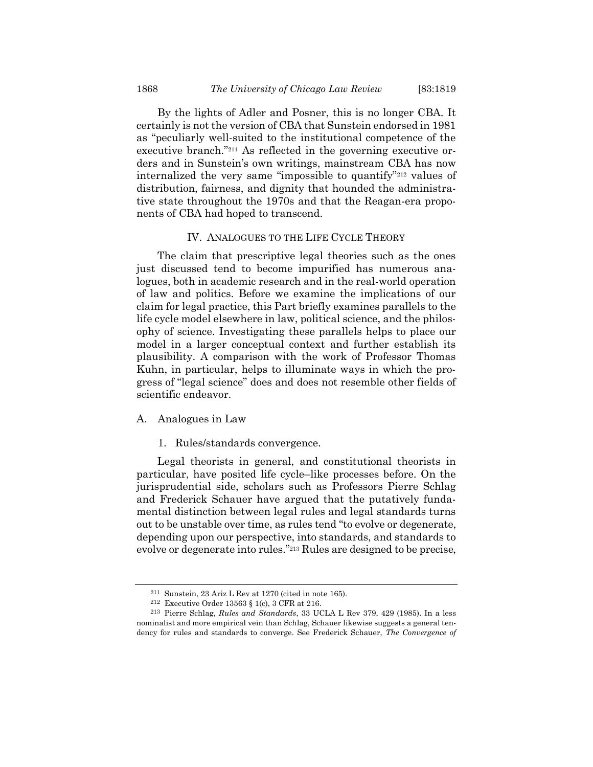By the lights of Adler and Posner, this is no longer CBA. It certainly is not the version of CBA that Sunstein endorsed in 1981 as "peculiarly well-suited to the institutional competence of the executive branch."[211] As reflected in the governing executive orders and in Sunstein's own writings, mainstream CBA has now internalized the very same "impossible to quantify"[212] values of distribution, fairness, and dignity that hounded the administrative state throughout the 1970s and that the Reagan-era proponents of CBA had hoped to transcend.

## IV. ANALOGUES TO THE LIFE CYCLE THEORY

The claim that prescriptive legal theories such as the ones just discussed tend to become impurified has numerous analogues, both in academic research and in the real-world operation of law and politics. Before we examine the implications of our claim for legal practice, this Part briefly examines parallels to the life cycle model elsewhere in law, political science, and the philosophy of science. Investigating these parallels helps to place our model in a larger conceptual context and further establish its plausibility. A comparison with the work of Professor Thomas Kuhn, in particular, helps to illuminate ways in which the progress of "legal science" does and does not resemble other fields of scientific endeavor.

### A. Analogues in Law

#### 1. Rules/standards convergence.

Legal theorists in general, and constitutional theorists in particular, have posited life cycle–like processes before. On the jurisprudential side, scholars such as Professors Pierre Schlag and Frederick Schauer have argued that the putatively fundamental distinction between legal rules and legal standards turns out to be unstable over time, as rules tend "to evolve or degenerate, depending upon our perspective, into standards, and standards to evolve or degenerate into rules."[213] Rules are designed to be precise,

---

[211] Sunstein, 23 Ariz L Rev at 1270 (cited in note 165).

[212] Executive Order 13563 § 1(c), 3 CFR at 216.

[213] Pierre Schlag, *Rules and Standards*, 33 UCLA L Rev 379, 429 (1985). In a less nominalist and more empirical vein than Schlag, Schauer likewise suggests a general tendency for rules and standards to converge. See Frederick Schauer, *The Convergence of*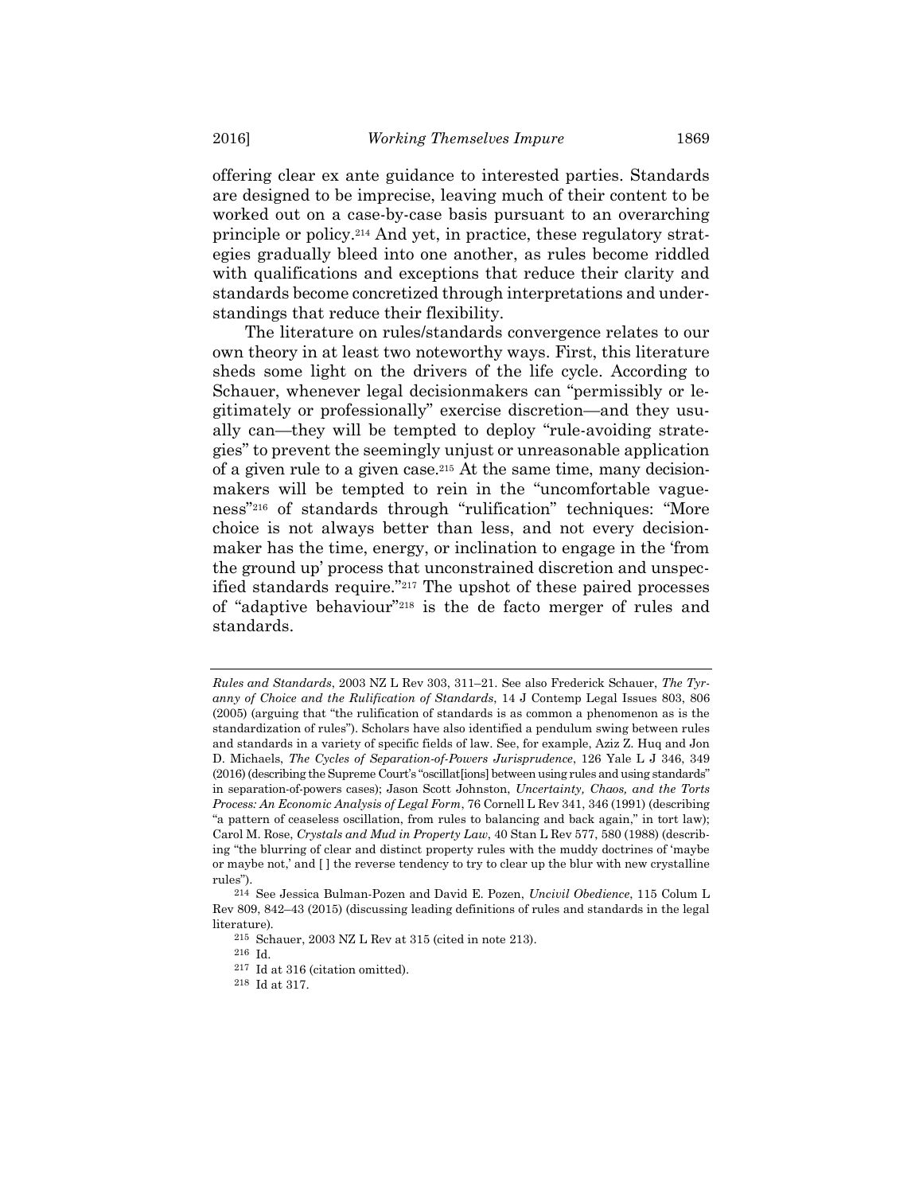offering clear ex ante guidance to interested parties. Standards are designed to be imprecise, leaving much of their content to be worked out on a case-by-case basis pursuant to an overarching principle or policy.[214] And yet, in practice, these regulatory strategies gradually bleed into one another, as rules become riddled with qualifications and exceptions that reduce their clarity and standards become concretized through interpretations and understandings that reduce their flexibility.

The literature on rules/standards convergence relates to our own theory in at least two noteworthy ways. First, this literature sheds some light on the drivers of the life cycle. According to Schauer, whenever legal decisionmakers can "permissibly or legitimately or professionally" exercise discretion—and they usually can—they will be tempted to deploy "rule-avoiding strategies" to prevent the seemingly unjust or unreasonable application of a given rule to a given case.[215] At the same time, many decisionmakers will be tempted to rein in the "uncomfortable vagueness"[216] of standards through "rulification" techniques: "More choice is not always better than less, and not every decisionmaker has the time, energy, or inclination to engage in the 'from the ground up' process that unconstrained discretion and unspecified standards require."[217] The upshot of these paired processes of "adaptive behaviour"[218] is the de facto merger of rules and standards.

---

*Rules and Standards*, 2003 NZ L Rev 303, 311–21. See also Frederick Schauer, *The Tyranny of Choice and the Rulification of Standards*, 14 J Contemp Legal Issues 803, 806 (2005) (arguing that "the rulification of standards is as common a phenomenon as is the standardization of rules"). Scholars have also identified a pendulum swing between rules and standards in a variety of specific fields of law. See, for example, Aziz Z. Huq and Jon D. Michaels, *The Cycles of Separation-of-Powers Jurisprudence*, 126 Yale L J 346, 349 (2016) (describing the Supreme Court's "oscillat[ions] between using rules and using standards" in separation-of-powers cases); Jason Scott Johnston, *Uncertainty, Chaos, and the Torts Process: An Economic Analysis of Legal Form*, 76 Cornell L Rev 341, 346 (1991) (describing "a pattern of ceaseless oscillation, from rules to balancing and back again," in tort law); Carol M. Rose, *Crystals and Mud in Property Law*, 40 Stan L Rev 577, 580 (1988) (describing "the blurring of clear and distinct property rules with the muddy doctrines of 'maybe or maybe not,' and [ ] the reverse tendency to try to clear up the blur with new crystalline rules").

[214] See Jessica Bulman-Pozen and David E. Pozen, *Uncivil Obedience*, 115 Colum L Rev 809, 842–43 (2015) (discussing leading definitions of rules and standards in the legal literature).

[215] Schauer, 2003 NZ L Rev at 315 (cited in note 213).

[216] Id.

[217] Id at 316 (citation omitted).

[218] Id at 317.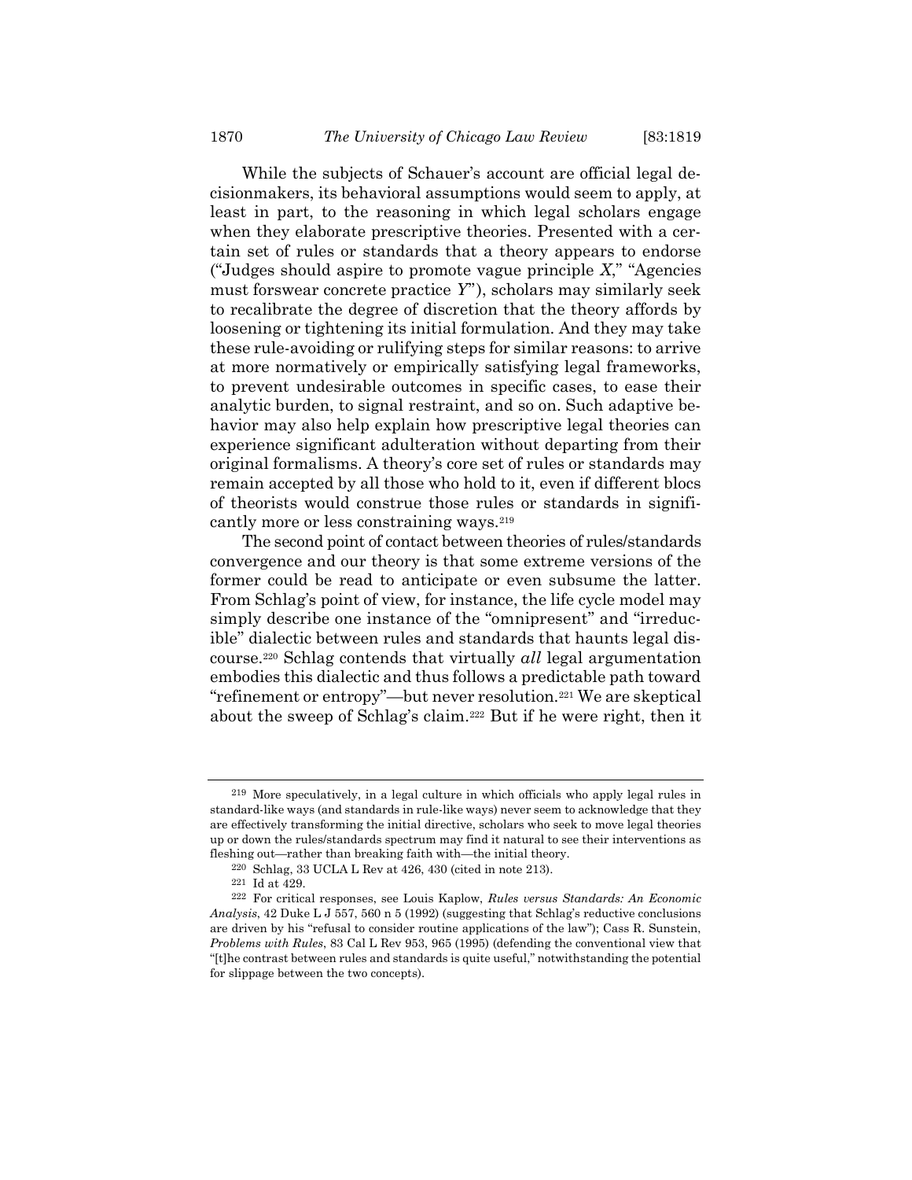While the subjects of Schauer's account are official legal decisionmakers, its behavioral assumptions would seem to apply, at least in part, to the reasoning in which legal scholars engage when they elaborate prescriptive theories. Presented with a certain set of rules or standards that a theory appears to endorse ("Judges should aspire to promote vague principle *X*," "Agencies must forswear concrete practice *Y*"), scholars may similarly seek to recalibrate the degree of discretion that the theory affords by loosening or tightening its initial formulation. And they may take these rule-avoiding or rulifying steps for similar reasons: to arrive at more normatively or empirically satisfying legal frameworks, to prevent undesirable outcomes in specific cases, to ease their analytic burden, to signal restraint, and so on. Such adaptive behavior may also help explain how prescriptive legal theories can experience significant adulteration without departing from their original formalisms. A theory's core set of rules or standards may remain accepted by all those who hold to it, even if different blocs of theorists would construe those rules or standards in significantly more or less constraining ways.[219]

The second point of contact between theories of rules/standards convergence and our theory is that some extreme versions of the former could be read to anticipate or even subsume the latter. From Schlag's point of view, for instance, the life cycle model may simply describe one instance of the "omnipresent" and "irreducible" dialectic between rules and standards that haunts legal discourse.[220] Schlag contends that virtually *all* legal argumentation embodies this dialectic and thus follows a predictable path toward "refinement or entropy"—but never resolution.[221] We are skeptical about the sweep of Schlag's claim.[222] But if he were right, then it

---

[219] More speculatively, in a legal culture in which officials who apply legal rules in standard-like ways (and standards in rule-like ways) never seem to acknowledge that they are effectively transforming the initial directive, scholars who seek to move legal theories up or down the rules/standards spectrum may find it natural to see their interventions as fleshing out—rather than breaking faith with—the initial theory.

[220] Schlag, 33 UCLA L Rev at 426, 430 (cited in note 213).

[221] Id at 429.

[222] For critical responses, see Louis Kaplow, *Rules versus Standards: An Economic Analysis*, 42 Duke L J 557, 560 n 5 (1992) (suggesting that Schlag's reductive conclusions are driven by his "refusal to consider routine applications of the law"); Cass R. Sunstein, *Problems with Rules*, 83 Cal L Rev 953, 965 (1995) (defending the conventional view that "[t]he contrast between rules and standards is quite useful," notwithstanding the potential for slippage between the two concepts).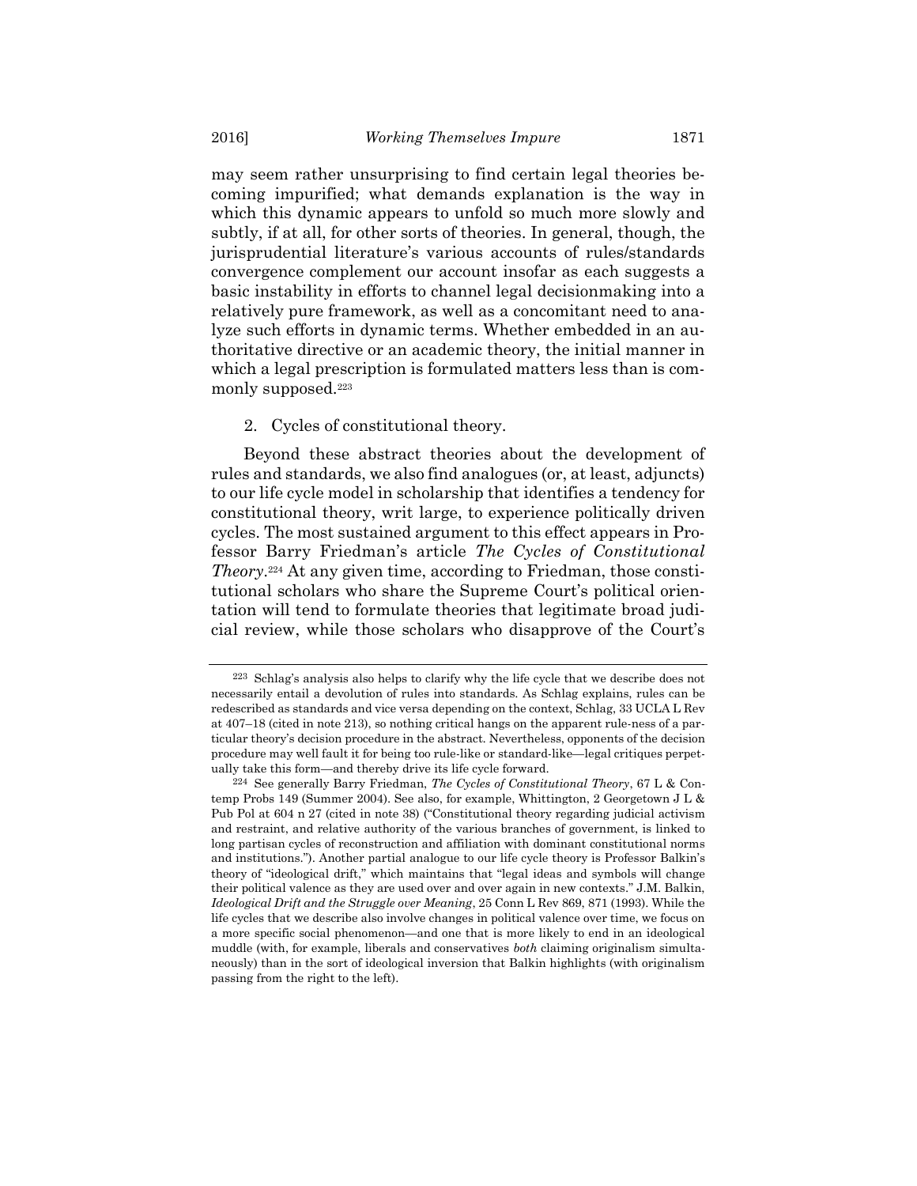may seem rather unsurprising to find certain legal theories becoming impurified; what demands explanation is the way in which this dynamic appears to unfold so much more slowly and subtly, if at all, for other sorts of theories. In general, though, the jurisprudential literature's various accounts of rules/standards convergence complement our account insofar as each suggests a basic instability in efforts to channel legal decisionmaking into a relatively pure framework, as well as a concomitant need to analyze such efforts in dynamic terms. Whether embedded in an authoritative directive or an academic theory, the initial manner in which a legal prescription is formulated matters less than is commonly supposed.[223]

2. Cycles of constitutional theory.

Beyond these abstract theories about the development of rules and standards, we also find analogues (or, at least, adjuncts) to our life cycle model in scholarship that identifies a tendency for constitutional theory, writ large, to experience politically driven cycles. The most sustained argument to this effect appears in Professor Barry Friedman's article *The Cycles of Constitutional Theory*.[224] At any given time, according to Friedman, those constitutional scholars who share the Supreme Court's political orientation will tend to formulate theories that legitimate broad judicial review, while those scholars who disapprove of the Court's

---

[223] Schlag's analysis also helps to clarify why the life cycle that we describe does not necessarily entail a devolution of rules into standards. As Schlag explains, rules can be redescribed as standards and vice versa depending on the context, Schlag, 33 UCLA L Rev at 407–18 (cited in note 213), so nothing critical hangs on the apparent rule-ness of a particular theory's decision procedure in the abstract. Nevertheless, opponents of the decision procedure may well fault it for being too rule-like or standard-like—legal critiques perpetually take this form—and thereby drive its life cycle forward.

[224] See generally Barry Friedman, *The Cycles of Constitutional Theory*, 67 L & Contemp Probs 149 (Summer 2004). See also, for example, Whittington, 2 Georgetown J L & Pub Pol at 604 n 27 (cited in note 38) ("Constitutional theory regarding judicial activism and restraint, and relative authority of the various branches of government, is linked to long partisan cycles of reconstruction and affiliation with dominant constitutional norms and institutions."). Another partial analogue to our life cycle theory is Professor Balkin's theory of "ideological drift," which maintains that "legal ideas and symbols will change their political valence as they are used over and over again in new contexts." J.M. Balkin, *Ideological Drift and the Struggle over Meaning*, 25 Conn L Rev 869, 871 (1993). While the life cycles that we describe also involve changes in political valence over time, we focus on a more specific social phenomenon—and one that is more likely to end in an ideological muddle (with, for example, liberals and conservatives *both* claiming originalism simultaneously) than in the sort of ideological inversion that Balkin highlights (with originalism passing from the right to the left).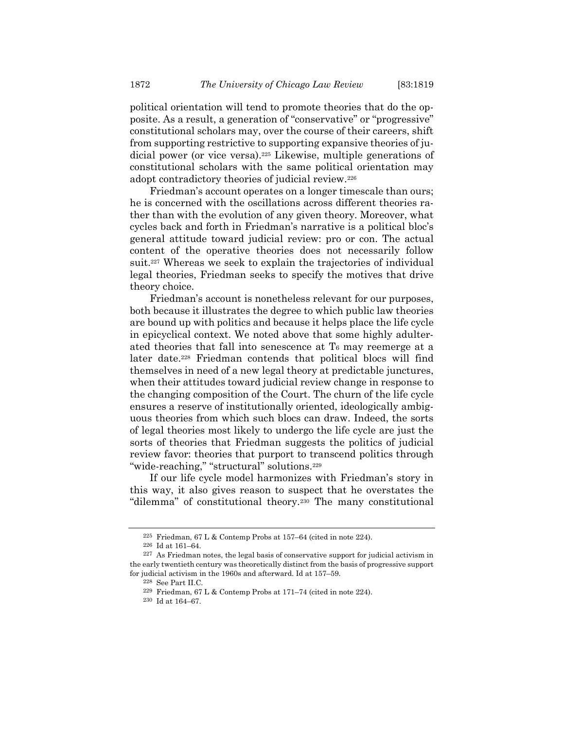political orientation will tend to promote theories that do the opposite. As a result, a generation of "conservative" or "progressive" constitutional scholars may, over the course of their careers, shift from supporting restrictive to supporting expansive theories of judicial power (or vice versa).[225] Likewise, multiple generations of constitutional scholars with the same political orientation may adopt contradictory theories of judicial review.[226]

Friedman's account operates on a longer timescale than ours; he is concerned with the oscillations across different theories rather than with the evolution of any given theory. Moreover, what cycles back and forth in Friedman's narrative is a political bloc's general attitude toward judicial review: pro or con. The actual content of the operative theories does not necessarily follow suit.[227] Whereas we seek to explain the trajectories of individual legal theories, Friedman seeks to specify the motives that drive theory choice.

Friedman's account is nonetheless relevant for our purposes, both because it illustrates the degree to which public law theories are bound up with politics and because it helps place the life cycle in epicyclical context. We noted above that some highly adulterated theories that fall into senescence at $T_6$ may reemerge at a later date.[228] Friedman contends that political blocs will find themselves in need of a new legal theory at predictable junctures, when their attitudes toward judicial review change in response to the changing composition of the Court. The churn of the life cycle ensures a reserve of institutionally oriented, ideologically ambiguous theories from which such blocs can draw. Indeed, the sorts of legal theories most likely to undergo the life cycle are just the sorts of theories that Friedman suggests the politics of judicial review favor: theories that purport to transcend politics through "wide-reaching," "structural" solutions.[229]

If our life cycle model harmonizes with Friedman's story in this way, it also gives reason to suspect that he overstates the "dilemma" of constitutional theory.[230] The many constitutional

---

[225] Friedman, 67 L & Contemp Probs at 157–64 (cited in note 224).

[226] Id at 161–64.

[227] As Friedman notes, the legal basis of conservative support for judicial activism in the early twentieth century was theoretically distinct from the basis of progressive support for judicial activism in the 1960s and afterward. Id at 157–59.

[228] See Part II.C.

[229] Friedman, 67 L & Contemp Probs at 171–74 (cited in note 224).

[230] Id at 164–67.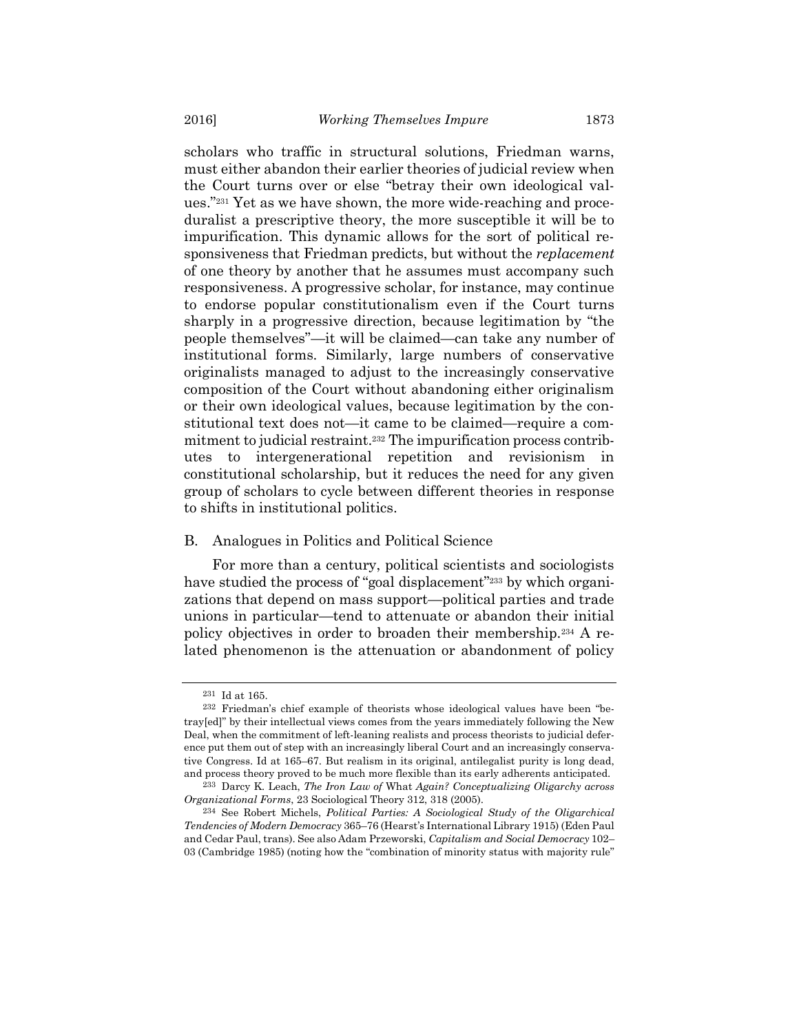scholars who traffic in structural solutions, Friedman warns, must either abandon their earlier theories of judicial review when the Court turns over or else "betray their own ideological values."[231] Yet as we have shown, the more wide-reaching and proceduralist a prescriptive theory, the more susceptible it will be to impurification. This dynamic allows for the sort of political responsiveness that Friedman predicts, but without the *replacement* of one theory by another that he assumes must accompany such responsiveness. A progressive scholar, for instance, may continue to endorse popular constitutionalism even if the Court turns sharply in a progressive direction, because legitimation by "the people themselves"—it will be claimed—can take any number of institutional forms. Similarly, large numbers of conservative originalists managed to adjust to the increasingly conservative composition of the Court without abandoning either originalism or their own ideological values, because legitimation by the constitutional text does not—it came to be claimed—require a commitment to judicial restraint.[232] The impurification process contributes to intergenerational repetition and revisionism in constitutional scholarship, but it reduces the need for any given group of scholars to cycle between different theories in response to shifts in institutional politics.

## B. Analogues in Politics and Political Science

For more than a century, political scientists and sociologists have studied the process of "goal displacement"[233] by which organizations that depend on mass support—political parties and trade unions in particular—tend to attenuate or abandon their initial policy objectives in order to broaden their membership.[234] A related phenomenon is the attenuation or abandonment of policy

---

[231] Id at 165.

[232] Friedman's chief example of theorists whose ideological values have been "betray[ed]" by their intellectual views comes from the years immediately following the New Deal, when the commitment of left-leaning realists and process theorists to judicial deference put them out of step with an increasingly liberal Court and an increasingly conservative Congress. Id at 165–67. But realism in its original, antilegalist purity is long dead, and process theory proved to be much more flexible than its early adherents anticipated.

[233] Darcy K. Leach, *The Iron Law of* What *Again? Conceptualizing Oligarchy across Organizational Forms*, 23 Sociological Theory 312, 318 (2005).

[234] See Robert Michels, *Political Parties: A Sociological Study of the Oligarchical Tendencies of Modern Democracy* 365–76 (Hearst's International Library 1915) (Eden Paul and Cedar Paul, trans). See also Adam Przeworski, *Capitalism and Social Democracy* 102–03 (Cambridge 1985) (noting how the "combination of minority status with majority rule"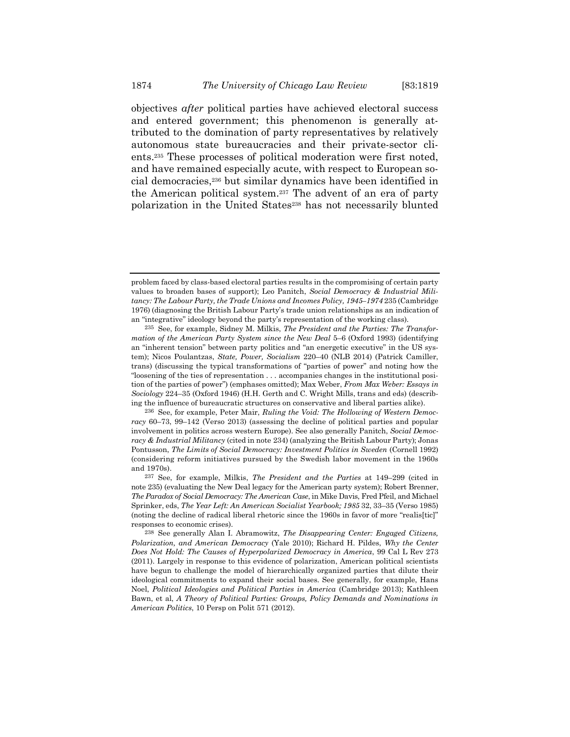objectives *after* political parties have achieved electoral success and entered government; this phenomenon is generally attributed to the domination of party representatives by relatively autonomous state bureaucracies and their private-sector clients.[235] These processes of political moderation were first noted, and have remained especially acute, with respect to European social democracies,[236] but similar dynamics have been identified in the American political system.[237] The advent of an era of party polarization in the United States[238] has not necessarily blunted

---

problem faced by class-based electoral parties results in the compromising of certain party values to broaden bases of support); Leo Panitch, *Social Democracy & Industrial Militancy: The Labour Party, the Trade Unions and Incomes Policy, 1945–1974* 235 (Cambridge 1976) (diagnosing the British Labour Party's trade union relationships as an indication of an "integrative" ideology beyond the party's representation of the working class).

[235] See, for example, Sidney M. Milkis, *The President and the Parties: The Transformation of the American Party System since the New Deal* 5–6 (Oxford 1993) (identifying an "inherent tension" between party politics and "an energetic executive" in the US system); Nicos Poulantzas, *State, Power, Socialism* 220–40 (NLB 2014) (Patrick Camiller, trans) (discussing the typical transformations of "parties of power" and noting how the "loosening of the ties of representation . . . accompanies changes in the institutional position of the parties of power") (emphases omitted); Max Weber, *From Max Weber: Essays in Sociology* 224–35 (Oxford 1946) (H.H. Gerth and C. Wright Mills, trans and eds) (describing the influence of bureaucratic structures on conservative and liberal parties alike).

[236] See, for example, Peter Mair, *Ruling the Void: The Hollowing of Western Democracy* 60–73, 99–142 (Verso 2013) (assessing the decline of political parties and popular involvement in politics across western Europe). See also generally Panitch, *Social Democracy & Industrial Militancy* (cited in note 234) (analyzing the British Labour Party); Jonas Pontusson, *The Limits of Social Democracy: Investment Politics in Sweden* (Cornell 1992) (considering reform initiatives pursued by the Swedish labor movement in the 1960s and 1970s).

[237] See, for example, Milkis, *The President and the Parties* at 149–299 (cited in note 235) (evaluating the New Deal legacy for the American party system); Robert Brenner, *The Paradox of Social Democracy: The American Case*, in Mike Davis, Fred Pfeil, and Michael Sprinker, eds, *The Year Left: An American Socialist Yearbook; 1985* 32, 33–35 (Verso 1985) (noting the decline of radical liberal rhetoric since the 1960s in favor of more "realis[tic]" responses to economic crises).

[238] See generally Alan I. Abramowitz, *The Disappearing Center: Engaged Citizens, Polarization, and American Democracy* (Yale 2010); Richard H. Pildes, *Why the Center Does Not Hold: The Causes of Hyperpolarized Democracy in America*, 99 Cal L Rev 273 (2011). Largely in response to this evidence of polarization, American political scientists have begun to challenge the model of hierarchically organized parties that dilute their ideological commitments to expand their social bases. See generally, for example, Hans Noel, *Political Ideologies and Political Parties in America* (Cambridge 2013); Kathleen Bawn, et al, *A Theory of Political Parties: Groups, Policy Demands and Nominations in American Politics*, 10 Persp on Polit 571 (2012).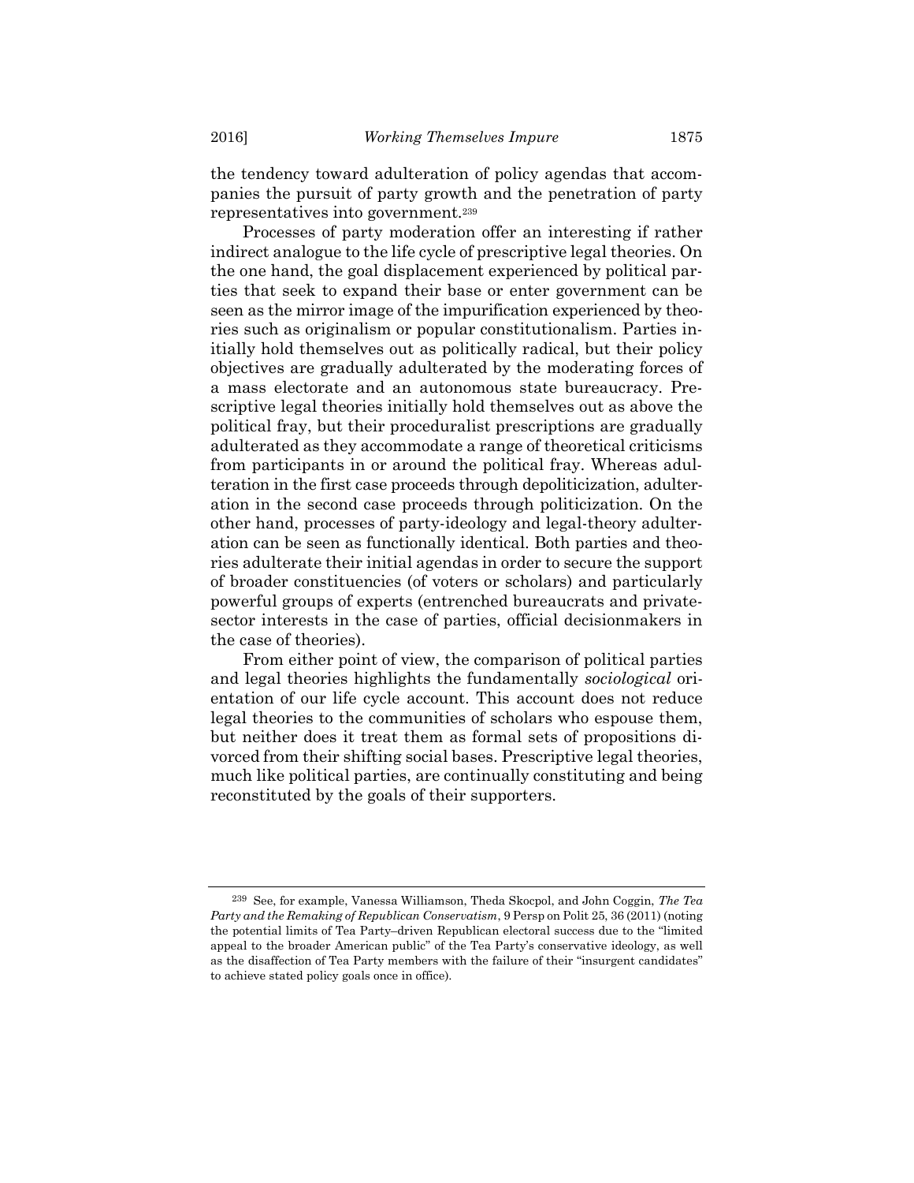the tendency toward adulteration of policy agendas that accompanies the pursuit of party growth and the penetration of party representatives into government.[239]

Processes of party moderation offer an interesting if rather indirect analogue to the life cycle of prescriptive legal theories. On the one hand, the goal displacement experienced by political parties that seek to expand their base or enter government can be seen as the mirror image of the impurification experienced by theories such as originalism or popular constitutionalism. Parties initially hold themselves out as politically radical, but their policy objectives are gradually adulterated by the moderating forces of a mass electorate and an autonomous state bureaucracy. Prescriptive legal theories initially hold themselves out as above the political fray, but their proceduralist prescriptions are gradually adulterated as they accommodate a range of theoretical criticisms from participants in or around the political fray. Whereas adulteration in the first case proceeds through depoliticization, adulteration in the second case proceeds through politicization. On the other hand, processes of party-ideology and legal-theory adulteration can be seen as functionally identical. Both parties and theories adulterate their initial agendas in order to secure the support of broader constituencies (of voters or scholars) and particularly powerful groups of experts (entrenched bureaucrats and private-sector interests in the case of parties, official decisionmakers in the case of theories).

From either point of view, the comparison of political parties and legal theories highlights the fundamentally *sociological* orientation of our life cycle account. This account does not reduce legal theories to the communities of scholars who espouse them, but neither does it treat them as formal sets of propositions divorced from their shifting social bases. Prescriptive legal theories, much like political parties, are continually constituting and being reconstituted by the goals of their supporters.

---

[239] See, for example, Vanessa Williamson, Theda Skocpol, and John Coggin, *The Tea Party and the Remaking of Republican Conservatism*, 9 Persp on Polit 25, 36 (2011) (noting the potential limits of Tea Party–driven Republican electoral success due to the "limited appeal to the broader American public" of the Tea Party's conservative ideology, as well as the disaffection of Tea Party members with the failure of their "insurgent candidates" to achieve stated policy goals once in office).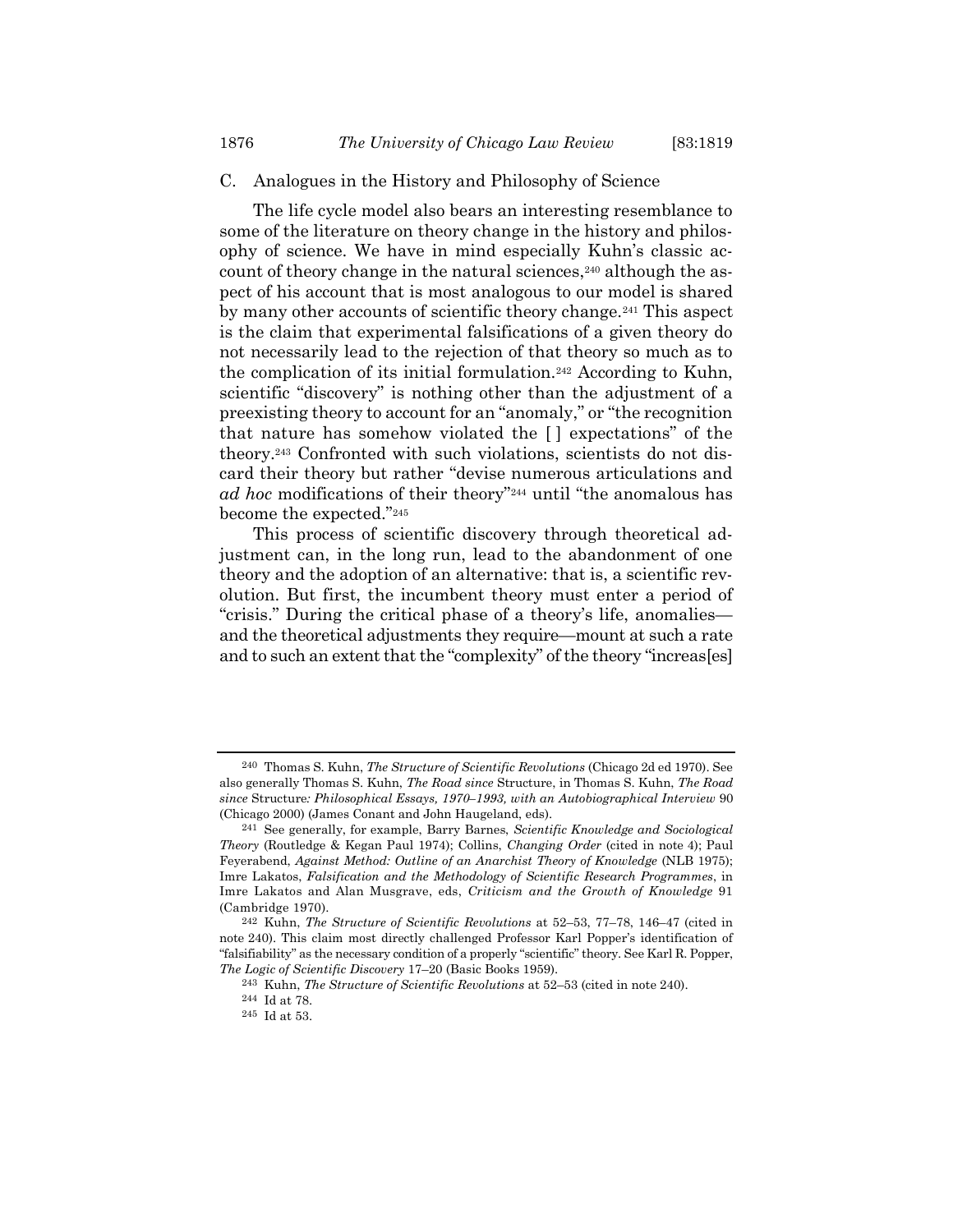### C. Analogues in the History and Philosophy of Science

The life cycle model also bears an interesting resemblance to some of the literature on theory change in the history and philosophy of science. We have in mind especially Kuhn's classic account of theory change in the natural sciences,[240] although the aspect of his account that is most analogous to our model is shared by many other accounts of scientific theory change.[241] This aspect is the claim that experimental falsifications of a given theory do not necessarily lead to the rejection of that theory so much as to the complication of its initial formulation.[242] According to Kuhn, scientific "discovery" is nothing other than the adjustment of a preexisting theory to account for an "anomaly," or "the recognition that nature has somehow violated the [ ] expectations" of the theory.[243] Confronted with such violations, scientists do not discard their theory but rather "devise numerous articulations and *ad hoc* modifications of their theory"[244] until "the anomalous has become the expected."[245]

This process of scientific discovery through theoretical adjustment can, in the long run, lead to the abandonment of one theory and the adoption of an alternative: that is, a scientific revolution. But first, the incumbent theory must enter a period of "crisis." During the critical phase of a theory's life, anomalies—and the theoretical adjustments they require—mount at such a rate and to such an extent that the "complexity" of the theory "increas[es]

---

240 Thomas S. Kuhn, *The Structure of Scientific Revolutions* (Chicago 2d ed 1970). See also generally Thomas S. Kuhn, *The Road since* Structure, in Thomas S. Kuhn, *The Road since* Structure*: Philosophical Essays, 1970–1993, with an Autobiographical Interview* 90 (Chicago 2000) (James Conant and John Haugeland, eds).

241 See generally, for example, Barry Barnes, *Scientific Knowledge and Sociological Theory* (Routledge & Kegan Paul 1974); Collins, *Changing Order* (cited in note 4); Paul Feyerabend, *Against Method: Outline of an Anarchist Theory of Knowledge* (NLB 1975); Imre Lakatos, *Falsification and the Methodology of Scientific Research Programmes*, in Imre Lakatos and Alan Musgrave, eds, *Criticism and the Growth of Knowledge* 91 (Cambridge 1970).

242 Kuhn, *The Structure of Scientific Revolutions* at 52–53, 77–78, 146–47 (cited in note 240). This claim most directly challenged Professor Karl Popper's identification of "falsifiability" as the necessary condition of a properly "scientific" theory. See Karl R. Popper, *The Logic of Scientific Discovery* 17–20 (Basic Books 1959).

243 Kuhn, *The Structure of Scientific Revolutions* at 52–53 (cited in note 240).

244 Id at 78.

245 Id at 53.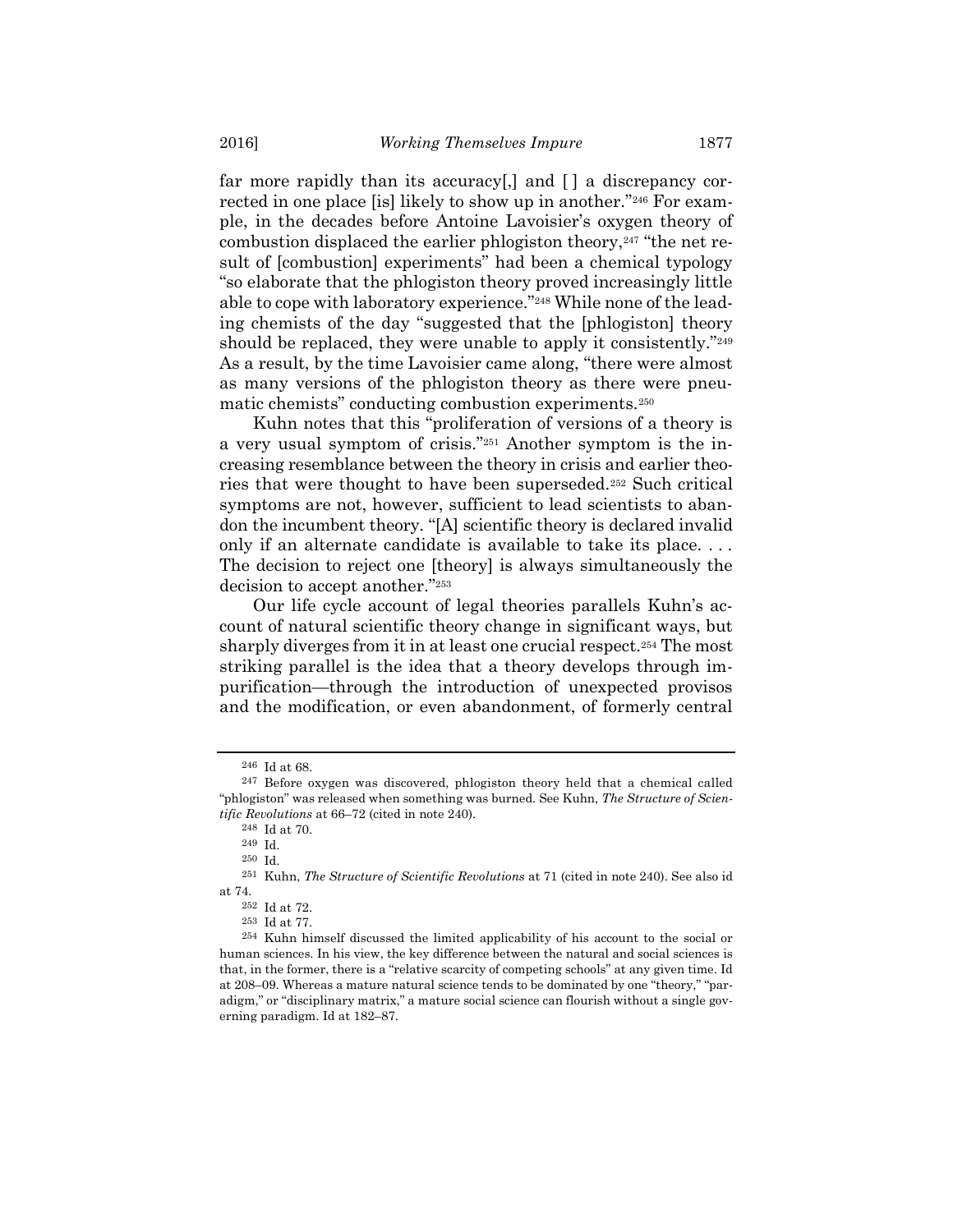far more rapidly than its accuracy[,] and [ ] a discrepancy corrected in one place [is] likely to show up in another."[246] For example, in the decades before Antoine Lavoisier's oxygen theory of combustion displaced the earlier phlogiston theory,[247] "the net result of [combustion] experiments" had been a chemical typology "so elaborate that the phlogiston theory proved increasingly little able to cope with laboratory experience."[248] While none of the leading chemists of the day "suggested that the [phlogiston] theory should be replaced, they were unable to apply it consistently."[249] As a result, by the time Lavoisier came along, "there were almost as many versions of the phlogiston theory as there were pneumatic chemists" conducting combustion experiments.[250]

Kuhn notes that this "proliferation of versions of a theory is a very usual symptom of crisis."[251] Another symptom is the increasing resemblance between the theory in crisis and earlier theories that were thought to have been superseded.[252] Such critical symptoms are not, however, sufficient to lead scientists to abandon the incumbent theory. "[A] scientific theory is declared invalid only if an alternate candidate is available to take its place. . . . The decision to reject one [theory] is always simultaneously the decision to accept another."[253]

Our life cycle account of legal theories parallels Kuhn's account of natural scientific theory change in significant ways, but sharply diverges from it in at least one crucial respect.[254] The most striking parallel is the idea that a theory develops through impurification—through the introduction of unexpected provisos and the modification, or even abandonment, of formerly central

---

[246] Id at 68.

[247] Before oxygen was discovered, phlogiston theory held that a chemical called "phlogiston" was released when something was burned. See Kuhn, *The Structure of Scientific Revolutions* at 66–72 (cited in note 240).

[248] Id at 70.

[249] Id.

[250] Id.

[251] Kuhn, *The Structure of Scientific Revolutions* at 71 (cited in note 240). See also id at 74.

[252] Id at 72.

[253] Id at 77.

[254] Kuhn himself discussed the limited applicability of his account to the social or human sciences. In his view, the key difference between the natural and social sciences is that, in the former, there is a "relative scarcity of competing schools" at any given time. Id at 208–09. Whereas a mature natural science tends to be dominated by one "theory," "paradigm," or "disciplinary matrix," a mature social science can flourish without a single governing paradigm. Id at 182–87.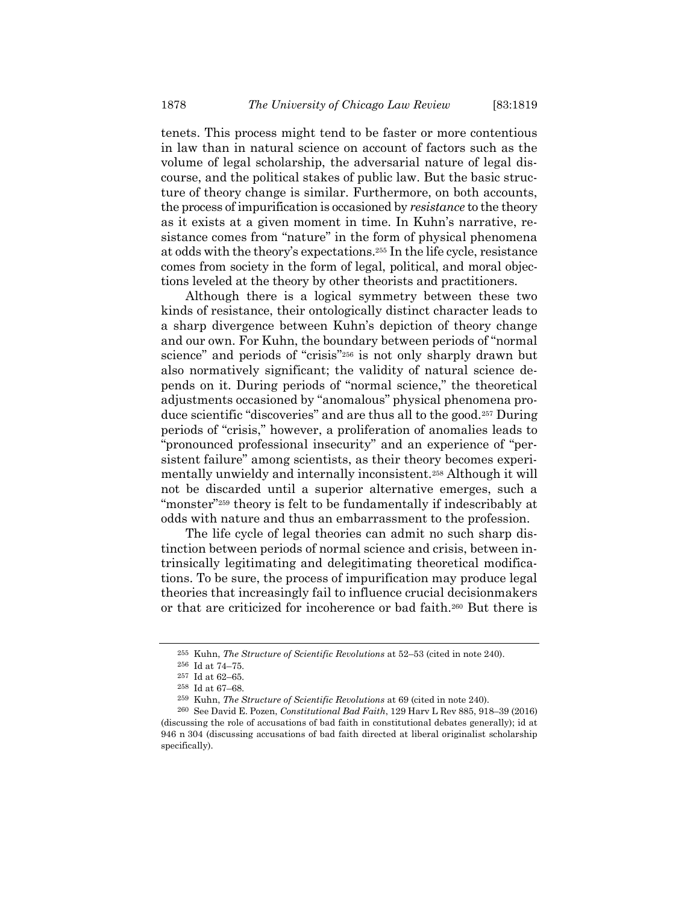tenets. This process might tend to be faster or more contentious in law than in natural science on account of factors such as the volume of legal scholarship, the adversarial nature of legal discourse, and the political stakes of public law. But the basic structure of theory change is similar. Furthermore, on both accounts, the process of impurification is occasioned by *resistance* to the theory as it exists at a given moment in time. In Kuhn's narrative, resistance comes from "nature" in the form of physical phenomena at odds with the theory's expectations.[255] In the life cycle, resistance comes from society in the form of legal, political, and moral objections leveled at the theory by other theorists and practitioners.

Although there is a logical symmetry between these two kinds of resistance, their ontologically distinct character leads to a sharp divergence between Kuhn's depiction of theory change and our own. For Kuhn, the boundary between periods of "normal science" and periods of "crisis"[256] is not only sharply drawn but also normatively significant; the validity of natural science depends on it. During periods of "normal science," the theoretical adjustments occasioned by "anomalous" physical phenomena produce scientific "discoveries" and are thus all to the good.[257] During periods of "crisis," however, a proliferation of anomalies leads to "pronounced professional insecurity" and an experience of "persistent failure" among scientists, as their theory becomes experimentally unwieldy and internally inconsistent.[258] Although it will not be discarded until a superior alternative emerges, such a "monster"[259] theory is felt to be fundamentally if indescribably at odds with nature and thus an embarrassment to the profession.

The life cycle of legal theories can admit no such sharp distinction between periods of normal science and crisis, between intrinsically legitimating and delegitimating theoretical modifications. To be sure, the process of impurification may produce legal theories that increasingly fail to influence crucial decisionmakers or that are criticized for incoherence or bad faith.[260] But there is

---

[255] Kuhn, *The Structure of Scientific Revolutions* at 52–53 (cited in note 240).

[256] Id at 74–75.

[257] Id at 62–65.

[258] Id at 67–68.

[259] Kuhn, *The Structure of Scientific Revolutions* at 69 (cited in note 240).

[260] See David E. Pozen, *Constitutional Bad Faith*, 129 Harv L Rev 885, 918–39 (2016) (discussing the role of accusations of bad faith in constitutional debates generally); id at 946 n 304 (discussing accusations of bad faith directed at liberal originalist scholarship specifically).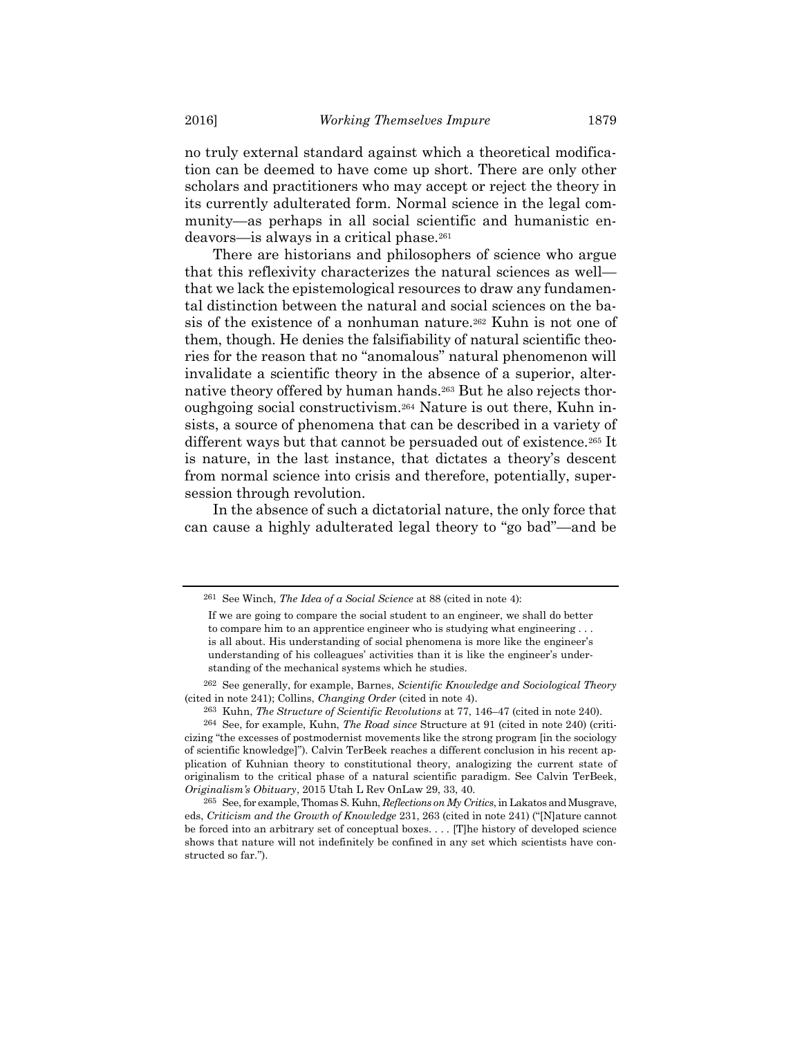no truly external standard against which a theoretical modification can be deemed to have come up short. There are only other scholars and practitioners who may accept or reject the theory in its currently adulterated form. Normal science in the legal community—as perhaps in all social scientific and humanistic endeavors—is always in a critical phase.[261]

There are historians and philosophers of science who argue that this reflexivity characterizes the natural sciences as well—that we lack the epistemological resources to draw any fundamental distinction between the natural and social sciences on the basis of the existence of a nonhuman nature.[262] Kuhn is not one of them, though. He denies the falsifiability of natural scientific theories for the reason that no "anomalous" natural phenomenon will invalidate a scientific theory in the absence of a superior, alternative theory offered by human hands.[263] But he also rejects thoroughgoing social constructivism.[264] Nature is out there, Kuhn insists, a source of phenomena that can be described in a variety of different ways but that cannot be persuaded out of existence.[265] It is nature, in the last instance, that dictates a theory's descent from normal science into crisis and therefore, potentially, supersession through revolution.

In the absence of such a dictatorial nature, the only force that can cause a highly adulterated legal theory to "go bad"—and be

---

[261] See Winch, *The Idea of a Social Science* at 88 (cited in note 4):

> If we are going to compare the social student to an engineer, we shall do better to compare him to an apprentice engineer who is studying what engineering . . . is all about. His understanding of social phenomena is more like the engineer's understanding of his colleagues' activities than it is like the engineer's understanding of the mechanical systems which he studies.

[262] See generally, for example, Barnes, *Scientific Knowledge and Sociological Theory* (cited in note 241); Collins, *Changing Order* (cited in note 4).

[263] Kuhn, *The Structure of Scientific Revolutions* at 77, 146–47 (cited in note 240).

[264] See, for example, Kuhn, *The Road since* Structure at 91 (cited in note 240) (criticizing "the excesses of postmodernist movements like the strong program [in the sociology of scientific knowledge]"). Calvin TerBeek reaches a different conclusion in his recent application of Kuhnian theory to constitutional theory, analogizing the current state of originalism to the critical phase of a natural scientific paradigm. See Calvin TerBeek, *Originalism's Obituary*, 2015 Utah L Rev OnLaw 29, 33, 40.

[265] See, for example, Thomas S. Kuhn, *Reflections on My Critics*, in Lakatos and Musgrave, eds, *Criticism and the Growth of Knowledge* 231, 263 (cited in note 241) ("[N]ature cannot be forced into an arbitrary set of conceptual boxes. . . . [T]he history of developed science shows that nature will not indefinitely be confined in any set which scientists have constructed so far.").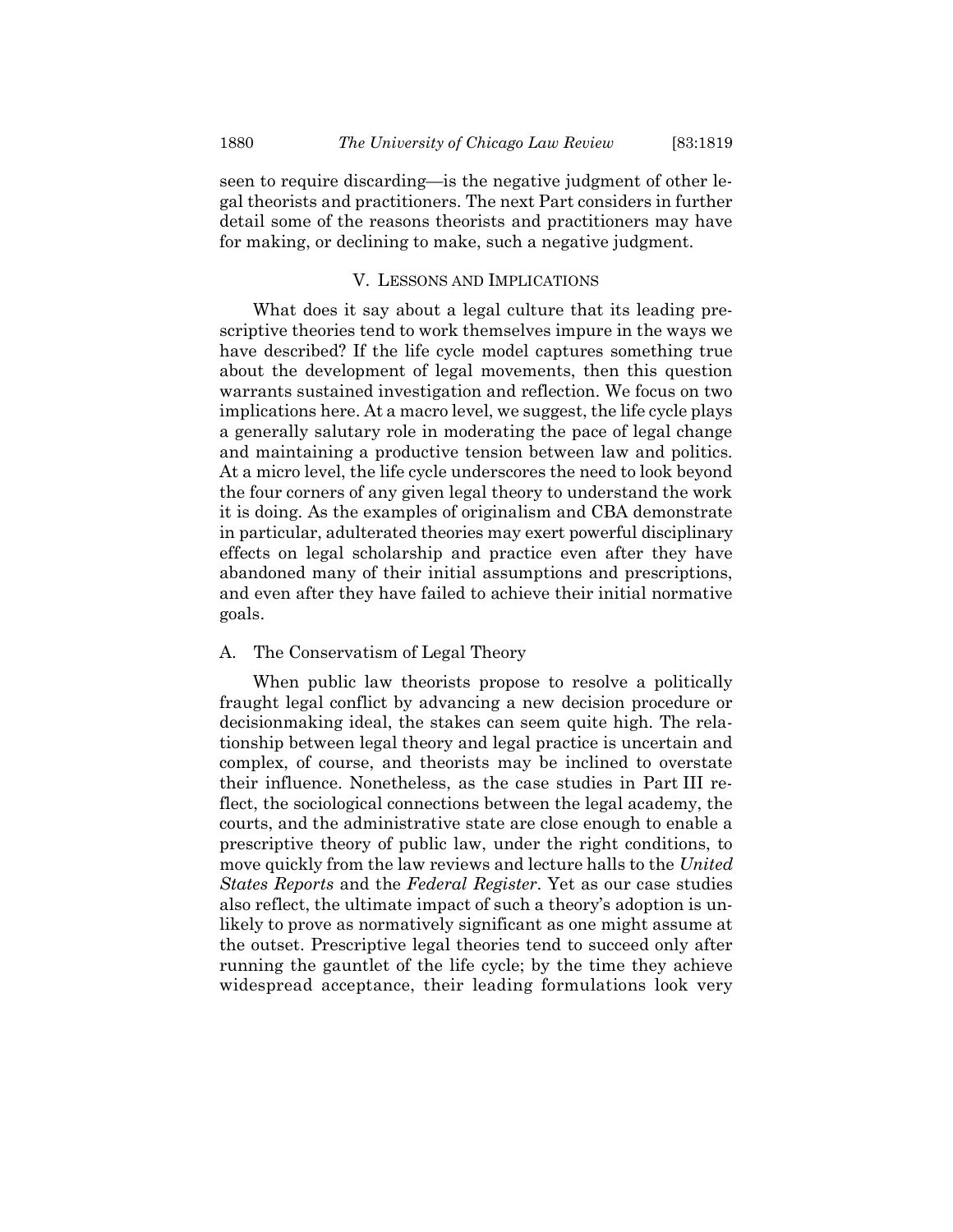seen to require discarding—is the negative judgment of other legal theorists and practitioners. The next Part considers in further detail some of the reasons theorists and practitioners may have for making, or declining to make, such a negative judgment.

## V. LESSONS AND IMPLICATIONS

What does it say about a legal culture that its leading prescriptive theories tend to work themselves impure in the ways we have described? If the life cycle model captures something true about the development of legal movements, then this question warrants sustained investigation and reflection. We focus on two implications here. At a macro level, we suggest, the life cycle plays a generally salutary role in moderating the pace of legal change and maintaining a productive tension between law and politics. At a micro level, the life cycle underscores the need to look beyond the four corners of any given legal theory to understand the work it is doing. As the examples of originalism and CBA demonstrate in particular, adulterated theories may exert powerful disciplinary effects on legal scholarship and practice even after they have abandoned many of their initial assumptions and prescriptions, and even after they have failed to achieve their initial normative goals.

### A. The Conservatism of Legal Theory

When public law theorists propose to resolve a politically fraught legal conflict by advancing a new decision procedure or decisionmaking ideal, the stakes can seem quite high. The relationship between legal theory and legal practice is uncertain and complex, of course, and theorists may be inclined to overstate their influence. Nonetheless, as the case studies in Part III reflect, the sociological connections between the legal academy, the courts, and the administrative state are close enough to enable a prescriptive theory of public law, under the right conditions, to move quickly from the law reviews and lecture halls to the *United States Reports* and the *Federal Register*. Yet as our case studies also reflect, the ultimate impact of such a theory's adoption is unlikely to prove as normatively significant as one might assume at the outset. Prescriptive legal theories tend to succeed only after running the gauntlet of the life cycle; by the time they achieve widespread acceptance, their leading formulations look very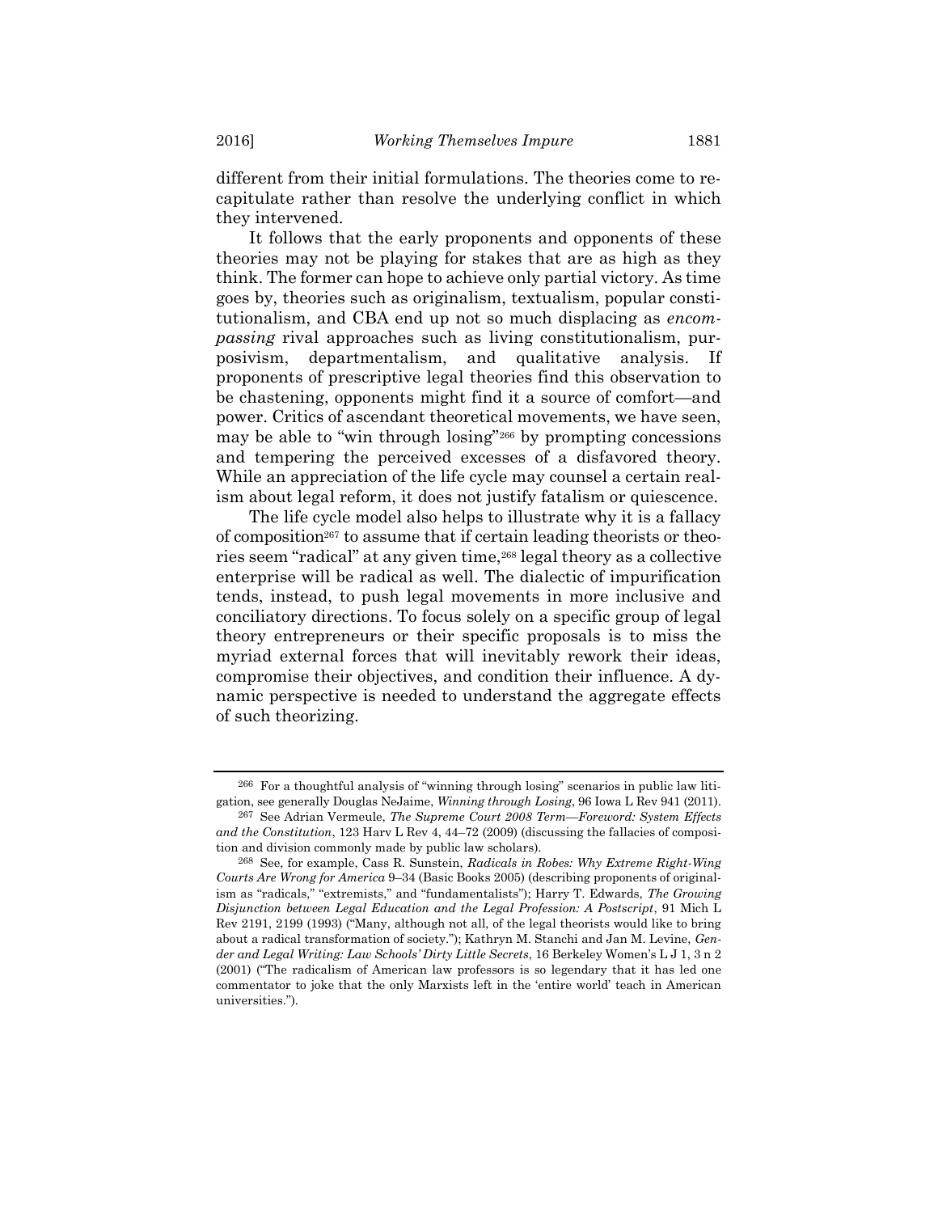different from their initial formulations. The theories come to recapitulate rather than resolve the underlying conflict in which they intervened.

It follows that the early proponents and opponents of these theories may not be playing for stakes that are as high as they think. The former can hope to achieve only partial victory. As time goes by, theories such as originalism, textualism, popular constitutionalism, and CBA end up not so much displacing as *encompassing* rival approaches such as living constitutionalism, purposivism, departmentalism, and qualitative analysis. If proponents of prescriptive legal theories find this observation to be chastening, opponents might find it a source of comfort—and power. Critics of ascendant theoretical movements, we have seen, may be able to "win through losing"[266] by prompting concessions and tempering the perceived excesses of a disfavored theory. While an appreciation of the life cycle may counsel a certain realism about legal reform, it does not justify fatalism or quiescence.

The life cycle model also helps to illustrate why it is a fallacy of composition[267] to assume that if certain leading theorists or theories seem "radical" at any given time,[268] legal theory as a collective enterprise will be radical as well. The dialectic of impurification tends, instead, to push legal movements in more inclusive and conciliatory directions. To focus solely on a specific group of legal theory entrepreneurs or their specific proposals is to miss the myriad external forces that will inevitably rework their ideas, compromise their objectives, and condition their influence. A dynamic perspective is needed to understand the aggregate effects of such theorizing.

---

[266] For a thoughtful analysis of "winning through losing" scenarios in public law litigation, see generally Douglas NeJaime, *Winning through Losing*, 96 Iowa L Rev 941 (2011).

[267] See Adrian Vermeule, *The Supreme Court 2008 Term—Foreword: System Effects and the Constitution*, 123 Harv L Rev 4, 44–72 (2009) (discussing the fallacies of composition and division commonly made by public law scholars).

[268] See, for example, Cass R. Sunstein, *Radicals in Robes: Why Extreme Right-Wing Courts Are Wrong for America* 9–34 (Basic Books 2005) (describing proponents of originalism as "radicals," "extremists," and "fundamentalists"); Harry T. Edwards, *The Growing Disjunction between Legal Education and the Legal Profession: A Postscript*, 91 Mich L Rev 2191, 2199 (1993) ("Many, although not all, of the legal theorists would like to bring about a radical transformation of society."); Kathryn M. Stanchi and Jan M. Levine, *Gender and Legal Writing: Law Schools' Dirty Little Secrets*, 16 Berkeley Women's L J 1, 3 n 2 (2001) ("The radicalism of American law professors is so legendary that it has led one commentator to joke that the only Marxists left in the 'entire world' teach in American universities.").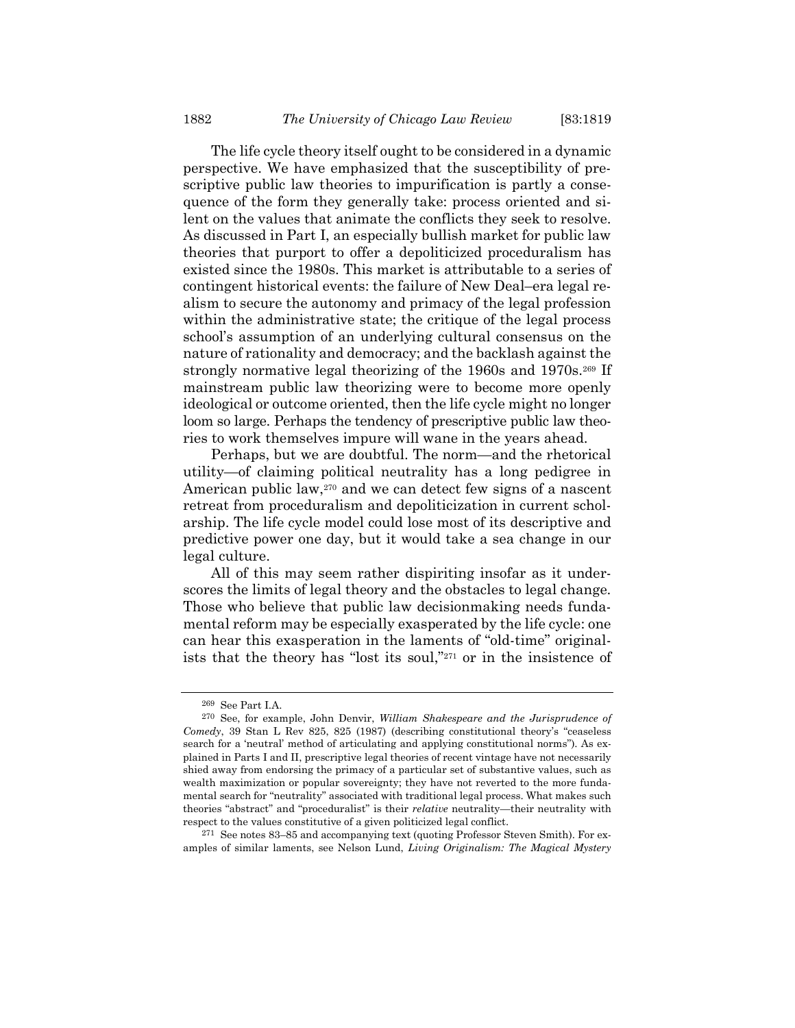The life cycle theory itself ought to be considered in a dynamic perspective. We have emphasized that the susceptibility of prescriptive public law theories to impurification is partly a consequence of the form they generally take: process oriented and silent on the values that animate the conflicts they seek to resolve. As discussed in Part I, an especially bullish market for public law theories that purport to offer a depoliticized proceduralism has existed since the 1980s. This market is attributable to a series of contingent historical events: the failure of New Deal–era legal realism to secure the autonomy and primacy of the legal profession within the administrative state; the critique of the legal process school's assumption of an underlying cultural consensus on the nature of rationality and democracy; and the backlash against the strongly normative legal theorizing of the 1960s and 1970s.[269] If mainstream public law theorizing were to become more openly ideological or outcome oriented, then the life cycle might no longer loom so large. Perhaps the tendency of prescriptive public law theories to work themselves impure will wane in the years ahead.

Perhaps, but we are doubtful. The norm—and the rhetorical utility—of claiming political neutrality has a long pedigree in American public law,[270] and we can detect few signs of a nascent retreat from proceduralism and depoliticization in current scholarship. The life cycle model could lose most of its descriptive and predictive power one day, but it would take a sea change in our legal culture.

All of this may seem rather dispiriting insofar as it underscores the limits of legal theory and the obstacles to legal change. Those who believe that public law decisionmaking needs fundamental reform may be especially exasperated by the life cycle: one can hear this exasperation in the laments of "old-time" originalists that the theory has "lost its soul,"[271] or in the insistence of

---

[269] See Part I.A.

[270] See, for example, John Denvir, *William Shakespeare and the Jurisprudence of Comedy*, 39 Stan L Rev 825, 825 (1987) (describing constitutional theory's "ceaseless search for a 'neutral' method of articulating and applying constitutional norms"). As explained in Parts I and II, prescriptive legal theories of recent vintage have not necessarily shied away from endorsing the primacy of a particular set of substantive values, such as wealth maximization or popular sovereignty; they have not reverted to the more fundamental search for "neutrality" associated with traditional legal process. What makes such theories "abstract" and "proceduralist" is their *relative* neutrality—their neutrality with respect to the values constitutive of a given politicized legal conflict.

[271] See notes 83–85 and accompanying text (quoting Professor Steven Smith). For examples of similar laments, see Nelson Lund, *Living Originalism: The Magical Mystery*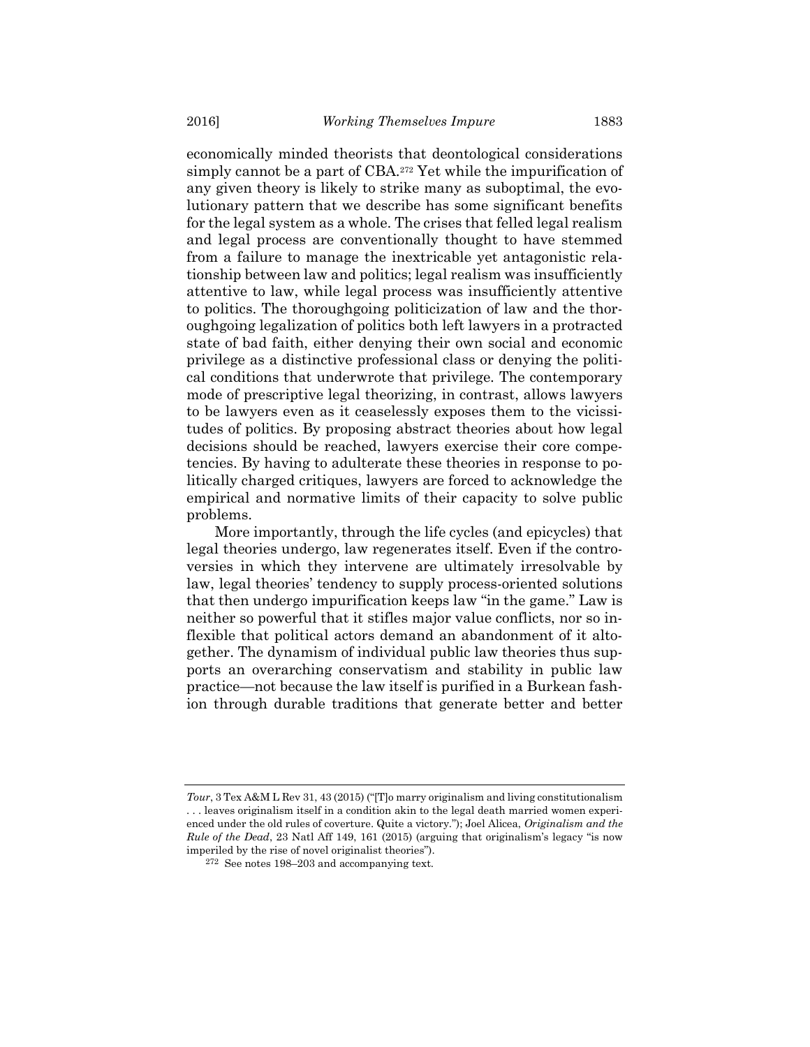economically minded theorists that deontological considerations simply cannot be a part of CBA.[272] Yet while the impurification of any given theory is likely to strike many as suboptimal, the evolutionary pattern that we describe has some significant benefits for the legal system as a whole. The crises that felled legal realism and legal process are conventionally thought to have stemmed from a failure to manage the inextricable yet antagonistic relationship between law and politics; legal realism was insufficiently attentive to law, while legal process was insufficiently attentive to politics. The thoroughgoing politicization of law and the thoroughgoing legalization of politics both left lawyers in a protracted state of bad faith, either denying their own social and economic privilege as a distinctive professional class or denying the political conditions that underwrote that privilege. The contemporary mode of prescriptive legal theorizing, in contrast, allows lawyers to be lawyers even as it ceaselessly exposes them to the vicissitudes of politics. By proposing abstract theories about how legal decisions should be reached, lawyers exercise their core competencies. By having to adulterate these theories in response to politically charged critiques, lawyers are forced to acknowledge the empirical and normative limits of their capacity to solve public problems.

More importantly, through the life cycles (and epicycles) that legal theories undergo, law regenerates itself. Even if the controversies in which they intervene are ultimately irresolvable by law, legal theories' tendency to supply process-oriented solutions that then undergo impurification keeps law "in the game." Law is neither so powerful that it stifles major value conflicts, nor so inflexible that political actors demand an abandonment of it altogether. The dynamism of individual public law theories thus supports an overarching conservatism and stability in public law practice—not because the law itself is purified in a Burkean fashion through durable traditions that generate better and better

---

*Tour*, 3 Tex A&M L Rev 31, 43 (2015) ("[T]o marry originalism and living constitutionalism . . . leaves originalism itself in a condition akin to the legal death married women experienced under the old rules of coverture. Quite a victory."); Joel Alicea, *Originalism and the Rule of the Dead*, 23 Natl Aff 149, 161 (2015) (arguing that originalism's legacy "is now imperiled by the rise of novel originalist theories").

[272] See notes 198–203 and accompanying text.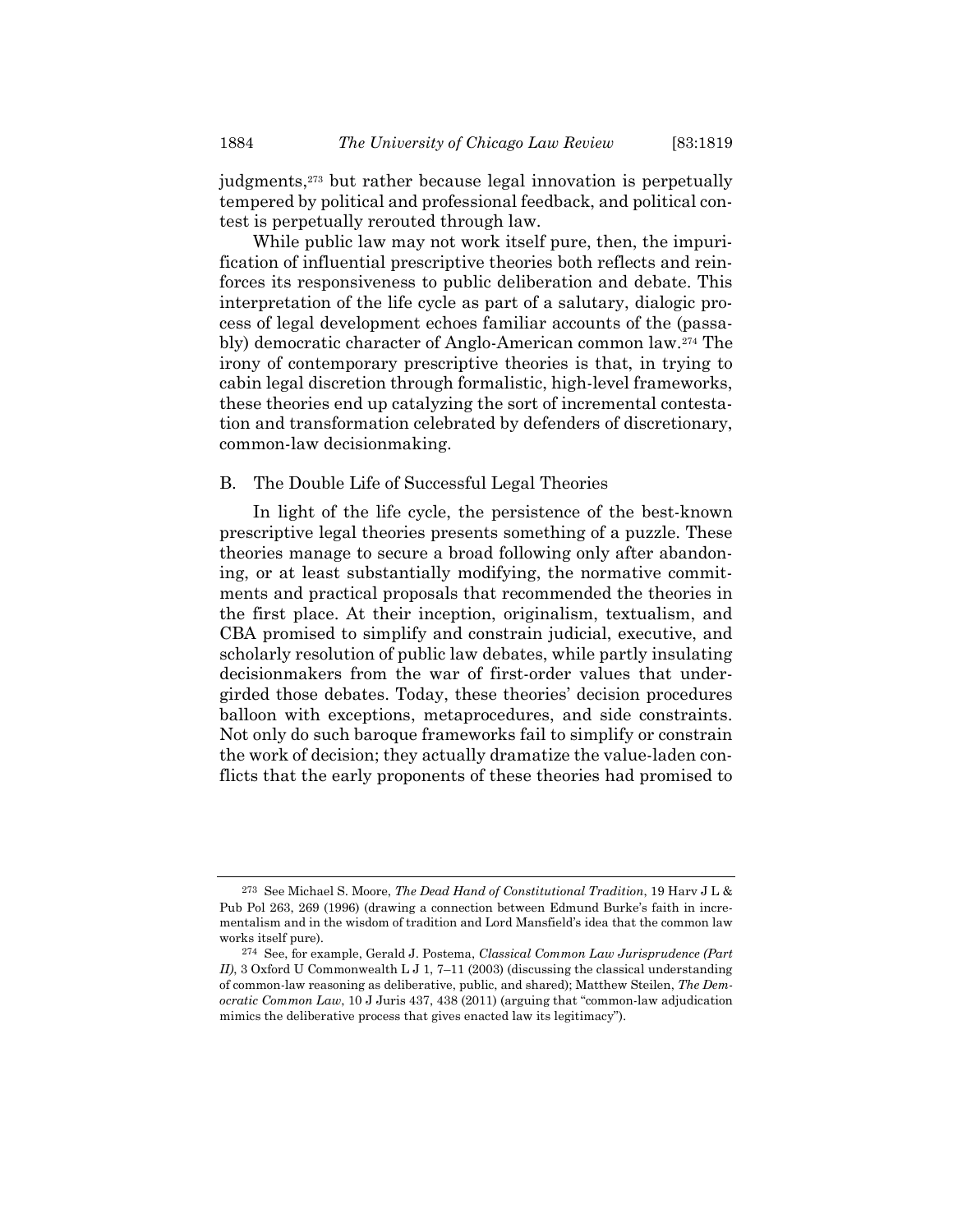judgments,[273] but rather because legal innovation is perpetually tempered by political and professional feedback, and political contest is perpetually rerouted through law.

While public law may not work itself pure, then, the impurification of influential prescriptive theories both reflects and reinforces its responsiveness to public deliberation and debate. This interpretation of the life cycle as part of a salutary, dialogic process of legal development echoes familiar accounts of the (passably) democratic character of Anglo-American common law.[274] The irony of contemporary prescriptive theories is that, in trying to cabin legal discretion through formalistic, high-level frameworks, these theories end up catalyzing the sort of incremental contestation and transformation celebrated by defenders of discretionary, common-law decisionmaking.

## B. The Double Life of Successful Legal Theories

In light of the life cycle, the persistence of the best-known prescriptive legal theories presents something of a puzzle. These theories manage to secure a broad following only after abandoning, or at least substantially modifying, the normative commitments and practical proposals that recommended the theories in the first place. At their inception, originalism, textualism, and CBA promised to simplify and constrain judicial, executive, and scholarly resolution of public law debates, while partly insulating decisionmakers from the war of first-order values that undergirded those debates. Today, these theories' decision procedures balloon with exceptions, metaprocedures, and side constraints. Not only do such baroque frameworks fail to simplify or constrain the work of decision; they actually dramatize the value-laden conflicts that the early proponents of these theories had promised to

---

[273] See Michael S. Moore, *The Dead Hand of Constitutional Tradition*, 19 Harv J L & Pub Pol 263, 269 (1996) (drawing a connection between Edmund Burke's faith in incrementalism and in the wisdom of tradition and Lord Mansfield's idea that the common law works itself pure).

[274] See, for example, Gerald J. Postema, *Classical Common Law Jurisprudence (Part II)*, 3 Oxford U Commonwealth L J 1, 7–11 (2003) (discussing the classical understanding of common-law reasoning as deliberative, public, and shared); Matthew Steilen, *The Democratic Common Law*, 10 J Juris 437, 438 (2011) (arguing that "common-law adjudication mimics the deliberative process that gives enacted law its legitimacy").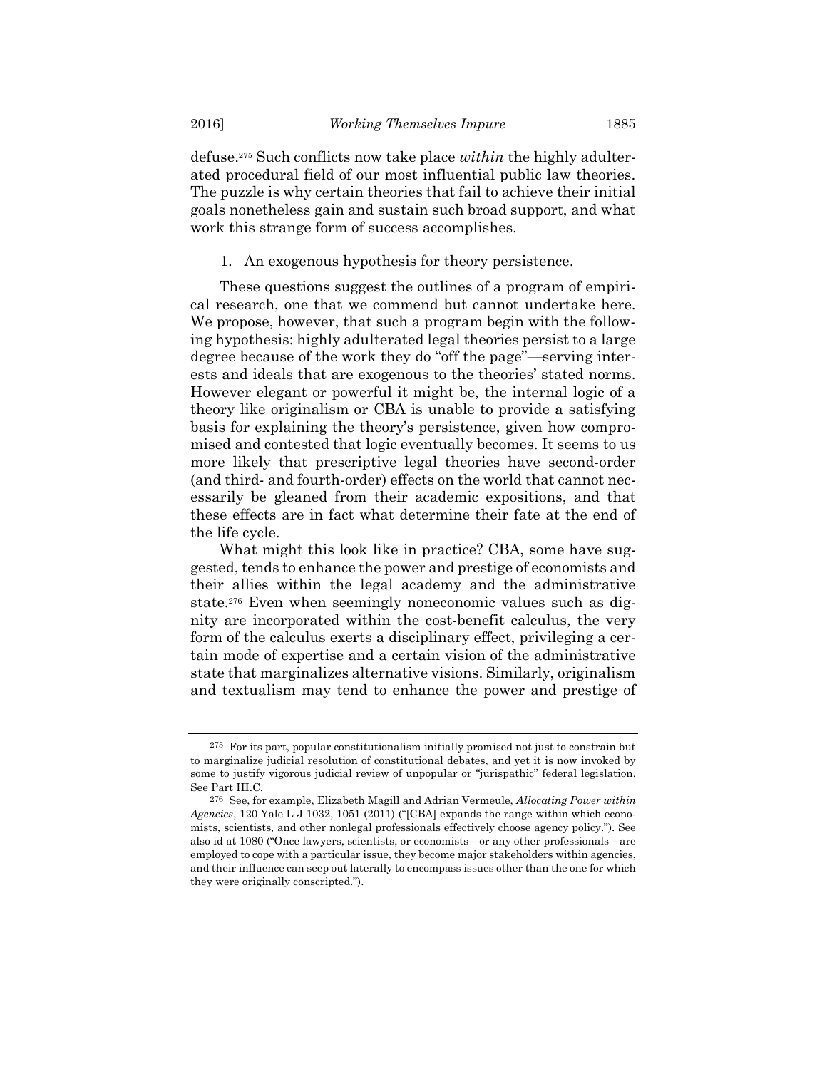defuse.[275] Such conflicts now take place *within* the highly adulterated procedural field of our most influential public law theories. The puzzle is why certain theories that fail to achieve their initial goals nonetheless gain and sustain such broad support, and what work this strange form of success accomplishes.

1. An exogenous hypothesis for theory persistence.

These questions suggest the outlines of a program of empirical research, one that we commend but cannot undertake here. We propose, however, that such a program begin with the following hypothesis: highly adulterated legal theories persist to a large degree because of the work they do "off the page"—serving interests and ideals that are exogenous to the theories' stated norms. However elegant or powerful it might be, the internal logic of a theory like originalism or CBA is unable to provide a satisfying basis for explaining the theory's persistence, given how compromised and contested that logic eventually becomes. It seems to us more likely that prescriptive legal theories have second-order (and third- and fourth-order) effects on the world that cannot necessarily be gleaned from their academic expositions, and that these effects are in fact what determine their fate at the end of the life cycle.

What might this look like in practice? CBA, some have suggested, tends to enhance the power and prestige of economists and their allies within the legal academy and the administrative state.[276] Even when seemingly noneconomic values such as dignity are incorporated within the cost-benefit calculus, the very form of the calculus exerts a disciplinary effect, privileging a certain mode of expertise and a certain vision of the administrative state that marginalizes alternative visions. Similarly, originalism and textualism may tend to enhance the power and prestige of

---

[275] For its part, popular constitutionalism initially promised not just to constrain but to marginalize judicial resolution of constitutional debates, and yet it is now invoked by some to justify vigorous judicial review of unpopular or "jurispathic" federal legislation. See Part III.C.

[276] See, for example, Elizabeth Magill and Adrian Vermeule, *Allocating Power within Agencies*, 120 Yale L J 1032, 1051 (2011) ("[CBA] expands the range within which economists, scientists, and other nonlegal professionals effectively choose agency policy."). See also id at 1080 ("Once lawyers, scientists, or economists—or any other professionals—are employed to cope with a particular issue, they become major stakeholders within agencies, and their influence can seep out laterally to encompass issues other than the one for which they were originally conscripted.").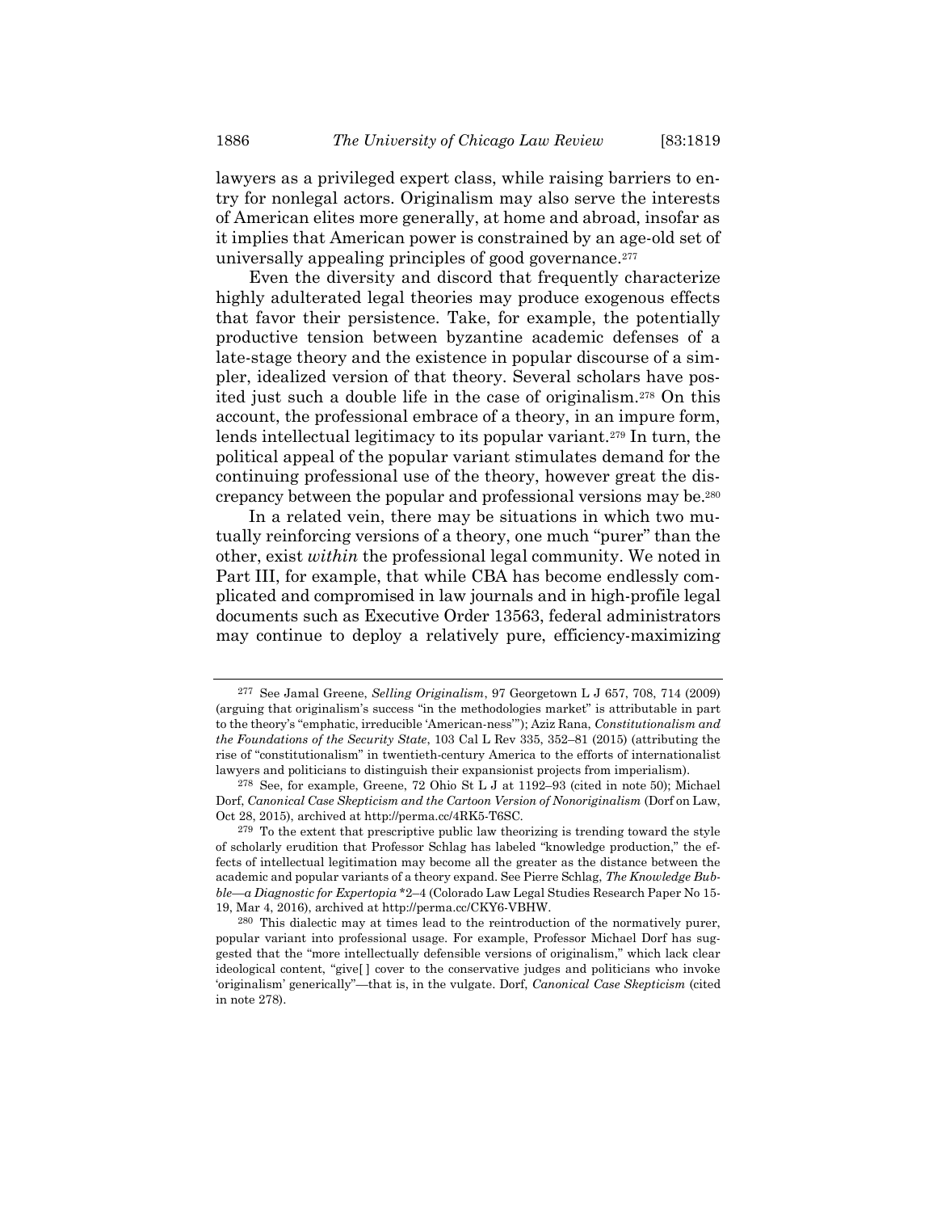lawyers as a privileged expert class, while raising barriers to entry for nonlegal actors. Originalism may also serve the interests of American elites more generally, at home and abroad, insofar as it implies that American power is constrained by an age-old set of universally appealing principles of good governance.[277]

Even the diversity and discord that frequently characterize highly adulterated legal theories may produce exogenous effects that favor their persistence. Take, for example, the potentially productive tension between byzantine academic defenses of a late-stage theory and the existence in popular discourse of a simpler, idealized version of that theory. Several scholars have posited just such a double life in the case of originalism.[278] On this account, the professional embrace of a theory, in an impure form, lends intellectual legitimacy to its popular variant.[279] In turn, the political appeal of the popular variant stimulates demand for the continuing professional use of the theory, however great the discrepancy between the popular and professional versions may be.[280]

In a related vein, there may be situations in which two mutually reinforcing versions of a theory, one much "purer" than the other, exist *within* the professional legal community. We noted in Part III, for example, that while CBA has become endlessly complicated and compromised in law journals and in high-profile legal documents such as Executive Order 13563, federal administrators may continue to deploy a relatively pure, efficiency-maximizing

---

[277] See Jamal Greene, *Selling Originalism*, 97 Georgetown L J 657, 708, 714 (2009) (arguing that originalism's success "in the methodologies market" is attributable in part to the theory's "emphatic, irreducible 'American-ness'"); Aziz Rana, *Constitutionalism and the Foundations of the Security State*, 103 Cal L Rev 335, 352–81 (2015) (attributing the rise of "constitutionalism" in twentieth-century America to the efforts of internationalist lawyers and politicians to distinguish their expansionist projects from imperialism).

[278] See, for example, Greene, 72 Ohio St L J at 1192–93 (cited in note 50); Michael Dorf, *Canonical Case Skepticism and the Cartoon Version of Nonoriginalism* (Dorf on Law, Oct 28, 2015), archived at http://perma.cc/4RK5-T6SC.

[279] To the extent that prescriptive public law theorizing is trending toward the style of scholarly erudition that Professor Schlag has labeled "knowledge production," the effects of intellectual legitimation may become all the greater as the distance between the academic and popular variants of a theory expand. See Pierre Schlag, *The Knowledge Bubble—a Diagnostic for Expertopia* *2–4 (Colorado Law Legal Studies Research Paper No 15-19, Mar 4, 2016), archived at http://perma.cc/CKY6-VBHW.

[280] This dialectic may at times lead to the reintroduction of the normatively purer, popular variant into professional usage. For example, Professor Michael Dorf has suggested that the "more intellectually defensible versions of originalism," which lack clear ideological content, "give[ ] cover to the conservative judges and politicians who invoke 'originalism' generically"—that is, in the vulgate. Dorf, *Canonical Case Skepticism* (cited in note 278).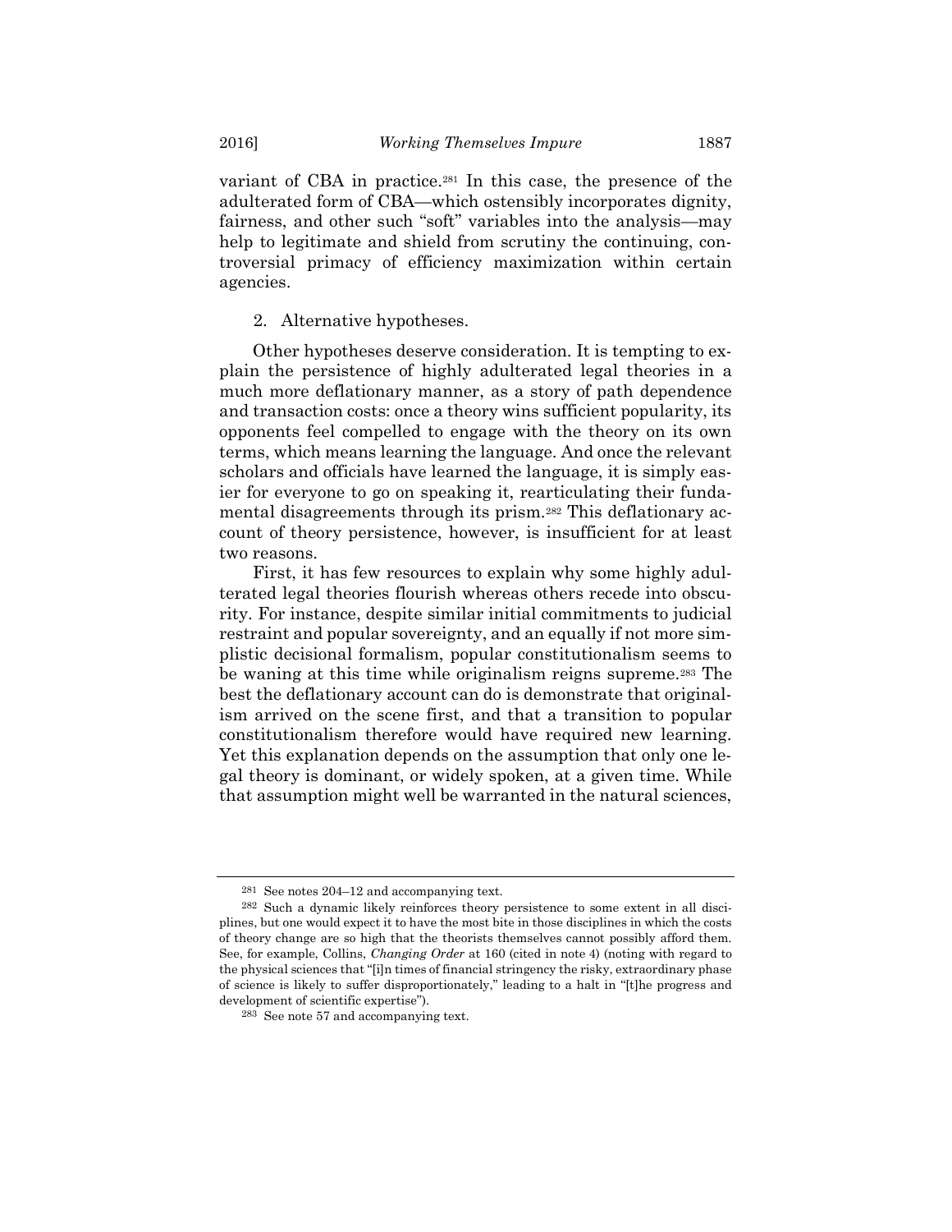variant of CBA in practice.[281] In this case, the presence of the adulterated form of CBA—which ostensibly incorporates dignity, fairness, and other such "soft" variables into the analysis—may help to legitimate and shield from scrutiny the continuing, controversial primacy of efficiency maximization within certain agencies.

2. Alternative hypotheses.

Other hypotheses deserve consideration. It is tempting to explain the persistence of highly adulterated legal theories in a much more deflationary manner, as a story of path dependence and transaction costs: once a theory wins sufficient popularity, its opponents feel compelled to engage with the theory on its own terms, which means learning the language. And once the relevant scholars and officials have learned the language, it is simply easier for everyone to go on speaking it, rearticulating their fundamental disagreements through its prism.[282] This deflationary account of theory persistence, however, is insufficient for at least two reasons.

First, it has few resources to explain why some highly adulterated legal theories flourish whereas others recede into obscurity. For instance, despite similar initial commitments to judicial restraint and popular sovereignty, and an equally if not more simplistic decisional formalism, popular constitutionalism seems to be waning at this time while originalism reigns supreme.[283] The best the deflationary account can do is demonstrate that originalism arrived on the scene first, and that a transition to popular constitutionalism therefore would have required new learning. Yet this explanation depends on the assumption that only one legal theory is dominant, or widely spoken, at a given time. While that assumption might well be warranted in the natural sciences,

---

[281] See notes 204–12 and accompanying text.

[282] Such a dynamic likely reinforces theory persistence to some extent in all disciplines, but one would expect it to have the most bite in those disciplines in which the costs of theory change are so high that the theorists themselves cannot possibly afford them. See, for example, Collins, *Changing Order* at 160 (cited in note 4) (noting with regard to the physical sciences that "[i]n times of financial stringency the risky, extraordinary phase of science is likely to suffer disproportionately," leading to a halt in "[t]he progress and development of scientific expertise").

[283] See note 57 and accompanying text.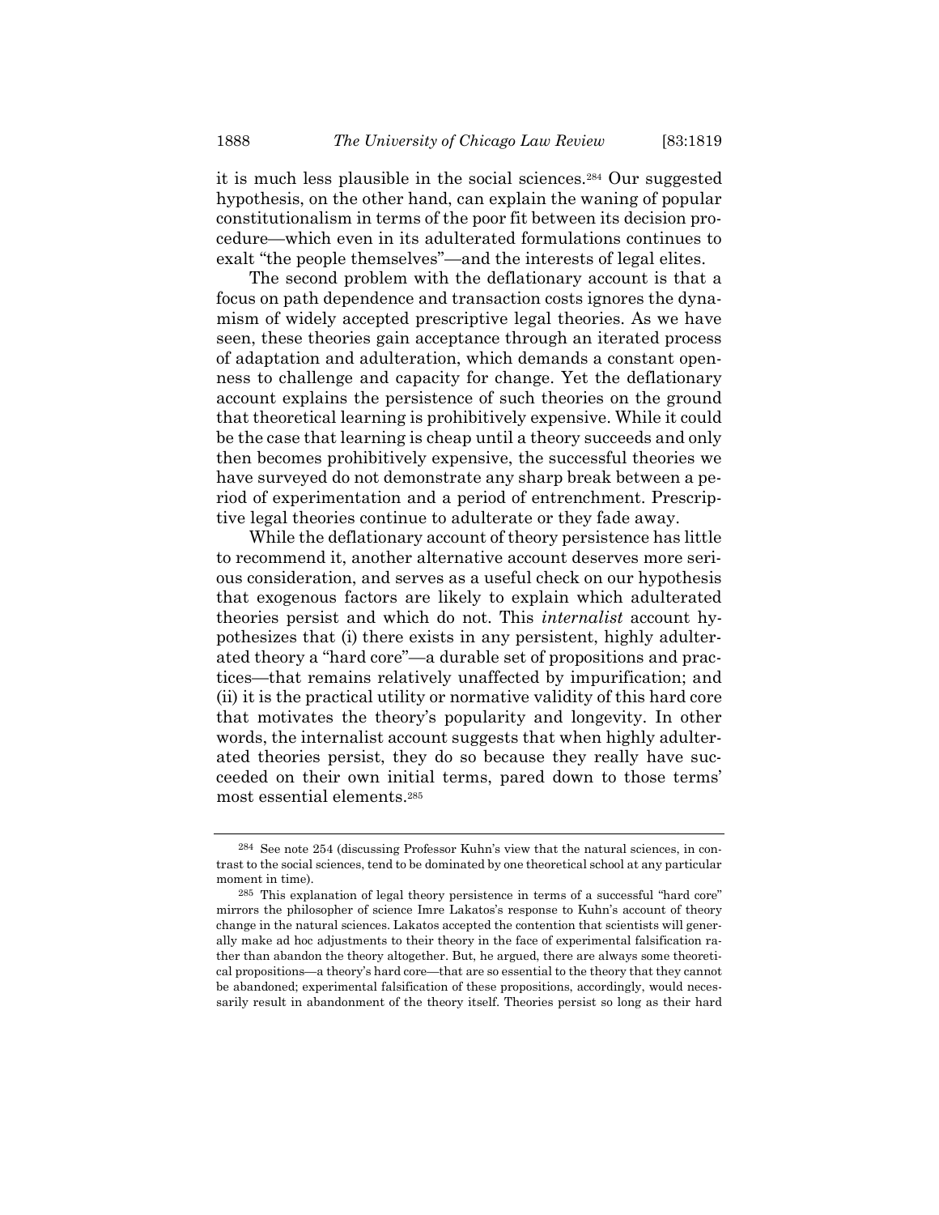it is much less plausible in the social sciences.[284] Our suggested hypothesis, on the other hand, can explain the waning of popular constitutionalism in terms of the poor fit between its decision procedure—which even in its adulterated formulations continues to exalt "the people themselves"—and the interests of legal elites.

The second problem with the deflationary account is that a focus on path dependence and transaction costs ignores the dynamism of widely accepted prescriptive legal theories. As we have seen, these theories gain acceptance through an iterated process of adaptation and adulteration, which demands a constant openness to challenge and capacity for change. Yet the deflationary account explains the persistence of such theories on the ground that theoretical learning is prohibitively expensive. While it could be the case that learning is cheap until a theory succeeds and only then becomes prohibitively expensive, the successful theories we have surveyed do not demonstrate any sharp break between a period of experimentation and a period of entrenchment. Prescriptive legal theories continue to adulterate or they fade away.

While the deflationary account of theory persistence has little to recommend it, another alternative account deserves more serious consideration, and serves as a useful check on our hypothesis that exogenous factors are likely to explain which adulterated theories persist and which do not. This *internalist* account hypothesizes that (i) there exists in any persistent, highly adulterated theory a "hard core"—a durable set of propositions and practices—that remains relatively unaffected by impurification; and (ii) it is the practical utility or normative validity of this hard core that motivates the theory's popularity and longevity. In other words, the internalist account suggests that when highly adulterated theories persist, they do so because they really have succeeded on their own initial terms, pared down to those terms' most essential elements.[285]

---

[284] See note 254 (discussing Professor Kuhn's view that the natural sciences, in contrast to the social sciences, tend to be dominated by one theoretical school at any particular moment in time).

[285] This explanation of legal theory persistence in terms of a successful "hard core" mirrors the philosopher of science Imre Lakatos's response to Kuhn's account of theory change in the natural sciences. Lakatos accepted the contention that scientists will generally make ad hoc adjustments to their theory in the face of experimental falsification rather than abandon the theory altogether. But, he argued, there are always some theoretical propositions—a theory's hard core—that are so essential to the theory that they cannot be abandoned; experimental falsification of these propositions, accordingly, would necessarily result in abandonment of the theory itself. Theories persist so long as their hard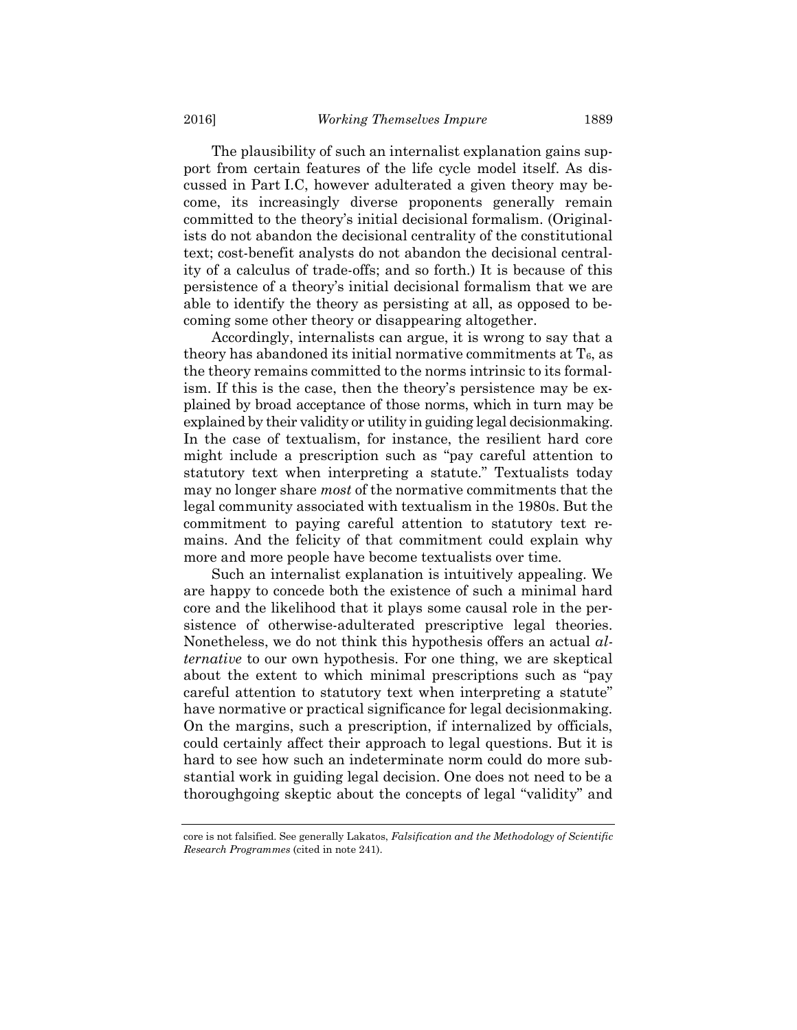The plausibility of such an internalist explanation gains support from certain features of the life cycle model itself. As discussed in Part I.C, however adulterated a given theory may become, its increasingly diverse proponents generally remain committed to the theory's initial decisional formalism. (Originalists do not abandon the decisional centrality of the constitutional text; cost-benefit analysts do not abandon the decisional centrality of a calculus of trade-offs; and so forth.) It is because of this persistence of a theory's initial decisional formalism that we are able to identify the theory as persisting at all, as opposed to becoming some other theory or disappearing altogether.

Accordingly, internalists can argue, it is wrong to say that a theory has abandoned its initial normative commitments at $T_6$, as the theory remains committed to the norms intrinsic to its formalism. If this is the case, then the theory's persistence may be explained by broad acceptance of those norms, which in turn may be explained by their validity or utility in guiding legal decisionmaking. In the case of textualism, for instance, the resilient hard core might include a prescription such as "pay careful attention to statutory text when interpreting a statute." Textualists today may no longer share *most* of the normative commitments that the legal community associated with textualism in the 1980s. But the commitment to paying careful attention to statutory text remains. And the felicity of that commitment could explain why more and more people have become textualists over time.

Such an internalist explanation is intuitively appealing. We are happy to concede both the existence of such a minimal hard core and the likelihood that it plays some causal role in the persistence of otherwise-adulterated prescriptive legal theories. Nonetheless, we do not think this hypothesis offers an actual *alternative* to our own hypothesis. For one thing, we are skeptical about the extent to which minimal prescriptions such as "pay careful attention to statutory text when interpreting a statute" have normative or practical significance for legal decisionmaking. On the margins, such a prescription, if internalized by officials, could certainly affect their approach to legal questions. But it is hard to see how such an indeterminate norm could do more substantial work in guiding legal decision. One does not need to be a thoroughgoing skeptic about the concepts of legal "validity" and

core is not falsified. See generally Lakatos, *Falsification and the Methodology of Scientific Research Programmes* (cited in note 241).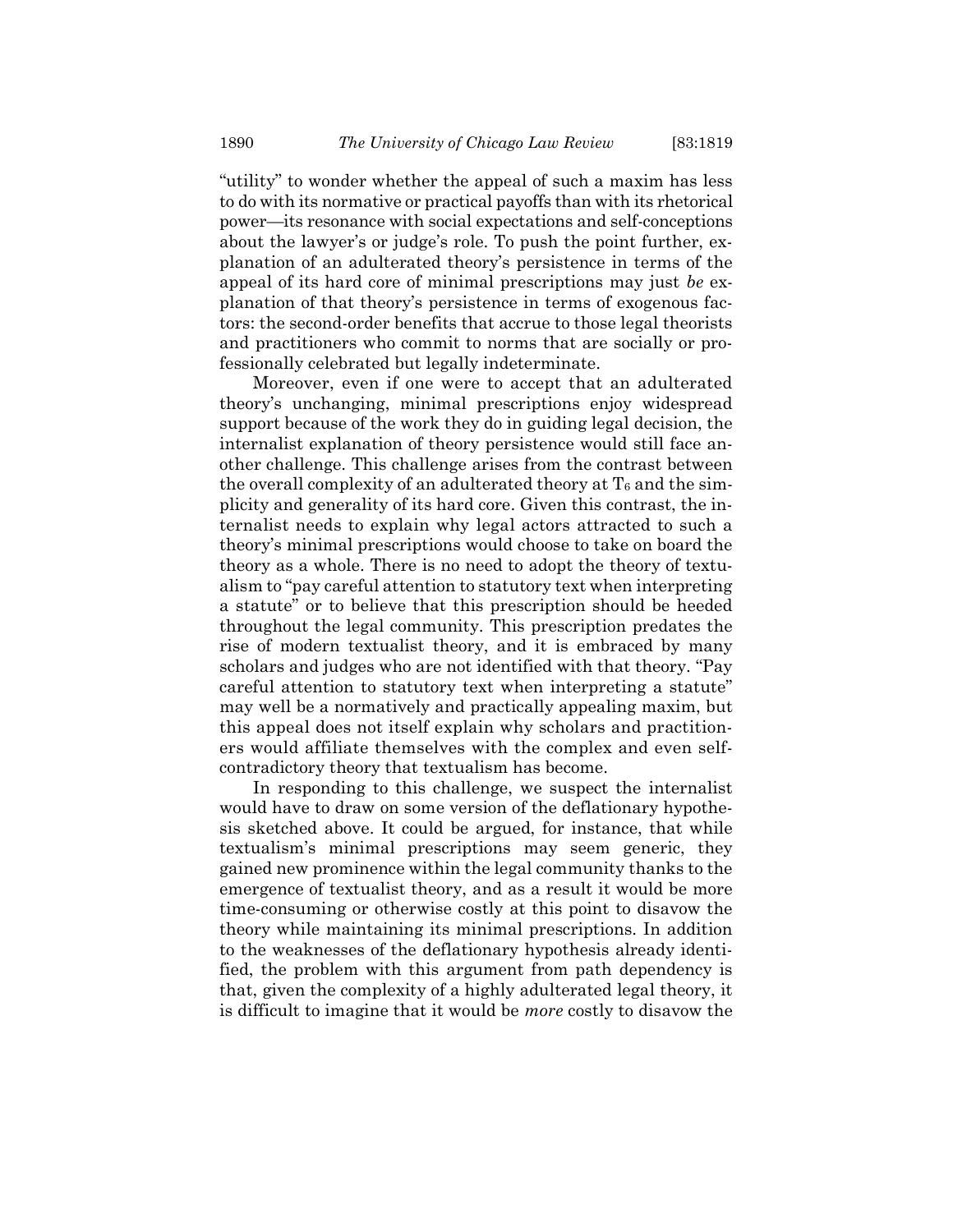"utility" to wonder whether the appeal of such a maxim has less to do with its normative or practical payoffs than with its rhetorical power—its resonance with social expectations and self-conceptions about the lawyer's or judge's role. To push the point further, explanation of an adulterated theory's persistence in terms of the appeal of its hard core of minimal prescriptions may just *be* explanation of that theory's persistence in terms of exogenous factors: the second-order benefits that accrue to those legal theorists and practitioners who commit to norms that are socially or professionally celebrated but legally indeterminate.

Moreover, even if one were to accept that an adulterated theory's unchanging, minimal prescriptions enjoy widespread support because of the work they do in guiding legal decision, the internalist explanation of theory persistence would still face another challenge. This challenge arises from the contrast between the overall complexity of an adulterated theory at $T_6$ and the simplicity and generality of its hard core. Given this contrast, the internalist needs to explain why legal actors attracted to such a theory's minimal prescriptions would choose to take on board the theory as a whole. There is no need to adopt the theory of textualism to "pay careful attention to statutory text when interpreting a statute" or to believe that this prescription should be heeded throughout the legal community. This prescription predates the rise of modern textualist theory, and it is embraced by many scholars and judges who are not identified with that theory. "Pay careful attention to statutory text when interpreting a statute" may well be a normatively and practically appealing maxim, but this appeal does not itself explain why scholars and practitioners would affiliate themselves with the complex and even self-contradictory theory that textualism has become.

In responding to this challenge, we suspect the internalist would have to draw on some version of the deflationary hypothesis sketched above. It could be argued, for instance, that while textualism's minimal prescriptions may seem generic, they gained new prominence within the legal community thanks to the emergence of textualist theory, and as a result it would be more time-consuming or otherwise costly at this point to disavow the theory while maintaining its minimal prescriptions. In addition to the weaknesses of the deflationary hypothesis already identified, the problem with this argument from path dependency is that, given the complexity of a highly adulterated legal theory, it is difficult to imagine that it would be *more* costly to disavow the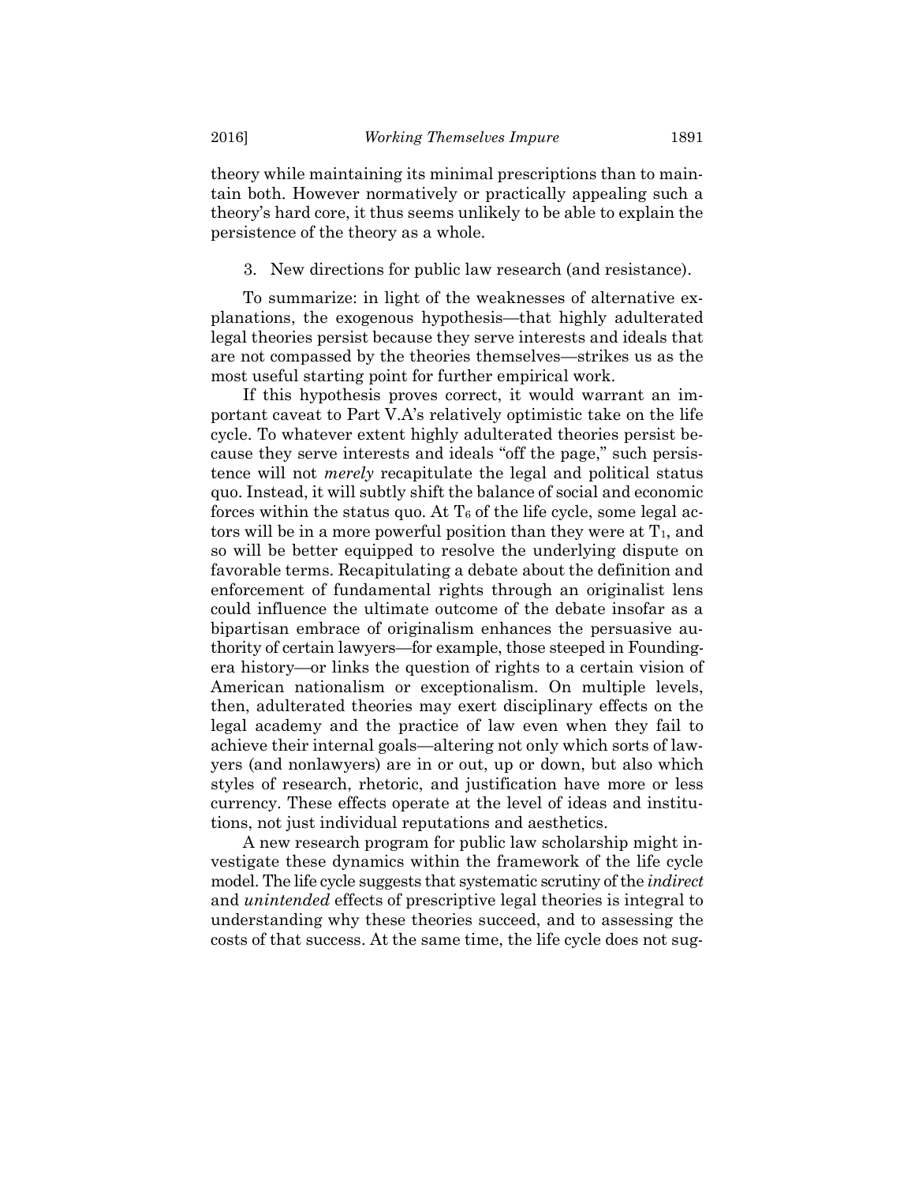theory while maintaining its minimal prescriptions than to maintain both. However normatively or practically appealing such a theory's hard core, it thus seems unlikely to be able to explain the persistence of the theory as a whole.

### 3. New directions for public law research (and resistance).

To summarize: in light of the weaknesses of alternative explanations, the exogenous hypothesis—that highly adulterated legal theories persist because they serve interests and ideals that are not compassed by the theories themselves—strikes us as the most useful starting point for further empirical work.

If this hypothesis proves correct, it would warrant an important caveat to Part V.A's relatively optimistic take on the life cycle. To whatever extent highly adulterated theories persist because they serve interests and ideals "off the page," such persistence will not *merely* recapitulate the legal and political status quo. Instead, it will subtly shift the balance of social and economic forces within the status quo. At $T_6$ of the life cycle, some legal actors will be in a more powerful position than they were at $T_1$, and so will be better equipped to resolve the underlying dispute on favorable terms. Recapitulating a debate about the definition and enforcement of fundamental rights through an originalist lens could influence the ultimate outcome of the debate insofar as a bipartisan embrace of originalism enhances the persuasive authority of certain lawyers—for example, those steeped in Founding-era history—or links the question of rights to a certain vision of American nationalism or exceptionalism. On multiple levels, then, adulterated theories may exert disciplinary effects on the legal academy and the practice of law even when they fail to achieve their internal goals—altering not only which sorts of lawyers (and nonlawyers) are in or out, up or down, but also which styles of research, rhetoric, and justification have more or less currency. These effects operate at the level of ideas and institutions, not just individual reputations and aesthetics.

A new research program for public law scholarship might investigate these dynamics within the framework of the life cycle model. The life cycle suggests that systematic scrutiny of the *indirect* and *unintended* effects of prescriptive legal theories is integral to understanding why these theories succeed, and to assessing the costs of that success. At the same time, the life cycle does not sug-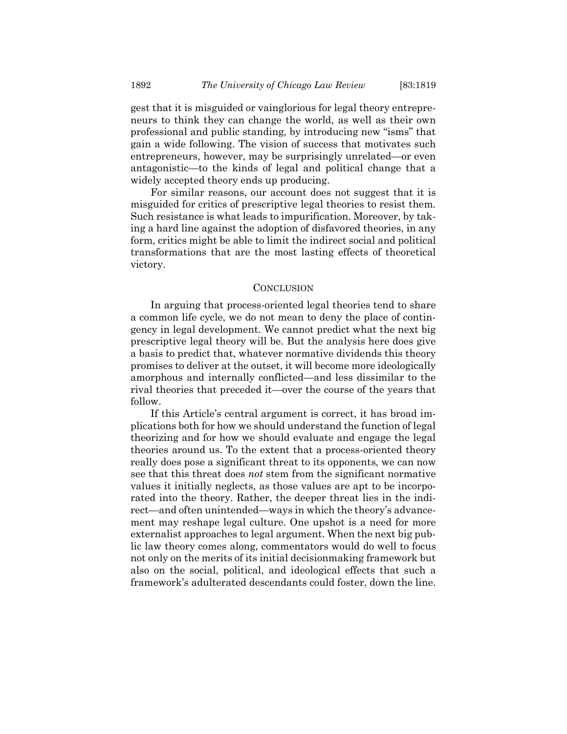gest that it is misguided or vainglorious for legal theory entrepreneurs to think they can change the world, as well as their own professional and public standing, by introducing new "isms" that gain a wide following. The vision of success that motivates such entrepreneurs, however, may be surprisingly unrelated—or even antagonistic—to the kinds of legal and political change that a widely accepted theory ends up producing.

For similar reasons, our account does not suggest that it is misguided for critics of prescriptive legal theories to resist them. Such resistance is what leads to impurification. Moreover, by taking a hard line against the adoption of disfavored theories, in any form, critics might be able to limit the indirect social and political transformations that are the most lasting effects of theoretical victory.

## CONCLUSION

In arguing that process-oriented legal theories tend to share a common life cycle, we do not mean to deny the place of contingency in legal development. We cannot predict what the next big prescriptive legal theory will be. But the analysis here does give a basis to predict that, whatever normative dividends this theory promises to deliver at the outset, it will become more ideologically amorphous and internally conflicted—and less dissimilar to the rival theories that preceded it—over the course of the years that follow.

If this Article's central argument is correct, it has broad implications both for how we should understand the function of legal theorizing and for how we should evaluate and engage the legal theories around us. To the extent that a process-oriented theory really does pose a significant threat to its opponents, we can now see that this threat does *not* stem from the significant normative values it initially neglects, as those values are apt to be incorporated into the theory. Rather, the deeper threat lies in the indirect—and often unintended—ways in which the theory's advancement may reshape legal culture. One upshot is a need for more externalist approaches to legal argument. When the next big public law theory comes along, commentators would do well to focus not only on the merits of its initial decisionmaking framework but also on the social, political, and ideological effects that such a framework's adulterated descendants could foster, down the line.